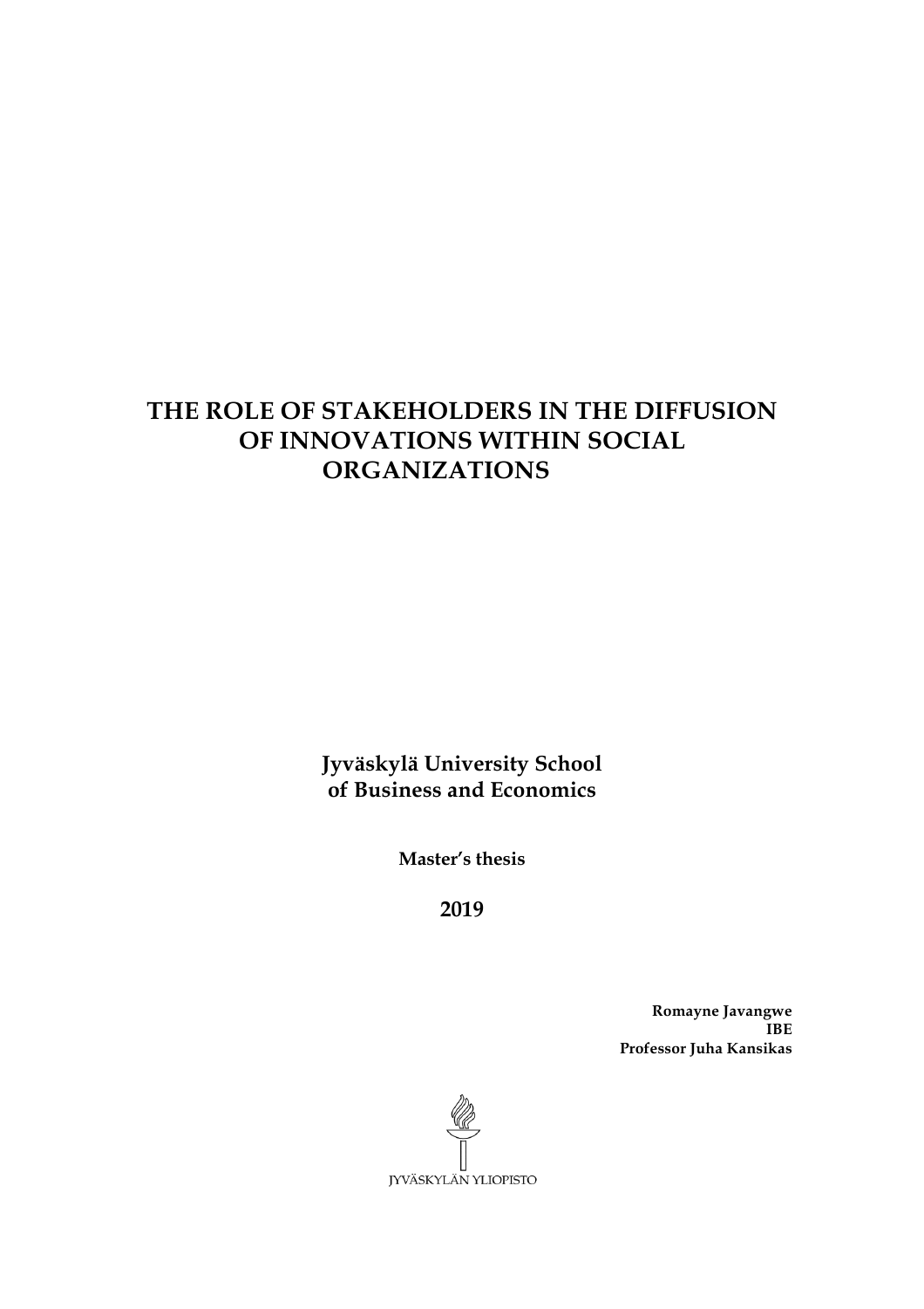# THE ROLE OF STAKEHOLDERS IN THE DIFFUSION OF INNOVATIONS WITHIN SOCIAL ORGANIZATIONS

**Jyväskylä University School of Business and Economics**

**Master's thesis**

**2019**

**Romayne Javangwe**
**IBE**
**Professor Juha Kansikas**

JYVÄSKYLÄN YLIOPISTO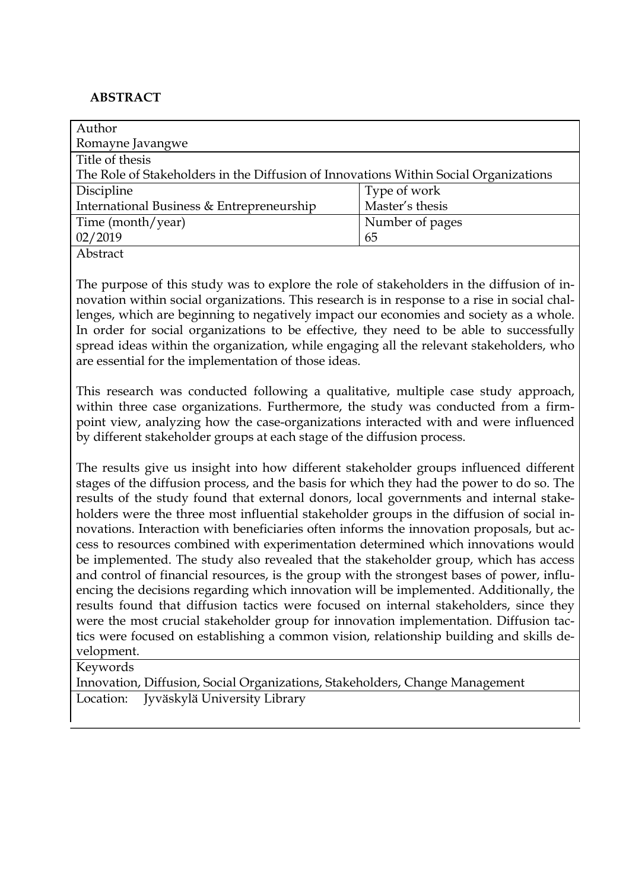**ABSTRACT**

| Author | |
|---|---|
| Romayne Javangwe | |
| Title of thesis | |
| The Role of Stakeholders in the Diffusion of Innovations Within Social Organizations | |
| Discipline | Type of work |
| International Business & Entrepreneurship | Master's thesis |
| Time (month/year) | Number of pages |
| 02/2019 | 65 |

Abstract

The purpose of this study was to explore the role of stakeholders in the diffusion of innovation within social organizations. This research is in response to a rise in social challenges, which are beginning to negatively impact our economies and society as a whole. In order for social organizations to be effective, they need to be able to successfully spread ideas within the organization, while engaging all the relevant stakeholders, who are essential for the implementation of those ideas.

This research was conducted following a qualitative, multiple case study approach, within three case organizations. Furthermore, the study was conducted from a firm-point view, analyzing how the case-organizations interacted with and were influenced by different stakeholder groups at each stage of the diffusion process.

The results give us insight into how different stakeholder groups influenced different stages of the diffusion process, and the basis for which they had the power to do so. The results of the study found that external donors, local governments and internal stakeholders were the three most influential stakeholder groups in the diffusion of social innovations. Interaction with beneficiaries often informs the innovation proposals, but access to resources combined with experimentation determined which innovations would be implemented. The study also revealed that the stakeholder group, which has access and control of financial resources, is the group with the strongest bases of power, influencing the decisions regarding which innovation will be implemented. Additionally, the results found that diffusion tactics were focused on internal stakeholders, since they were the most crucial stakeholder group for innovation implementation. Diffusion tactics were focused on establishing a common vision, relationship building and skills development.

Keywords

Innovation, Diffusion, Social Organizations, Stakeholders, Change Management

Location: Jyväskylä University Library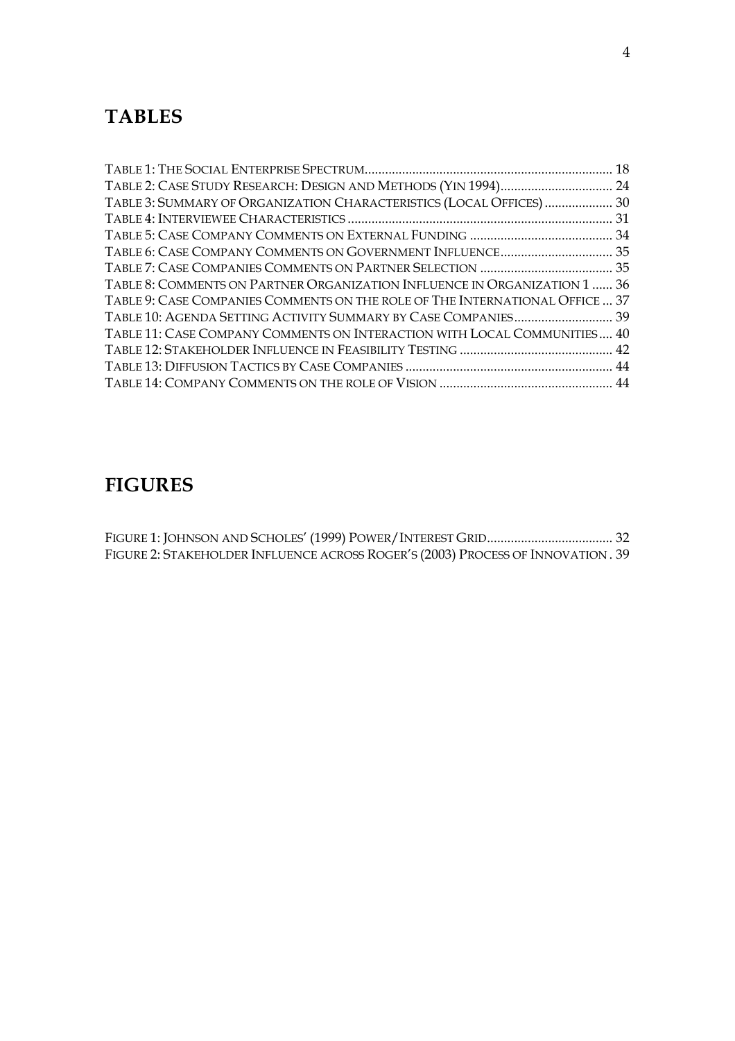## TABLES

TABLE 1: THE SOCIAL ENTERPRISE SPECTRUM........................................................................ 18
TABLE 2: CASE STUDY RESEARCH: DESIGN AND METHODS (YIN 1994)................................. 24
TABLE 3: SUMMARY OF ORGANIZATION CHARACTERISTICS (LOCAL OFFICES).................... 30
TABLE 4: INTERVIEWEE CHARACTERISTICS ............................................................................. 31
TABLE 5: CASE COMPANY COMMENTS ON EXTERNAL FUNDING .......................................... 34
TABLE 6: CASE COMPANY COMMENTS ON GOVERNMENT INFLUENCE................................. 35
TABLE 7: CASE COMPANIES COMMENTS ON PARTNER SELECTION ....................................... 35
TABLE 8: COMMENTS ON PARTNER ORGANIZATION INFLUENCE IN ORGANIZATION 1 ...... 36
TABLE 9: CASE COMPANIES COMMENTS ON THE ROLE OF THE INTERNATIONAL OFFICE ... 37
TABLE 10: AGENDA SETTING ACTIVITY SUMMARY BY CASE COMPANIES............................. 39
TABLE 11: CASE COMPANY COMMENTS ON INTERACTION WITH LOCAL COMMUNITIES .... 40
TABLE 12: STAKEHOLDER INFLUENCE IN FEASIBILITY TESTING ............................................. 42
TABLE 13: DIFFUSION TACTICS BY CASE COMPANIES ............................................................ 44
TABLE 14: COMPANY COMMENTS ON THE ROLE OF VISION ................................................... 44

## FIGURES

FIGURE 1: JOHNSON AND SCHOLES' (1999) POWER/INTEREST GRID..................................... 32
FIGURE 2: STAKEHOLDER INFLUENCE ACROSS ROGER'S (2003) PROCESS OF INNOVATION . 39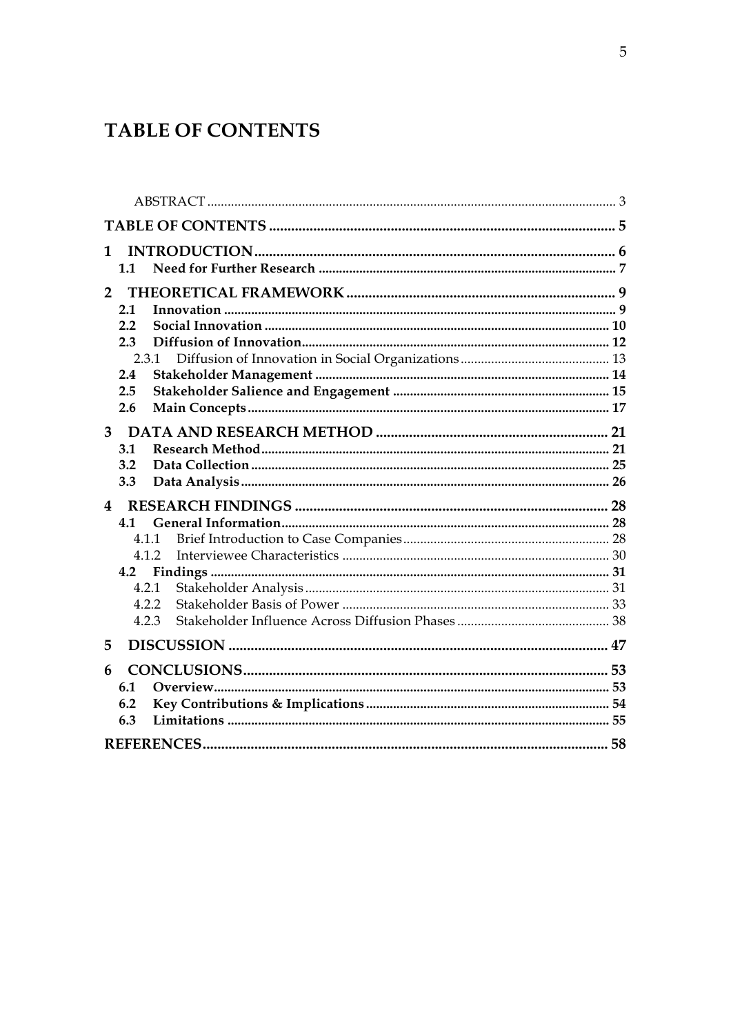# TABLE OF CONTENTS

ABSTRACT ........................................................................ 3

**TABLE OF CONTENTS** ........................................................ 5

**1 INTRODUCTION** ............................................................. 6

- **1.1 Need for Further Research** ......................................... 7

**2 THEORETICAL FRAMEWORK** ............................................... 9

- **2.1 Innovation** ............................................................ 9
- **2.2 Social Innovation** ..................................................... 10
- **2.3 Diffusion of Innovation** ............................................... 12
  - 2.3.1 Diffusion of Innovation in Social Organizations ................. 13
- **2.4 Stakeholder Management** .............................................. 14
- **2.5 Stakeholder Salience and Engagement** ................................ 15
- **2.6 Main Concepts** ........................................................ 17

**3 DATA AND RESEARCH METHOD** ........................................... 21

- **3.1 Research Method** ...................................................... 21
- **3.2 Data Collection** ...................................................... 25
- **3.3 Data Analysis** ........................................................ 26

**4 RESEARCH FINDINGS** ........................................................ 28

- **4.1 General Information** .................................................. 28
  - 4.1.1 Brief Introduction to Case Companies ........................... 28
  - 4.1.2 Interviewee Characteristics ..................................... 30
- **4.2 Findings** .............................................................. 31
  - 4.2.1 Stakeholder Analysis ............................................. 31
  - 4.2.2 Stakeholder Basis of Power ....................................... 33
  - 4.2.3 Stakeholder Influence Across Diffusion Phases ................... 38

**5 DISCUSSION** ................................................................ 47

**6 CONCLUSIONS** ............................................................... 53

- **6.1 Overview** .............................................................. 53
- **6.2 Key Contributions & Implications** .................................... 54
- **6.3 Limitations** ........................................................... 55

**REFERENCES** .................................................................. 58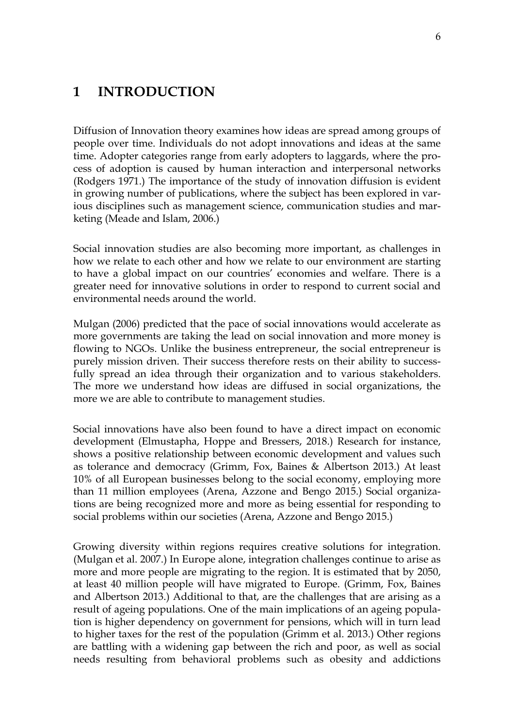# 1 INTRODUCTION

Diffusion of Innovation theory examines how ideas are spread among groups of people over time. Individuals do not adopt innovations and ideas at the same time. Adopter categories range from early adopters to laggards, where the process of adoption is caused by human interaction and interpersonal networks (Rodgers 1971.) The importance of the study of innovation diffusion is evident in growing number of publications, where the subject has been explored in various disciplines such as management science, communication studies and marketing (Meade and Islam, 2006.)

Social innovation studies are also becoming more important, as challenges in how we relate to each other and how we relate to our environment are starting to have a global impact on our countries' economies and welfare. There is a greater need for innovative solutions in order to respond to current social and environmental needs around the world.

Mulgan (2006) predicted that the pace of social innovations would accelerate as more governments are taking the lead on social innovation and more money is flowing to NGOs. Unlike the business entrepreneur, the social entrepreneur is purely mission driven. Their success therefore rests on their ability to successfully spread an idea through their organization and to various stakeholders. The more we understand how ideas are diffused in social organizations, the more we are able to contribute to management studies.

Social innovations have also been found to have a direct impact on economic development (Elmustapha, Hoppe and Bressers, 2018.) Research for instance, shows a positive relationship between economic development and values such as tolerance and democracy (Grimm, Fox, Baines & Albertson 2013.) At least 10% of all European businesses belong to the social economy, employing more than 11 million employees (Arena, Azzone and Bengo 2015.) Social organizations are being recognized more and more as being essential for responding to social problems within our societies (Arena, Azzone and Bengo 2015.)

Growing diversity within regions requires creative solutions for integration. (Mulgan et al. 2007.) In Europe alone, integration challenges continue to arise as more and more people are migrating to the region. It is estimated that by 2050, at least 40 million people will have migrated to Europe. (Grimm, Fox, Baines and Albertson 2013.) Additional to that, are the challenges that are arising as a result of ageing populations. One of the main implications of an ageing population is higher dependency on government for pensions, which will in turn lead to higher taxes for the rest of the population (Grimm et al. 2013.) Other regions are battling with a widening gap between the rich and poor, as well as social needs resulting from behavioral problems such as obesity and addictions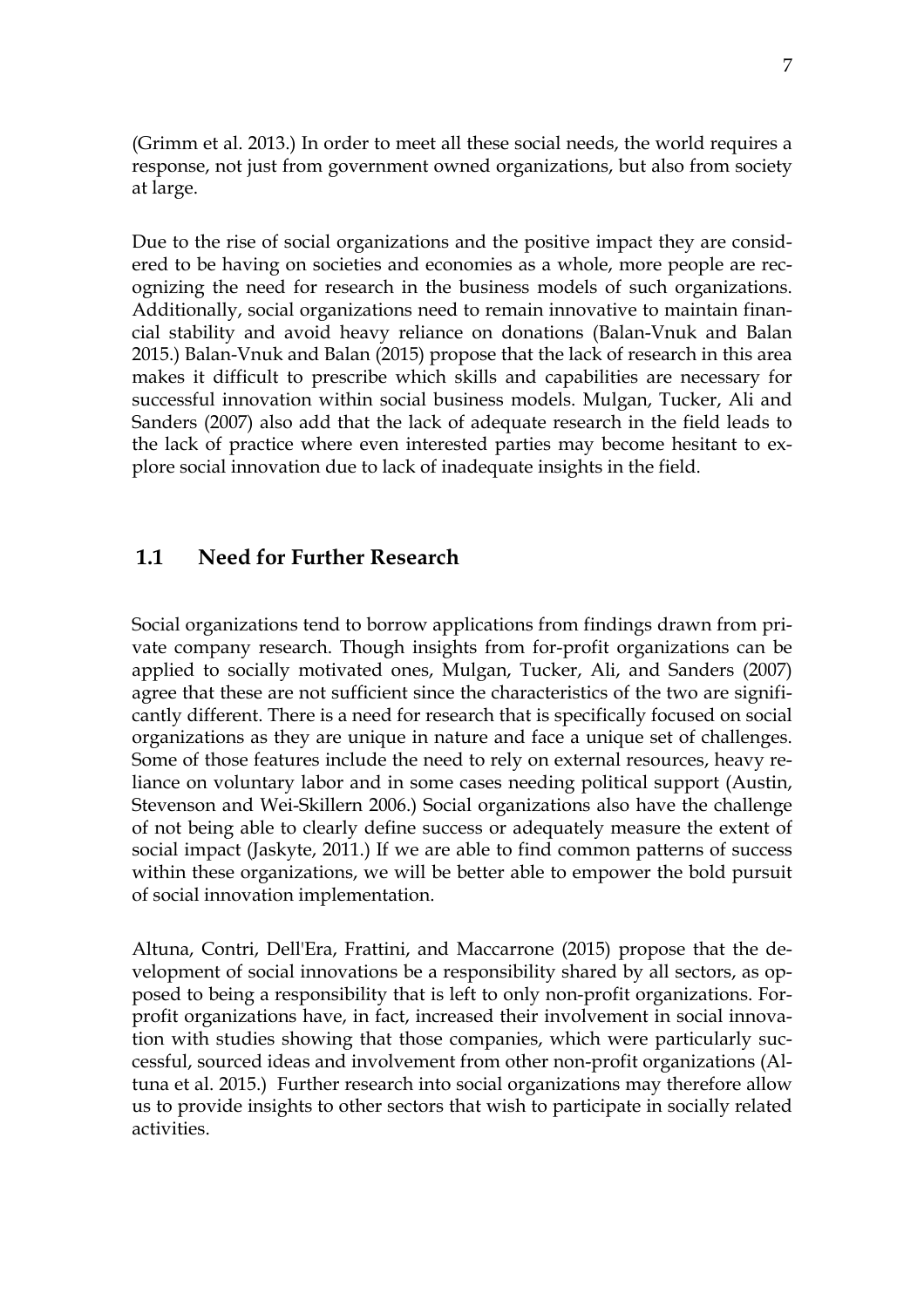(Grimm et al. 2013.) In order to meet all these social needs, the world requires a response, not just from government owned organizations, but also from society at large.

Due to the rise of social organizations and the positive impact they are considered to be having on societies and economies as a whole, more people are recognizing the need for research in the business models of such organizations. Additionally, social organizations need to remain innovative to maintain financial stability and avoid heavy reliance on donations (Balan-Vnuk and Balan 2015.) Balan-Vnuk and Balan (2015) propose that the lack of research in this area makes it difficult to prescribe which skills and capabilities are necessary for successful innovation within social business models. Mulgan, Tucker, Ali and Sanders (2007) also add that the lack of adequate research in the field leads to the lack of practice where even interested parties may become hesitant to explore social innovation due to lack of inadequate insights in the field.

## 1.1 Need for Further Research

Social organizations tend to borrow applications from findings drawn from private company research. Though insights from for-profit organizations can be applied to socially motivated ones, Mulgan, Tucker, Ali, and Sanders (2007) agree that these are not sufficient since the characteristics of the two are significantly different. There is a need for research that is specifically focused on social organizations as they are unique in nature and face a unique set of challenges. Some of those features include the need to rely on external resources, heavy reliance on voluntary labor and in some cases needing political support (Austin, Stevenson and Wei-Skillern 2006.) Social organizations also have the challenge of not being able to clearly define success or adequately measure the extent of social impact (Jaskyte, 2011.) If we are able to find common patterns of success within these organizations, we will be better able to empower the bold pursuit of social innovation implementation.

Altuna, Contri, Dell'Era, Frattini, and Maccarrone (2015) propose that the development of social innovations be a responsibility shared by all sectors, as opposed to being a responsibility that is left to only non-profit organizations. For-profit organizations have, in fact, increased their involvement in social innovation with studies showing that those companies, which were particularly successful, sourced ideas and involvement from other non-profit organizations (Altuna et al. 2015.) Further research into social organizations may therefore allow us to provide insights to other sectors that wish to participate in socially related activities.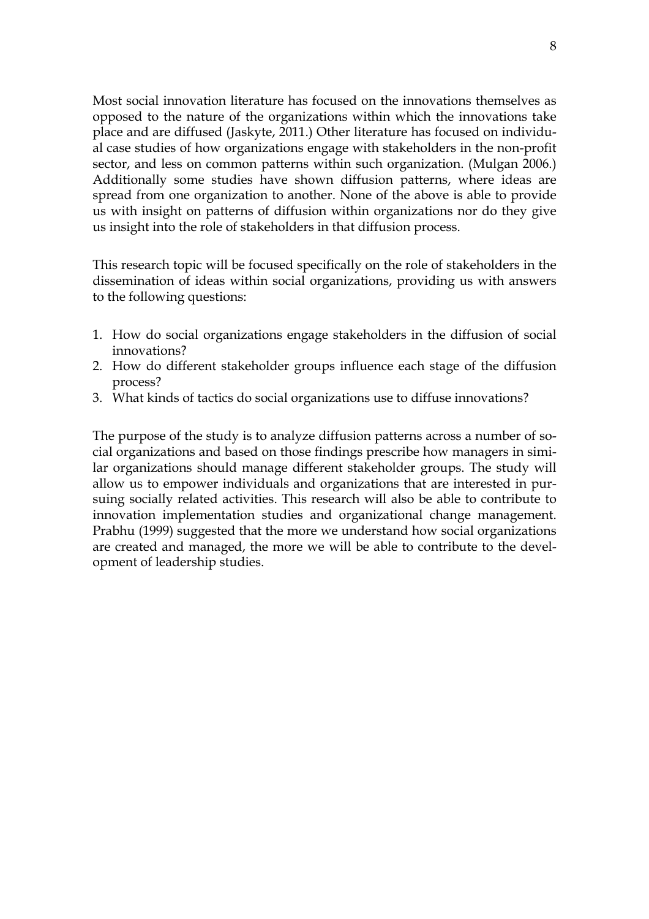Most social innovation literature has focused on the innovations themselves as opposed to the nature of the organizations within which the innovations take place and are diffused (Jaskyte, 2011.) Other literature has focused on individual case studies of how organizations engage with stakeholders in the non-profit sector, and less on common patterns within such organization. (Mulgan 2006.) Additionally some studies have shown diffusion patterns, where ideas are spread from one organization to another. None of the above is able to provide us with insight on patterns of diffusion within organizations nor do they give us insight into the role of stakeholders in that diffusion process.

This research topic will be focused specifically on the role of stakeholders in the dissemination of ideas within social organizations, providing us with answers to the following questions:

1. How do social organizations engage stakeholders in the diffusion of social innovations?
2. How do different stakeholder groups influence each stage of the diffusion process?
3. What kinds of tactics do social organizations use to diffuse innovations?

The purpose of the study is to analyze diffusion patterns across a number of social organizations and based on those findings prescribe how managers in similar organizations should manage different stakeholder groups. The study will allow us to empower individuals and organizations that are interested in pursuing socially related activities. This research will also be able to contribute to innovation implementation studies and organizational change management. Prabhu (1999) suggested that the more we understand how social organizations are created and managed, the more we will be able to contribute to the development of leadership studies.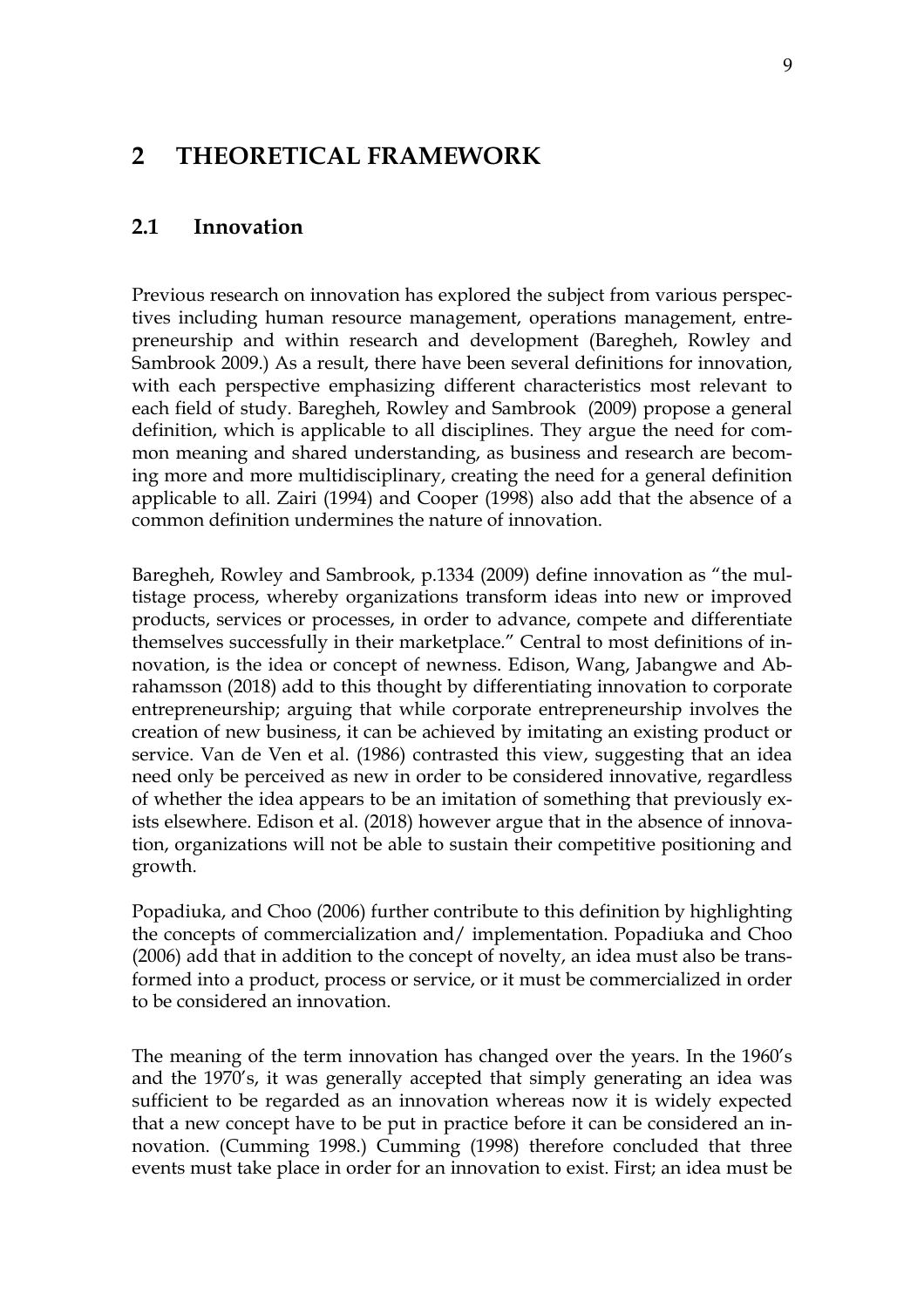# 2 THEORETICAL FRAMEWORK

## 2.1 Innovation

Previous research on innovation has explored the subject from various perspectives including human resource management, operations management, entrepreneurship and within research and development (Baregheh, Rowley and Sambrook 2009.) As a result, there have been several definitions for innovation, with each perspective emphasizing different characteristics most relevant to each field of study. Baregheh, Rowley and Sambrook (2009) propose a general definition, which is applicable to all disciplines. They argue the need for common meaning and shared understanding, as business and research are becoming more and more multidisciplinary, creating the need for a general definition applicable to all. Zairi (1994) and Cooper (1998) also add that the absence of a common definition undermines the nature of innovation.

Baregheh, Rowley and Sambrook, p.1334 (2009) define innovation as "the multistage process, whereby organizations transform ideas into new or improved products, services or processes, in order to advance, compete and differentiate themselves successfully in their marketplace." Central to most definitions of innovation, is the idea or concept of newness. Edison, Wang, Jabangwe and Abrahamsson (2018) add to this thought by differentiating innovation to corporate entrepreneurship; arguing that while corporate entrepreneurship involves the creation of new business, it can be achieved by imitating an existing product or service. Van de Ven et al. (1986) contrasted this view, suggesting that an idea need only be perceived as new in order to be considered innovative, regardless of whether the idea appears to be an imitation of something that previously exists elsewhere. Edison et al. (2018) however argue that in the absence of innovation, organizations will not be able to sustain their competitive positioning and growth.

Popadiuka, and Choo (2006) further contribute to this definition by highlighting the concepts of commercialization and/ implementation. Popadiuka and Choo (2006) add that in addition to the concept of novelty, an idea must also be transformed into a product, process or service, or it must be commercialized in order to be considered an innovation.

The meaning of the term innovation has changed over the years. In the 1960's and the 1970's, it was generally accepted that simply generating an idea was sufficient to be regarded as an innovation whereas now it is widely expected that a new concept have to be put in practice before it can be considered an innovation. (Cumming 1998.) Cumming (1998) therefore concluded that three events must take place in order for an innovation to exist. First; an idea must be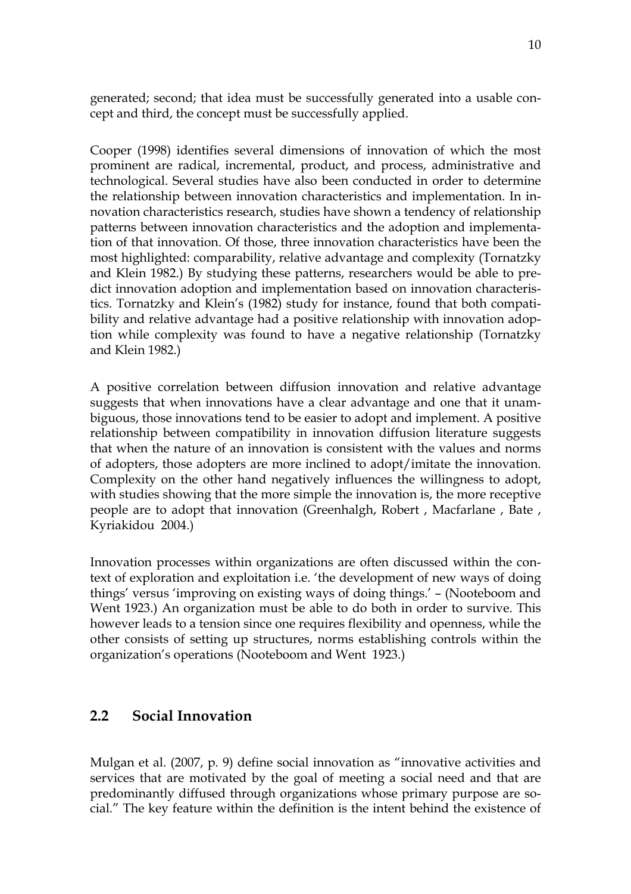generated; second; that idea must be successfully generated into a usable concept and third, the concept must be successfully applied.

Cooper (1998) identifies several dimensions of innovation of which the most prominent are radical, incremental, product, and process, administrative and technological. Several studies have also been conducted in order to determine the relationship between innovation characteristics and implementation. In innovation characteristics research, studies have shown a tendency of relationship patterns between innovation characteristics and the adoption and implementation of that innovation. Of those, three innovation characteristics have been the most highlighted: comparability, relative advantage and complexity (Tornatzky and Klein 1982.) By studying these patterns, researchers would be able to predict innovation adoption and implementation based on innovation characteristics. Tornatzky and Klein's (1982) study for instance, found that both compatibility and relative advantage had a positive relationship with innovation adoption while complexity was found to have a negative relationship (Tornatzky and Klein 1982.)

A positive correlation between diffusion innovation and relative advantage suggests that when innovations have a clear advantage and one that it unambiguous, those innovations tend to be easier to adopt and implement. A positive relationship between compatibility in innovation diffusion literature suggests that when the nature of an innovation is consistent with the values and norms of adopters, those adopters are more inclined to adopt/imitate the innovation. Complexity on the other hand negatively influences the willingness to adopt, with studies showing that the more simple the innovation is, the more receptive people are to adopt that innovation (Greenhalgh, Robert , Macfarlane , Bate , Kyriakidou 2004.)

Innovation processes within organizations are often discussed within the context of exploration and exploitation i.e. 'the development of new ways of doing things' versus 'improving on existing ways of doing things.' – (Nooteboom and Went 1923.) An organization must be able to do both in order to survive. This however leads to a tension since one requires flexibility and openness, while the other consists of setting up structures, norms establishing controls within the organization's operations (Nooteboom and Went 1923.)

## 2.2 Social Innovation

Mulgan et al. (2007, p. 9) define social innovation as "innovative activities and services that are motivated by the goal of meeting a social need and that are predominantly diffused through organizations whose primary purpose are social." The key feature within the definition is the intent behind the existence of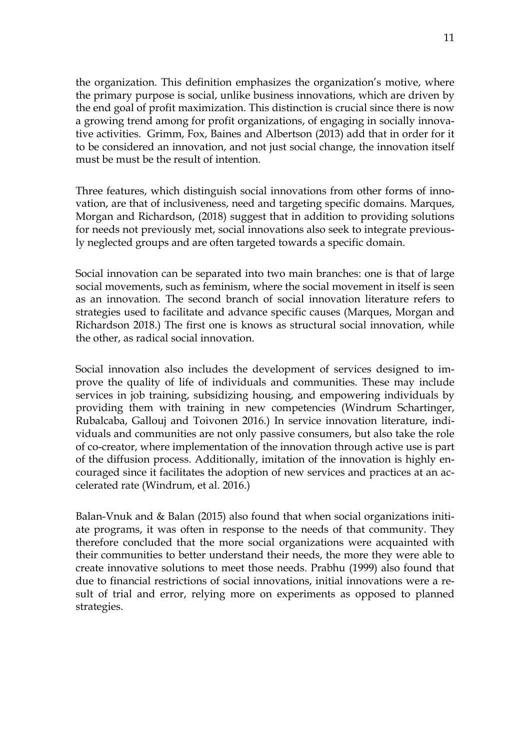the organization. This definition emphasizes the organization's motive, where the primary purpose is social, unlike business innovations, which are driven by the end goal of profit maximization. This distinction is crucial since there is now a growing trend among for profit organizations, of engaging in socially innovative activities. Grimm, Fox, Baines and Albertson (2013) add that in order for it to be considered an innovation, and not just social change, the innovation itself must be must be the result of intention.

Three features, which distinguish social innovations from other forms of innovation, are that of inclusiveness, need and targeting specific domains. Marques, Morgan and Richardson, (2018) suggest that in addition to providing solutions for needs not previously met, social innovations also seek to integrate previously neglected groups and are often targeted towards a specific domain.

Social innovation can be separated into two main branches: one is that of large social movements, such as feminism, where the social movement in itself is seen as an innovation. The second branch of social innovation literature refers to strategies used to facilitate and advance specific causes (Marques, Morgan and Richardson 2018.) The first one is knows as structural social innovation, while the other, as radical social innovation.

Social innovation also includes the development of services designed to improve the quality of life of individuals and communities. These may include services in job training, subsidizing housing, and empowering individuals by providing them with training in new competencies (Windrum Schartinger, Rubalcaba, Gallouj and Toivonen 2016.) In service innovation literature, individuals and communities are not only passive consumers, but also take the role of co-creator, where implementation of the innovation through active use is part of the diffusion process. Additionally, imitation of the innovation is highly encouraged since it facilitates the adoption of new services and practices at an accelerated rate (Windrum, et al. 2016.)

Balan-Vnuk and & Balan (2015) also found that when social organizations initiate programs, it was often in response to the needs of that community. They therefore concluded that the more social organizations were acquainted with their communities to better understand their needs, the more they were able to create innovative solutions to meet those needs. Prabhu (1999) also found that due to financial restrictions of social innovations, initial innovations were a result of trial and error, relying more on experiments as opposed to planned strategies.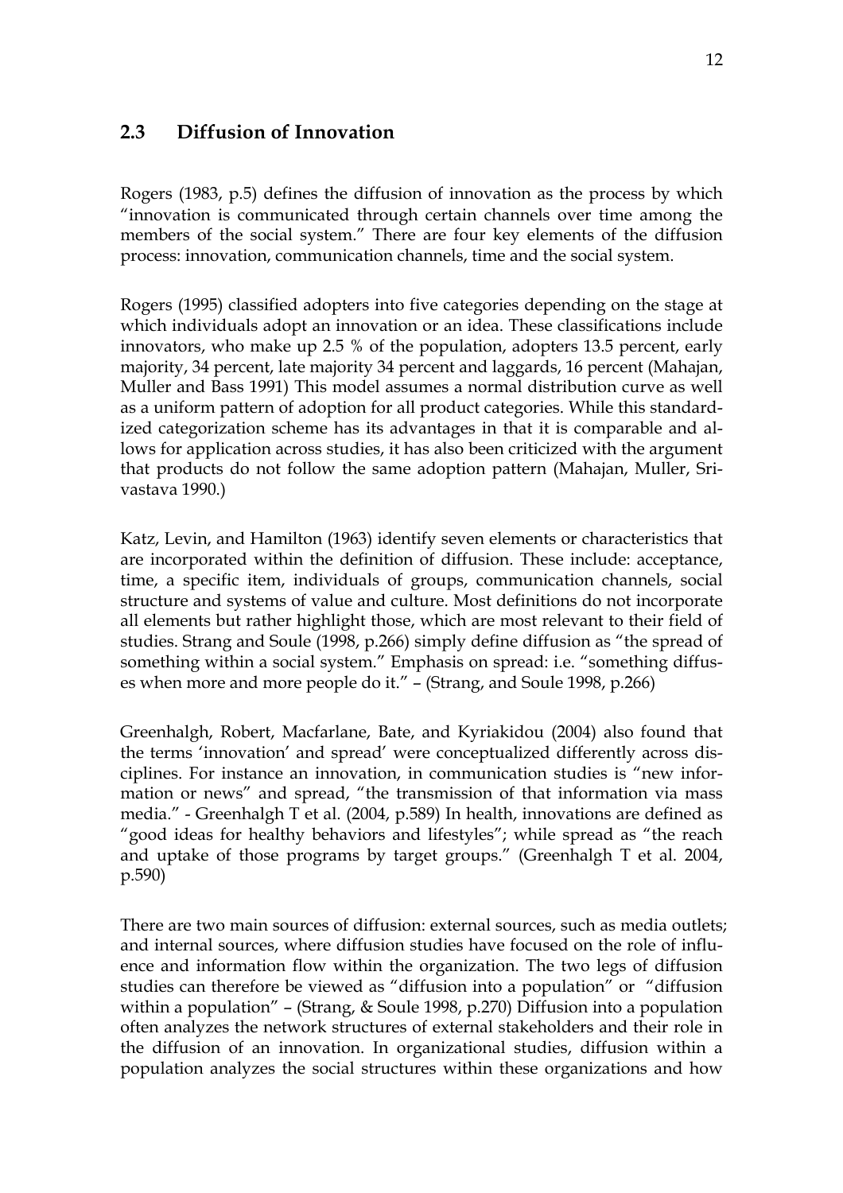## 2.3 Diffusion of Innovation

Rogers (1983, p.5) defines the diffusion of innovation as the process by which "innovation is communicated through certain channels over time among the members of the social system." There are four key elements of the diffusion process: innovation, communication channels, time and the social system.

Rogers (1995) classified adopters into five categories depending on the stage at which individuals adopt an innovation or an idea. These classifications include innovators, who make up 2.5 % of the population, adopters 13.5 percent, early majority, 34 percent, late majority 34 percent and laggards, 16 percent (Mahajan, Muller and Bass 1991) This model assumes a normal distribution curve as well as a uniform pattern of adoption for all product categories. While this standardized categorization scheme has its advantages in that it is comparable and allows for application across studies, it has also been criticized with the argument that products do not follow the same adoption pattern (Mahajan, Muller, Srivastava 1990.)

Katz, Levin, and Hamilton (1963) identify seven elements or characteristics that are incorporated within the definition of diffusion. These include: acceptance, time, a specific item, individuals of groups, communication channels, social structure and systems of value and culture. Most definitions do not incorporate all elements but rather highlight those, which are most relevant to their field of studies. Strang and Soule (1998, p.266) simply define diffusion as "the spread of something within a social system." Emphasis on spread: i.e. "something diffuses when more and more people do it." – (Strang, and Soule 1998, p.266)

Greenhalgh, Robert, Macfarlane, Bate, and Kyriakidou (2004) also found that the terms 'innovation' and spread' were conceptualized differently across disciplines. For instance an innovation, in communication studies is "new information or news" and spread, "the transmission of that information via mass media." - Greenhalgh T et al. (2004, p.589) In health, innovations are defined as "good ideas for healthy behaviors and lifestyles"; while spread as "the reach and uptake of those programs by target groups." (Greenhalgh T et al. 2004, p.590)

There are two main sources of diffusion: external sources, such as media outlets; and internal sources, where diffusion studies have focused on the role of influence and information flow within the organization. The two legs of diffusion studies can therefore be viewed as "diffusion into a population" or "diffusion within a population" – (Strang, & Soule 1998, p.270) Diffusion into a population often analyzes the network structures of external stakeholders and their role in the diffusion of an innovation. In organizational studies, diffusion within a population analyzes the social structures within these organizations and how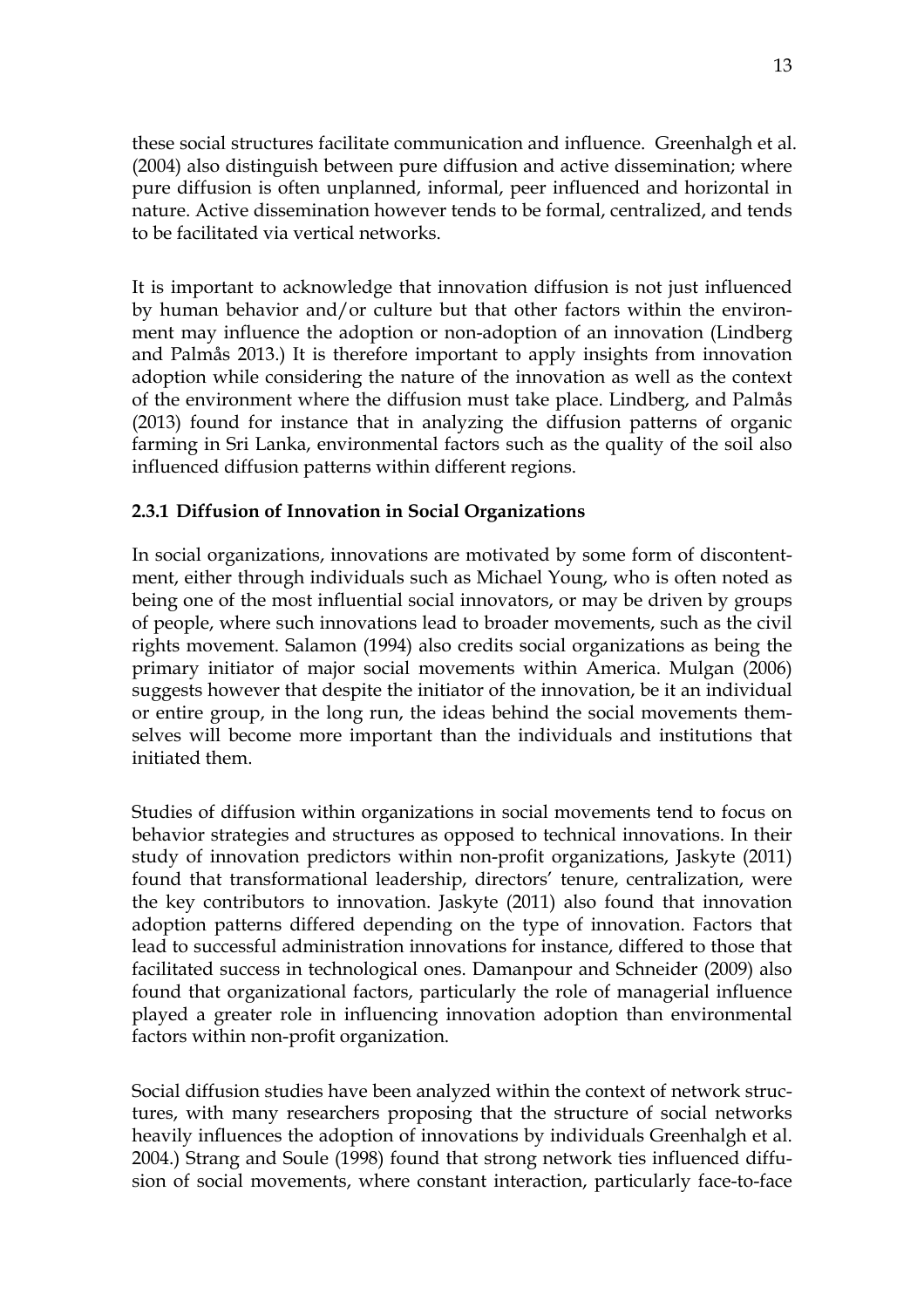these social structures facilitate communication and influence. Greenhalgh et al. (2004) also distinguish between pure diffusion and active dissemination; where pure diffusion is often unplanned, informal, peer influenced and horizontal in nature. Active dissemination however tends to be formal, centralized, and tends to be facilitated via vertical networks.

It is important to acknowledge that innovation diffusion is not just influenced by human behavior and/or culture but that other factors within the environment may influence the adoption or non-adoption of an innovation (Lindberg and Palmås 2013.) It is therefore important to apply insights from innovation adoption while considering the nature of the innovation as well as the context of the environment where the diffusion must take place. Lindberg, and Palmås (2013) found for instance that in analyzing the diffusion patterns of organic farming in Sri Lanka, environmental factors such as the quality of the soil also influenced diffusion patterns within different regions.

### 2.3.1 Diffusion of Innovation in Social Organizations

In social organizations, innovations are motivated by some form of discontentment, either through individuals such as Michael Young, who is often noted as being one of the most influential social innovators, or may be driven by groups of people, where such innovations lead to broader movements, such as the civil rights movement. Salamon (1994) also credits social organizations as being the primary initiator of major social movements within America. Mulgan (2006) suggests however that despite the initiator of the innovation, be it an individual or entire group, in the long run, the ideas behind the social movements themselves will become more important than the individuals and institutions that initiated them.

Studies of diffusion within organizations in social movements tend to focus on behavior strategies and structures as opposed to technical innovations. In their study of innovation predictors within non-profit organizations, Jaskyte (2011) found that transformational leadership, directors' tenure, centralization, were the key contributors to innovation. Jaskyte (2011) also found that innovation adoption patterns differed depending on the type of innovation. Factors that lead to successful administration innovations for instance, differed to those that facilitated success in technological ones. Damanpour and Schneider (2009) also found that organizational factors, particularly the role of managerial influence played a greater role in influencing innovation adoption than environmental factors within non-profit organization.

Social diffusion studies have been analyzed within the context of network structures, with many researchers proposing that the structure of social networks heavily influences the adoption of innovations by individuals Greenhalgh et al. 2004.) Strang and Soule (1998) found that strong network ties influenced diffusion of social movements, where constant interaction, particularly face-to-face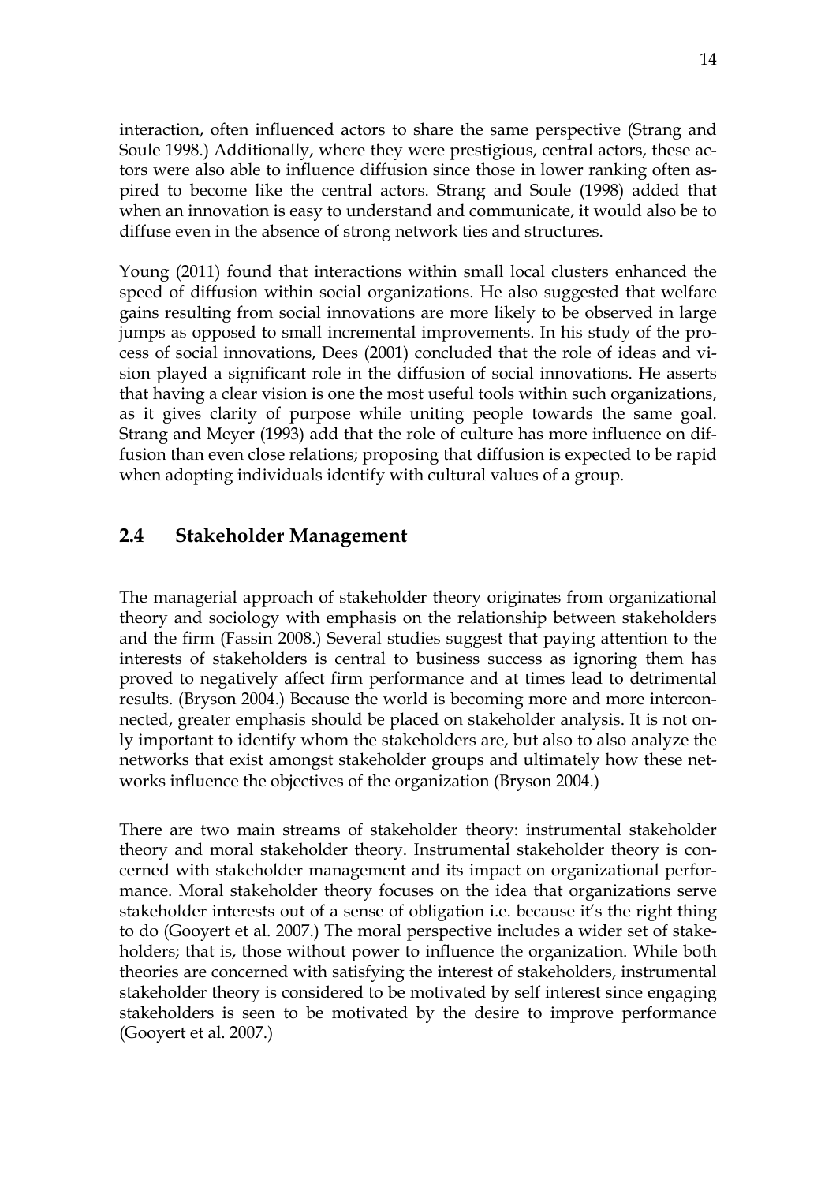interaction, often influenced actors to share the same perspective (Strang and Soule 1998.) Additionally, where they were prestigious, central actors, these actors were also able to influence diffusion since those in lower ranking often aspired to become like the central actors. Strang and Soule (1998) added that when an innovation is easy to understand and communicate, it would also be to diffuse even in the absence of strong network ties and structures.

Young (2011) found that interactions within small local clusters enhanced the speed of diffusion within social organizations. He also suggested that welfare gains resulting from social innovations are more likely to be observed in large jumps as opposed to small incremental improvements. In his study of the process of social innovations, Dees (2001) concluded that the role of ideas and vision played a significant role in the diffusion of social innovations. He asserts that having a clear vision is one the most useful tools within such organizations, as it gives clarity of purpose while uniting people towards the same goal. Strang and Meyer (1993) add that the role of culture has more influence on diffusion than even close relations; proposing that diffusion is expected to be rapid when adopting individuals identify with cultural values of a group.

## 2.4 Stakeholder Management

The managerial approach of stakeholder theory originates from organizational theory and sociology with emphasis on the relationship between stakeholders and the firm (Fassin 2008.) Several studies suggest that paying attention to the interests of stakeholders is central to business success as ignoring them has proved to negatively affect firm performance and at times lead to detrimental results. (Bryson 2004.) Because the world is becoming more and more interconnected, greater emphasis should be placed on stakeholder analysis. It is not only important to identify whom the stakeholders are, but also to also analyze the networks that exist amongst stakeholder groups and ultimately how these networks influence the objectives of the organization (Bryson 2004.)

There are two main streams of stakeholder theory: instrumental stakeholder theory and moral stakeholder theory. Instrumental stakeholder theory is concerned with stakeholder management and its impact on organizational performance. Moral stakeholder theory focuses on the idea that organizations serve stakeholder interests out of a sense of obligation i.e. because it's the right thing to do (Gooyert et al. 2007.) The moral perspective includes a wider set of stakeholders; that is, those without power to influence the organization. While both theories are concerned with satisfying the interest of stakeholders, instrumental stakeholder theory is considered to be motivated by self interest since engaging stakeholders is seen to be motivated by the desire to improve performance (Gooyert et al. 2007.)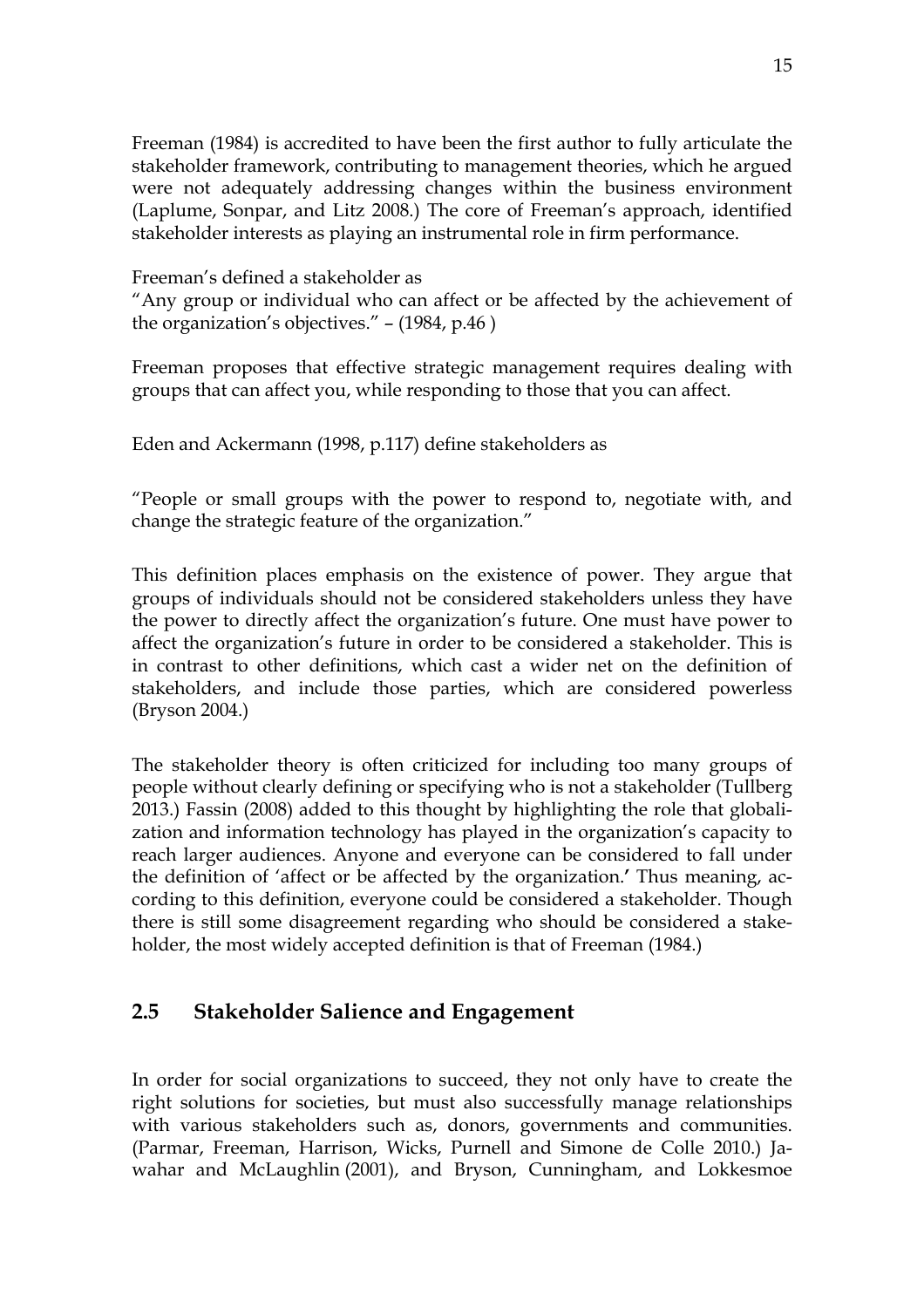Freeman (1984) is accredited to have been the first author to fully articulate the stakeholder framework, contributing to management theories, which he argued were not adequately addressing changes within the business environment (Laplume, Sonpar, and Litz 2008.) The core of Freeman's approach, identified stakeholder interests as playing an instrumental role in firm performance.

Freeman's defined a stakeholder as
"Any group or individual who can affect or be affected by the achievement of the organization's objectives." – (1984, p.46 )

Freeman proposes that effective strategic management requires dealing with groups that can affect you, while responding to those that you can affect.

Eden and Ackermann (1998, p.117) define stakeholders as

"People or small groups with the power to respond to, negotiate with, and change the strategic feature of the organization."

This definition places emphasis on the existence of power. They argue that groups of individuals should not be considered stakeholders unless they have the power to directly affect the organization's future. One must have power to affect the organization's future in order to be considered a stakeholder. This is in contrast to other definitions, which cast a wider net on the definition of stakeholders, and include those parties, which are considered powerless (Bryson 2004.)

The stakeholder theory is often criticized for including too many groups of people without clearly defining or specifying who is not a stakeholder (Tullberg 2013.) Fassin (2008) added to this thought by highlighting the role that globalization and information technology has played in the organization's capacity to reach larger audiences. Anyone and everyone can be considered to fall under the definition of 'affect or be affected by the organization.' Thus meaning, according to this definition, everyone could be considered a stakeholder. Though there is still some disagreement regarding who should be considered a stakeholder, the most widely accepted definition is that of Freeman (1984.)

## 2.5 Stakeholder Salience and Engagement

In order for social organizations to succeed, they not only have to create the right solutions for societies, but must also successfully manage relationships with various stakeholders such as, donors, governments and communities. (Parmar, Freeman, Harrison, Wicks, Purnell and Simone de Colle 2010.) Jawahar and McLaughlin (2001), and Bryson, Cunningham, and Lokkesmoe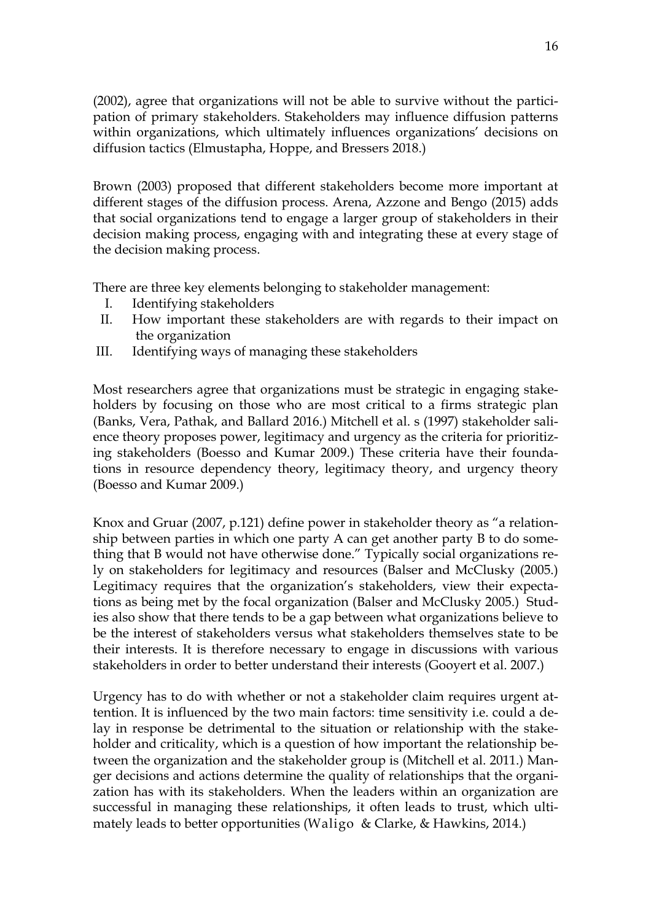(2002), agree that organizations will not be able to survive without the participation of primary stakeholders. Stakeholders may influence diffusion patterns within organizations, which ultimately influences organizations' decisions on diffusion tactics (Elmustapha, Hoppe, and Bressers 2018.)

Brown (2003) proposed that different stakeholders become more important at different stages of the diffusion process. Arena, Azzone and Bengo (2015) adds that social organizations tend to engage a larger group of stakeholders in their decision making process, engaging with and integrating these at every stage of the decision making process.

There are three key elements belonging to stakeholder management:

I. Identifying stakeholders
II. How important these stakeholders are with regards to their impact on the organization
III. Identifying ways of managing these stakeholders

Most researchers agree that organizations must be strategic in engaging stakeholders by focusing on those who are most critical to a firms strategic plan (Banks, Vera, Pathak, and Ballard 2016.) Mitchell et al. s (1997) stakeholder salience theory proposes power, legitimacy and urgency as the criteria for prioritizing stakeholders (Boesso and Kumar 2009.) These criteria have their foundations in resource dependency theory, legitimacy theory, and urgency theory (Boesso and Kumar 2009.)

Knox and Gruar (2007, p.121) define power in stakeholder theory as "a relationship between parties in which one party A can get another party B to do something that B would not have otherwise done." Typically social organizations rely on stakeholders for legitimacy and resources (Balser and McClusky (2005.) Legitimacy requires that the organization's stakeholders, view their expectations as being met by the focal organization (Balser and McClusky 2005.) Studies also show that there tends to be a gap between what organizations believe to be the interest of stakeholders versus what stakeholders themselves state to be their interests. It is therefore necessary to engage in discussions with various stakeholders in order to better understand their interests (Gooyert et al. 2007.)

Urgency has to do with whether or not a stakeholder claim requires urgent attention. It is influenced by the two main factors: time sensitivity i.e. could a delay in response be detrimental to the situation or relationship with the stakeholder and criticality, which is a question of how important the relationship between the organization and the stakeholder group is (Mitchell et al. 2011.) Manger decisions and actions determine the quality of relationships that the organization has with its stakeholders. When the leaders within an organization are successful in managing these relationships, it often leads to trust, which ultimately leads to better opportunities (Waligo & Clarke, & Hawkins, 2014.)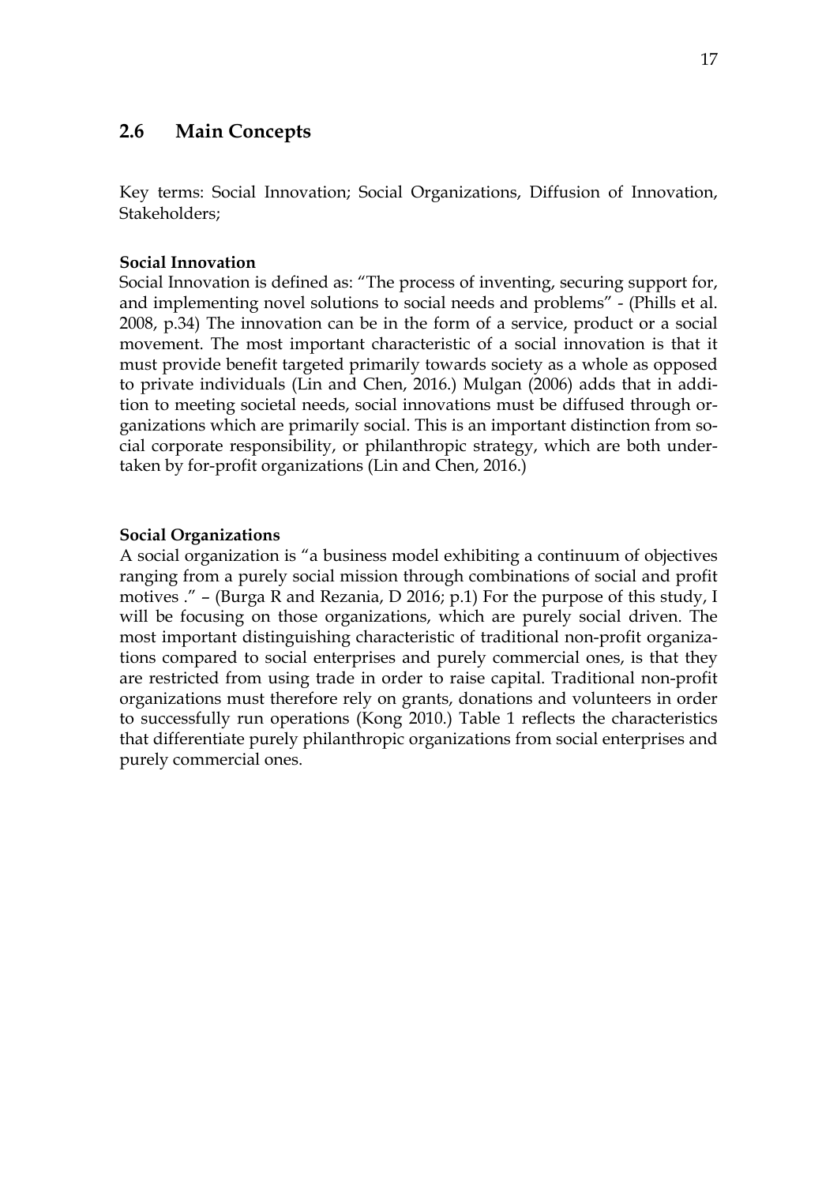## 2.6 Main Concepts

Key terms: Social Innovation; Social Organizations, Diffusion of Innovation, Stakeholders;

**Social Innovation**

Social Innovation is defined as: "The process of inventing, securing support for, and implementing novel solutions to social needs and problems" - (Phills et al. 2008, p.34) The innovation can be in the form of a service, product or a social movement. The most important characteristic of a social innovation is that it must provide benefit targeted primarily towards society as a whole as opposed to private individuals (Lin and Chen, 2016.) Mulgan (2006) adds that in addition to meeting societal needs, social innovations must be diffused through organizations which are primarily social. This is an important distinction from social corporate responsibility, or philanthropic strategy, which are both undertaken by for-profit organizations (Lin and Chen, 2016.)

**Social Organizations**

A social organization is "a business model exhibiting a continuum of objectives ranging from a purely social mission through combinations of social and profit motives ." – (Burga R and Rezania, D 2016; p.1) For the purpose of this study, I will be focusing on those organizations, which are purely social driven. The most important distinguishing characteristic of traditional non-profit organizations compared to social enterprises and purely commercial ones, is that they are restricted from using trade in order to raise capital. Traditional non-profit organizations must therefore rely on grants, donations and volunteers in order to successfully run operations (Kong 2010.) Table 1 reflects the characteristics that differentiate purely philanthropic organizations from social enterprises and purely commercial ones.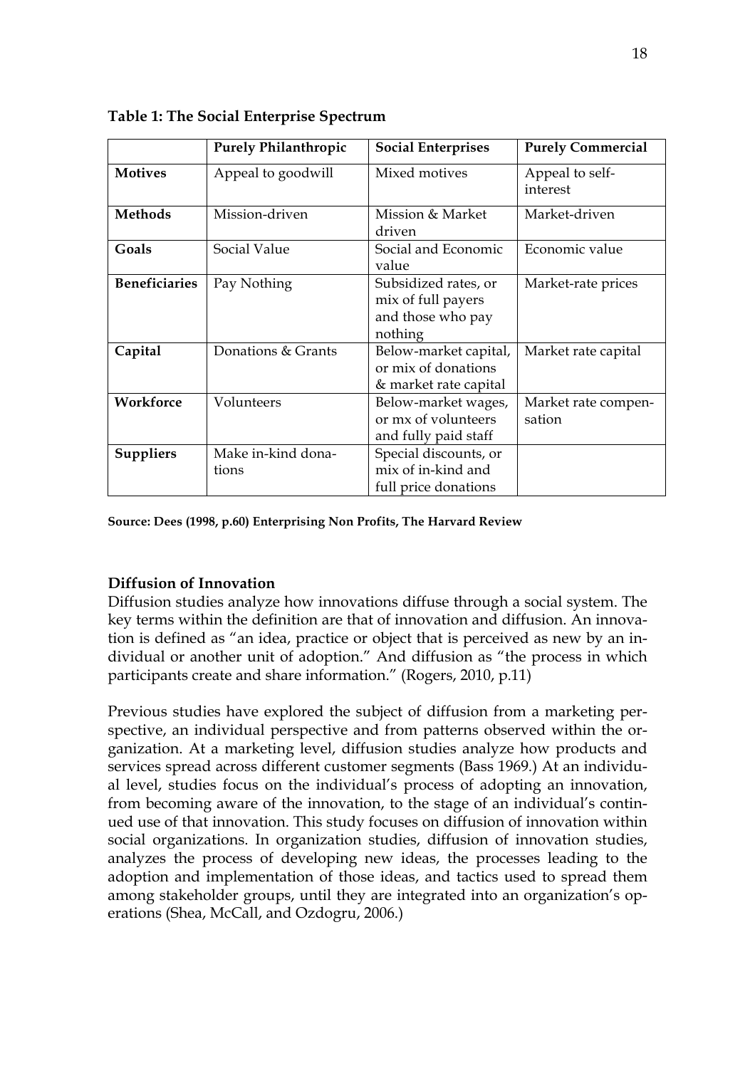**Table 1: The Social Enterprise Spectrum**

| | **Purely Philanthropic** | **Social Enterprises** | **Purely Commercial** |
|---|---|---|---|
| **Motives** | Appeal to goodwill | Mixed motives | Appeal to self-interest |
| **Methods** | Mission-driven | Mission & Market driven | Market-driven |
| **Goals** | Social Value | Social and Economic value | Economic value |
| **Beneficiaries** | Pay Nothing | Subsidized rates, or mix of full payers and those who pay nothing | Market-rate prices |
| **Capital** | Donations & Grants | Below-market capital, or mix of donations & market rate capital | Market rate capital |
| **Workforce** | Volunteers | Below-market wages, or mx of volunteers and fully paid staff | Market rate compensation |
| **Suppliers** | Make in-kind donations | Special discounts, or mix of in-kind and full price donations | |

**Source: Dees (1998, p.60) Enterprising Non Profits, The Harvard Review**

**Diffusion of Innovation**

Diffusion studies analyze how innovations diffuse through a social system. The key terms within the definition are that of innovation and diffusion. An innovation is defined as "an idea, practice or object that is perceived as new by an individual or another unit of adoption." And diffusion as "the process in which participants create and share information." (Rogers, 2010, p.11)

Previous studies have explored the subject of diffusion from a marketing perspective, an individual perspective and from patterns observed within the organization. At a marketing level, diffusion studies analyze how products and services spread across different customer segments (Bass 1969.) At an individual level, studies focus on the individual's process of adopting an innovation, from becoming aware of the innovation, to the stage of an individual's continued use of that innovation. This study focuses on diffusion of innovation within social organizations. In organization studies, diffusion of innovation studies, analyzes the process of developing new ideas, the processes leading to the adoption and implementation of those ideas, and tactics used to spread them among stakeholder groups, until they are integrated into an organization's operations (Shea, McCall, and Ozdogru, 2006.)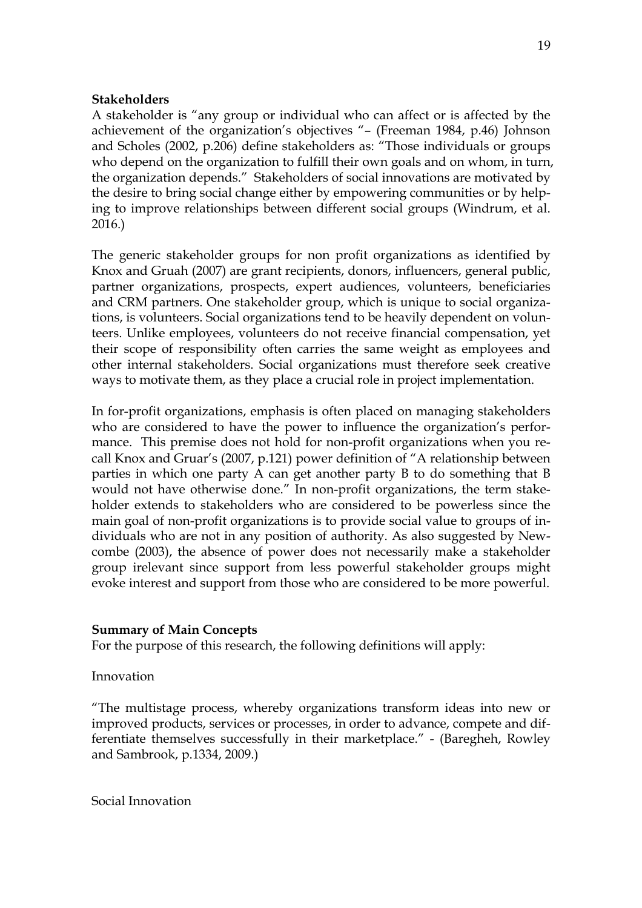**Stakeholders**

A stakeholder is "any group or individual who can affect or is affected by the achievement of the organization's objectives "– (Freeman 1984, p.46) Johnson and Scholes (2002, p.206) define stakeholders as: "Those individuals or groups who depend on the organization to fulfill their own goals and on whom, in turn, the organization depends." Stakeholders of social innovations are motivated by the desire to bring social change either by empowering communities or by helping to improve relationships between different social groups (Windrum, et al. 2016.)

The generic stakeholder groups for non profit organizations as identified by Knox and Gruah (2007) are grant recipients, donors, influencers, general public, partner organizations, prospects, expert audiences, volunteers, beneficiaries and CRM partners. One stakeholder group, which is unique to social organizations, is volunteers. Social organizations tend to be heavily dependent on volunteers. Unlike employees, volunteers do not receive financial compensation, yet their scope of responsibility often carries the same weight as employees and other internal stakeholders. Social organizations must therefore seek creative ways to motivate them, as they place a crucial role in project implementation.

In for-profit organizations, emphasis is often placed on managing stakeholders who are considered to have the power to influence the organization's performance. This premise does not hold for non-profit organizations when you recall Knox and Gruar's (2007, p.121) power definition of "A relationship between parties in which one party A can get another party B to do something that B would not have otherwise done." In non-profit organizations, the term stakeholder extends to stakeholders who are considered to be powerless since the main goal of non-profit organizations is to provide social value to groups of individuals who are not in any position of authority. As also suggested by Newcombe (2003), the absence of power does not necessarily make a stakeholder group irelevant since support from less powerful stakeholder groups might evoke interest and support from those who are considered to be more powerful.

**Summary of Main Concepts**

For the purpose of this research, the following definitions will apply:

Innovation

"The multistage process, whereby organizations transform ideas into new or improved products, services or processes, in order to advance, compete and differentiate themselves successfully in their marketplace." - (Baregheh, Rowley and Sambrook, p.1334, 2009.)

Social Innovation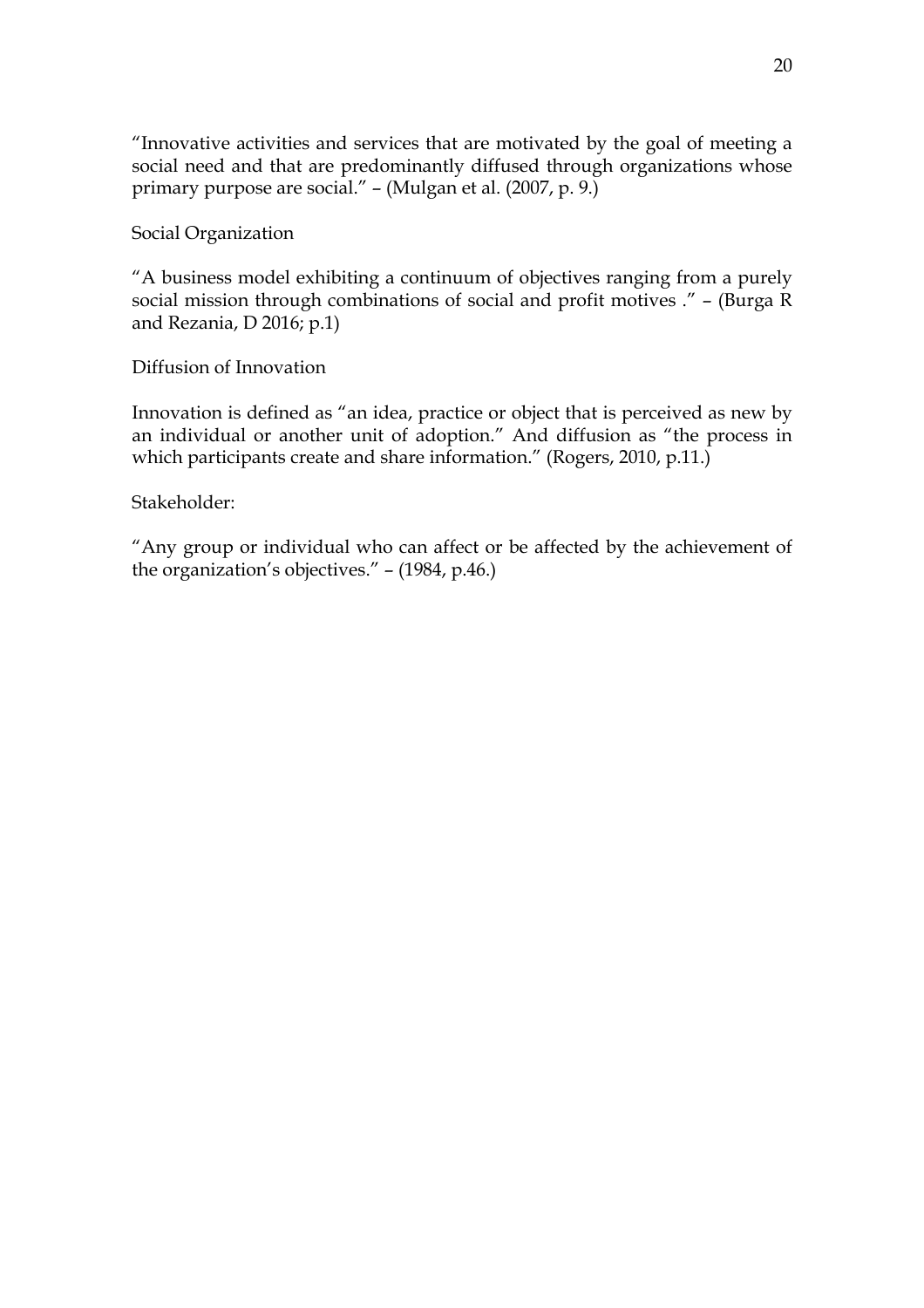"Innovative activities and services that are motivated by the goal of meeting a social need and that are predominantly diffused through organizations whose primary purpose are social." – (Mulgan et al. (2007, p. 9.)

Social Organization

"A business model exhibiting a continuum of objectives ranging from a purely social mission through combinations of social and profit motives ." – (Burga R and Rezania, D 2016; p.1)

Diffusion of Innovation

Innovation is defined as "an idea, practice or object that is perceived as new by an individual or another unit of adoption." And diffusion as "the process in which participants create and share information." (Rogers, 2010, p.11.)

Stakeholder:

"Any group or individual who can affect or be affected by the achievement of the organization's objectives." – (1984, p.46.)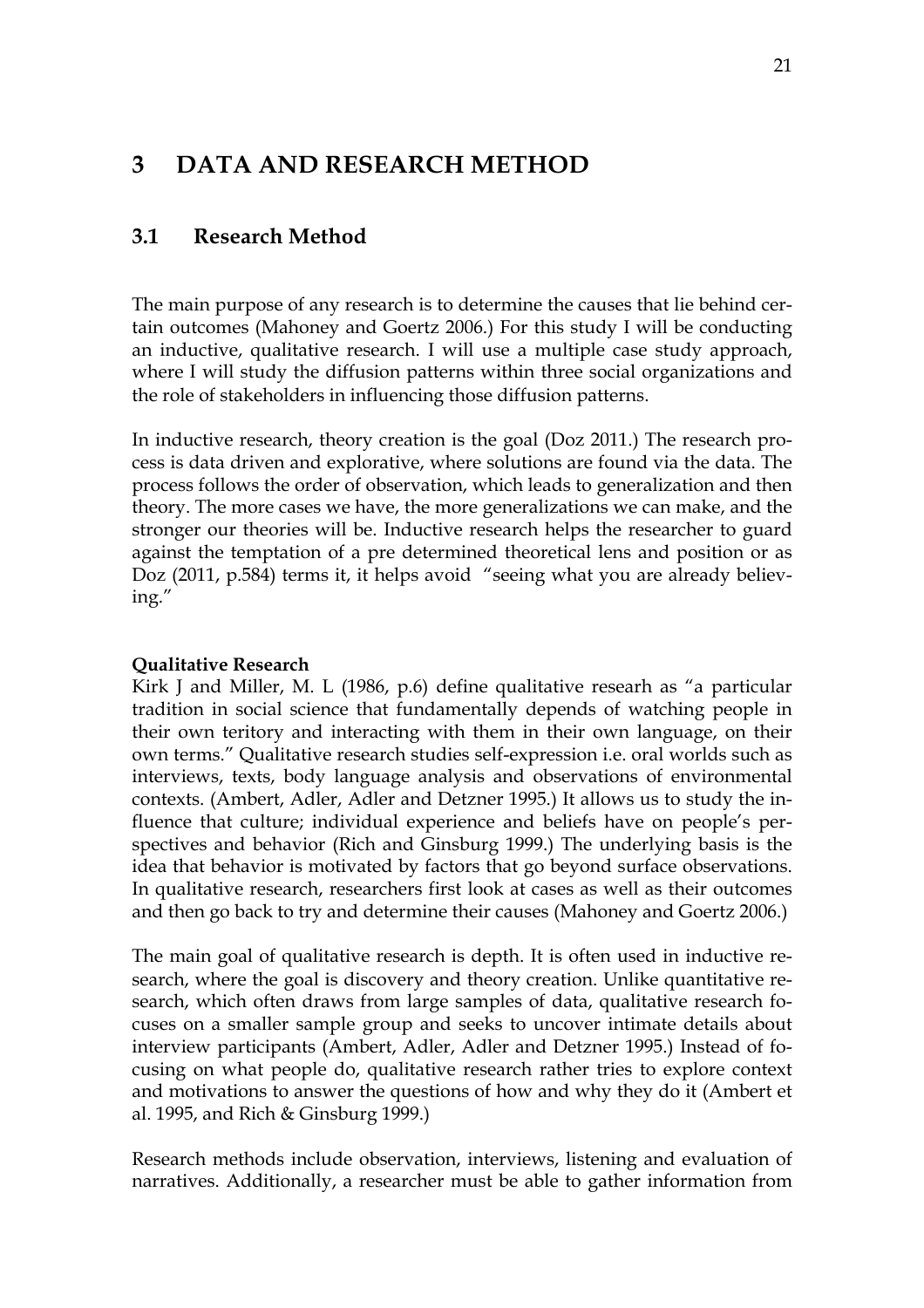# 3 DATA AND RESEARCH METHOD

## 3.1 Research Method

The main purpose of any research is to determine the causes that lie behind certain outcomes (Mahoney and Goertz 2006.) For this study I will be conducting an inductive, qualitative research. I will use a multiple case study approach, where I will study the diffusion patterns within three social organizations and the role of stakeholders in influencing those diffusion patterns.

In inductive research, theory creation is the goal (Doz 2011.) The research process is data driven and explorative, where solutions are found via the data. The process follows the order of observation, which leads to generalization and then theory. The more cases we have, the more generalizations we can make, and the stronger our theories will be. Inductive research helps the researcher to guard against the temptation of a pre determined theoretical lens and position or as Doz (2011, p.584) terms it, it helps avoid "seeing what you are already believing."

**Qualitative Research**
Kirk J and Miller, M. L (1986, p.6) define qualitative researh as "a particular tradition in social science that fundamentally depends of watching people in their own teritory and interacting with them in their own language, on their own terms." Qualitative research studies self-expression i.e. oral worlds such as interviews, texts, body language analysis and observations of environmental contexts. (Ambert, Adler, Adler and Detzner 1995.) It allows us to study the influence that culture; individual experience and beliefs have on people's perspectives and behavior (Rich and Ginsburg 1999.) The underlying basis is the idea that behavior is motivated by factors that go beyond surface observations. In qualitative research, researchers first look at cases as well as their outcomes and then go back to try and determine their causes (Mahoney and Goertz 2006.)

The main goal of qualitative research is depth. It is often used in inductive research, where the goal is discovery and theory creation. Unlike quantitative research, which often draws from large samples of data, qualitative research focuses on a smaller sample group and seeks to uncover intimate details about interview participants (Ambert, Adler, Adler and Detzner 1995.) Instead of focusing on what people do, qualitative research rather tries to explore context and motivations to answer the questions of how and why they do it (Ambert et al. 1995, and Rich & Ginsburg 1999.)

Research methods include observation, interviews, listening and evaluation of narratives. Additionally, a researcher must be able to gather information from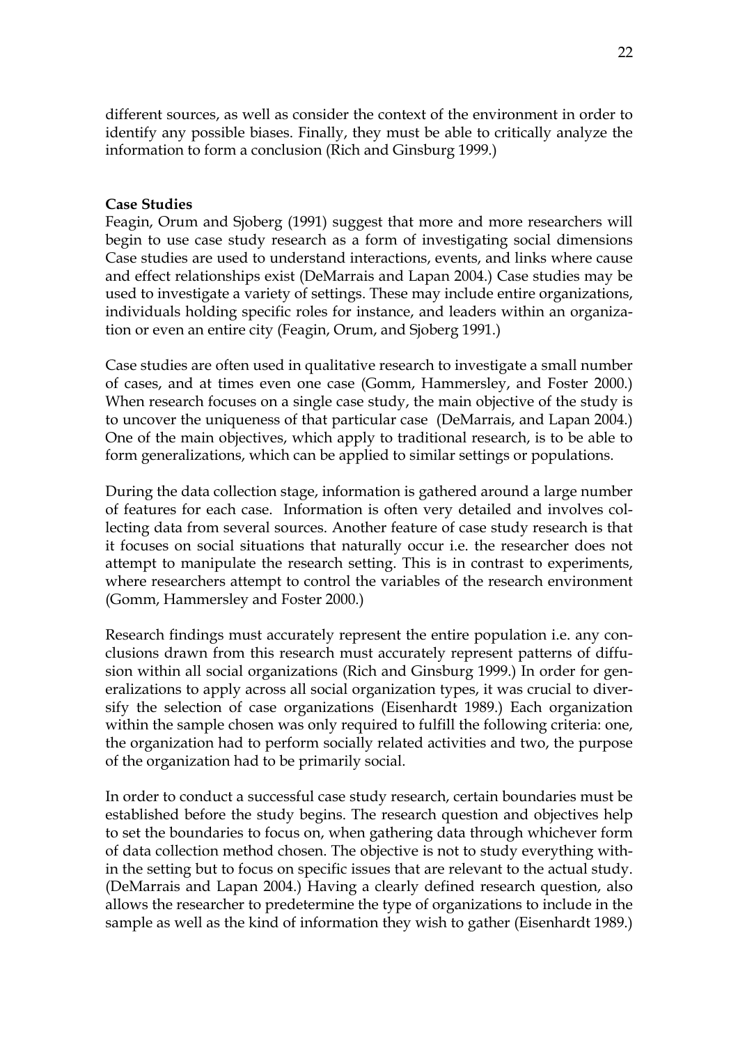different sources, as well as consider the context of the environment in order to identify any possible biases. Finally, they must be able to critically analyze the information to form a conclusion (Rich and Ginsburg 1999.)

**Case Studies**

Feagin, Orum and Sjoberg (1991) suggest that more and more researchers will begin to use case study research as a form of investigating social dimensions Case studies are used to understand interactions, events, and links where cause and effect relationships exist (DeMarrais and Lapan 2004.) Case studies may be used to investigate a variety of settings. These may include entire organizations, individuals holding specific roles for instance, and leaders within an organization or even an entire city (Feagin, Orum, and Sjoberg 1991.)

Case studies are often used in qualitative research to investigate a small number of cases, and at times even one case (Gomm, Hammersley, and Foster 2000.) When research focuses on a single case study, the main objective of the study is to uncover the uniqueness of that particular case (DeMarrais, and Lapan 2004.) One of the main objectives, which apply to traditional research, is to be able to form generalizations, which can be applied to similar settings or populations.

During the data collection stage, information is gathered around a large number of features for each case. Information is often very detailed and involves collecting data from several sources. Another feature of case study research is that it focuses on social situations that naturally occur i.e. the researcher does not attempt to manipulate the research setting. This is in contrast to experiments, where researchers attempt to control the variables of the research environment (Gomm, Hammersley and Foster 2000.)

Research findings must accurately represent the entire population i.e. any conclusions drawn from this research must accurately represent patterns of diffusion within all social organizations (Rich and Ginsburg 1999.) In order for generalizations to apply across all social organization types, it was crucial to diversify the selection of case organizations (Eisenhardt 1989.) Each organization within the sample chosen was only required to fulfill the following criteria: one, the organization had to perform socially related activities and two, the purpose of the organization had to be primarily social.

In order to conduct a successful case study research, certain boundaries must be established before the study begins. The research question and objectives help to set the boundaries to focus on, when gathering data through whichever form of data collection method chosen. The objective is not to study everything within the setting but to focus on specific issues that are relevant to the actual study. (DeMarrais and Lapan 2004.) Having a clearly defined research question, also allows the researcher to predetermine the type of organizations to include in the sample as well as the kind of information they wish to gather (Eisenhardt 1989.)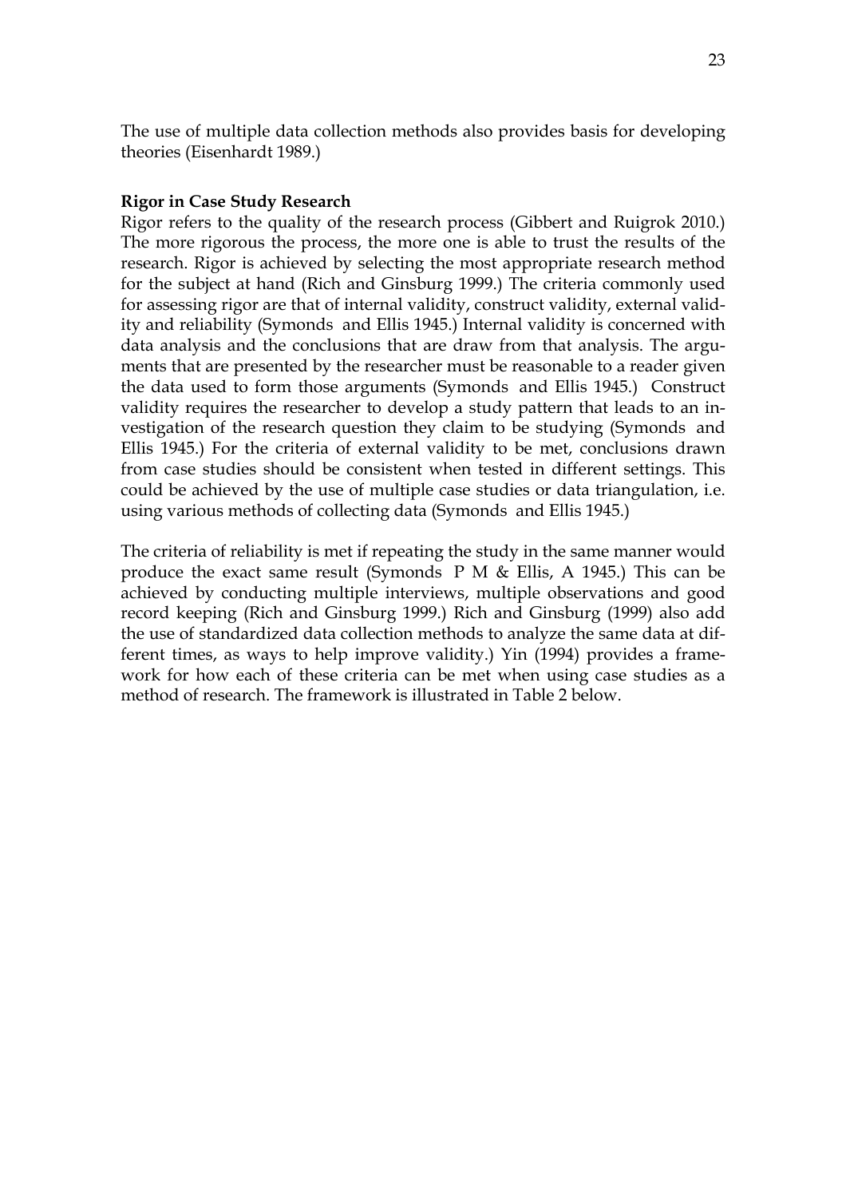The use of multiple data collection methods also provides basis for developing theories (Eisenhardt 1989.)

**Rigor in Case Study Research**

Rigor refers to the quality of the research process (Gibbert and Ruigrok 2010.) The more rigorous the process, the more one is able to trust the results of the research. Rigor is achieved by selecting the most appropriate research method for the subject at hand (Rich and Ginsburg 1999.) The criteria commonly used for assessing rigor are that of internal validity, construct validity, external validity and reliability (Symonds and Ellis 1945.) Internal validity is concerned with data analysis and the conclusions that are draw from that analysis. The arguments that are presented by the researcher must be reasonable to a reader given the data used to form those arguments (Symonds and Ellis 1945.) Construct validity requires the researcher to develop a study pattern that leads to an investigation of the research question they claim to be studying (Symonds and Ellis 1945.) For the criteria of external validity to be met, conclusions drawn from case studies should be consistent when tested in different settings. This could be achieved by the use of multiple case studies or data triangulation, i.e. using various methods of collecting data (Symonds and Ellis 1945.)

The criteria of reliability is met if repeating the study in the same manner would produce the exact same result (Symonds P M & Ellis, A 1945.) This can be achieved by conducting multiple interviews, multiple observations and good record keeping (Rich and Ginsburg 1999.) Rich and Ginsburg (1999) also add the use of standardized data collection methods to analyze the same data at different times, as ways to help improve validity.) Yin (1994) provides a framework for how each of these criteria can be met when using case studies as a method of research. The framework is illustrated in Table 2 below.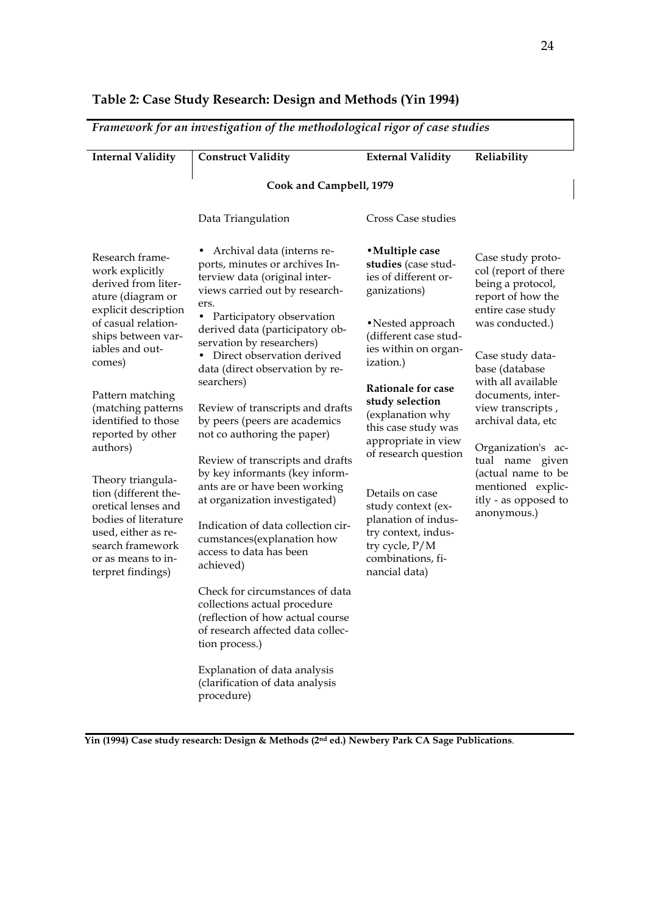## Table 2: Case Study Research: Design and Methods (Yin 1994)

*Framework for an investigation of the methodological rigor of case studies*

| Internal Validity | Construct Validity | External Validity | Reliability |
|---|---|---|---|
| | **Cook and Campbell, 1979** | | |
| | Data Triangulation | Cross Case studies | |
| Research framework explicitly derived from literature (diagram or explicit description of casual relationships between variables and outcomes) | • Archival data (interns reports, minutes or archives Interview data (original interviews carried out by researchers. • Participatory observation derived data (participatory observation by researchers) • Direct observation derived data (direct observation by researchers) | • **Multiple case studies** (case studies of different organizations) | Case study protocol (report of there being a protocol, report of how the entire case study was conducted.) |
| Pattern matching (matching patterns identified to those reported by other authors) | Review of transcripts and drafts by peers (peers are academics not co authoring the paper) | • Nested approach (different case studies within on organization.) | Case study database (database with all available documents, interview transcripts , archival data, etc |
| Theory triangulation (different theoretical lenses and bodies of literature used, either as research framework or as means to interpret findings) | Review of transcripts and drafts by key informants (key informants are or have been working at organization investigated) | **Rationale for case study selection** (explanation why this case study was appropriate in view of research question | Organization's actual name given (actual name to be mentioned explicitly - as opposed to anonymous.) |
| | Indication of data collection circumstances(explanation how access to data has been achieved) | Details on case study context (explanation of industry context, industry cycle, P/M combinations, financial data) | |
| | Check for circumstances of data collections actual procedure (reflection of how actual course of research affected data collection process.) | | |
| | Explanation of data analysis (clarification of data analysis procedure) | | |

**Yin (1994) Case study research: Design & Methods (2nd ed.) Newbery Park CA Sage Publications**.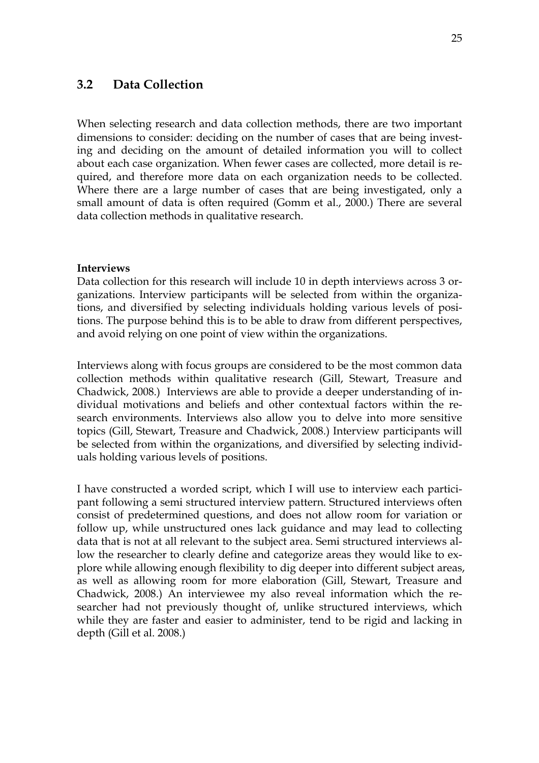## 3.2 Data Collection

When selecting research and data collection methods, there are two important dimensions to consider: deciding on the number of cases that are being investing and deciding on the amount of detailed information you will to collect about each case organization. When fewer cases are collected, more detail is required, and therefore more data on each organization needs to be collected. Where there are a large number of cases that are being investigated, only a small amount of data is often required (Gomm et al., 2000.) There are several data collection methods in qualitative research.

**Interviews**

Data collection for this research will include 10 in depth interviews across 3 organizations. Interview participants will be selected from within the organizations, and diversified by selecting individuals holding various levels of positions. The purpose behind this is to be able to draw from different perspectives, and avoid relying on one point of view within the organizations.

Interviews along with focus groups are considered to be the most common data collection methods within qualitative research (Gill, Stewart, Treasure and Chadwick, 2008.) Interviews are able to provide a deeper understanding of individual motivations and beliefs and other contextual factors within the research environments. Interviews also allow you to delve into more sensitive topics (Gill, Stewart, Treasure and Chadwick, 2008.) Interview participants will be selected from within the organizations, and diversified by selecting individuals holding various levels of positions.

I have constructed a worded script, which I will use to interview each participant following a semi structured interview pattern. Structured interviews often consist of predetermined questions, and does not allow room for variation or follow up, while unstructured ones lack guidance and may lead to collecting data that is not at all relevant to the subject area. Semi structured interviews allow the researcher to clearly define and categorize areas they would like to explore while allowing enough flexibility to dig deeper into different subject areas, as well as allowing room for more elaboration (Gill, Stewart, Treasure and Chadwick, 2008.) An interviewee my also reveal information which the researcher had not previously thought of, unlike structured interviews, which while they are faster and easier to administer, tend to be rigid and lacking in depth (Gill et al. 2008.)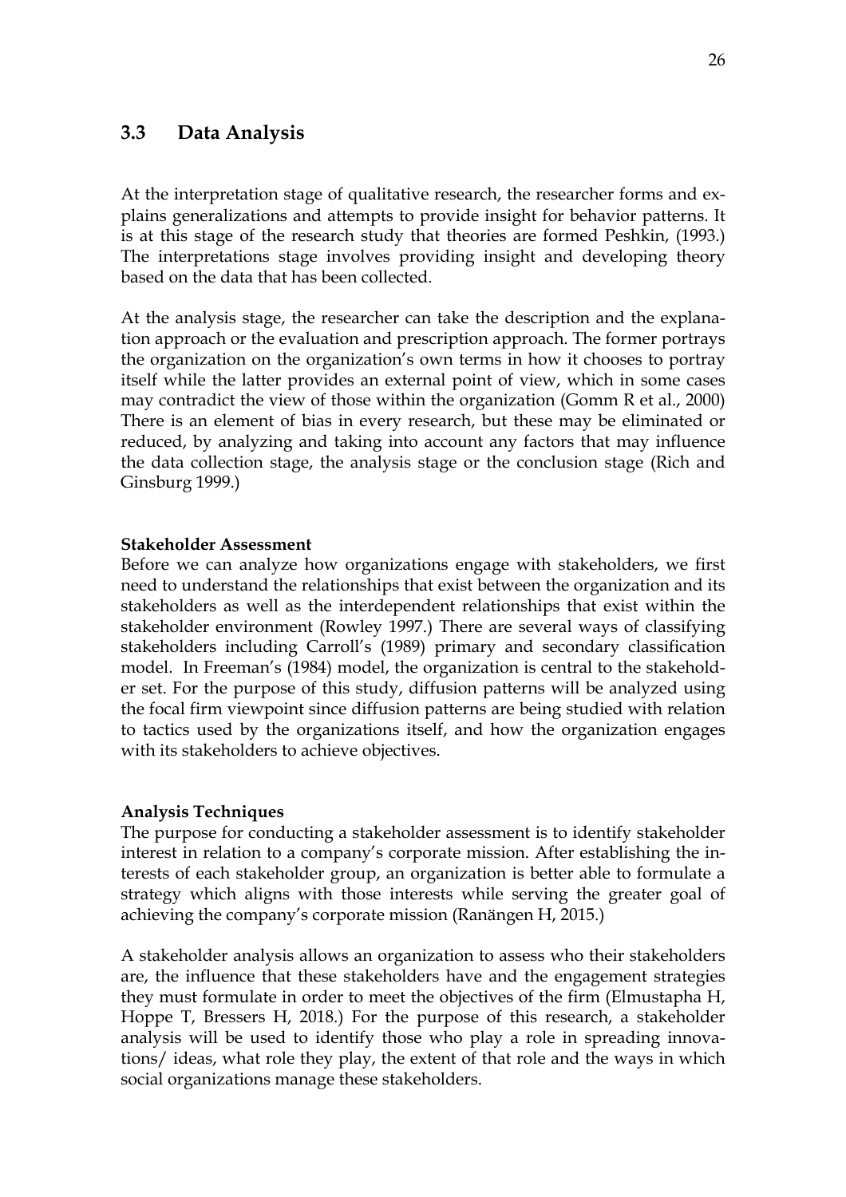## 3.3 Data Analysis

At the interpretation stage of qualitative research, the researcher forms and explains generalizations and attempts to provide insight for behavior patterns. It is at this stage of the research study that theories are formed Peshkin, (1993.) The interpretations stage involves providing insight and developing theory based on the data that has been collected.

At the analysis stage, the researcher can take the description and the explanation approach or the evaluation and prescription approach. The former portrays the organization on the organization's own terms in how it chooses to portray itself while the latter provides an external point of view, which in some cases may contradict the view of those within the organization (Gomm R et al., 2000) There is an element of bias in every research, but these may be eliminated or reduced, by analyzing and taking into account any factors that may influence the data collection stage, the analysis stage or the conclusion stage (Rich and Ginsburg 1999.)

**Stakeholder Assessment**

Before we can analyze how organizations engage with stakeholders, we first need to understand the relationships that exist between the organization and its stakeholders as well as the interdependent relationships that exist within the stakeholder environment (Rowley 1997.) There are several ways of classifying stakeholders including Carroll's (1989) primary and secondary classification model. In Freeman's (1984) model, the organization is central to the stakeholder set. For the purpose of this study, diffusion patterns will be analyzed using the focal firm viewpoint since diffusion patterns are being studied with relation to tactics used by the organizations itself, and how the organization engages with its stakeholders to achieve objectives.

**Analysis Techniques**

The purpose for conducting a stakeholder assessment is to identify stakeholder interest in relation to a company's corporate mission. After establishing the interests of each stakeholder group, an organization is better able to formulate a strategy which aligns with those interests while serving the greater goal of achieving the company's corporate mission (Ranängen H, 2015.)

A stakeholder analysis allows an organization to assess who their stakeholders are, the influence that these stakeholders have and the engagement strategies they must formulate in order to meet the objectives of the firm (Elmustapha H, Hoppe T, Bressers H, 2018.) For the purpose of this research, a stakeholder analysis will be used to identify those who play a role in spreading innovations/ ideas, what role they play, the extent of that role and the ways in which social organizations manage these stakeholders.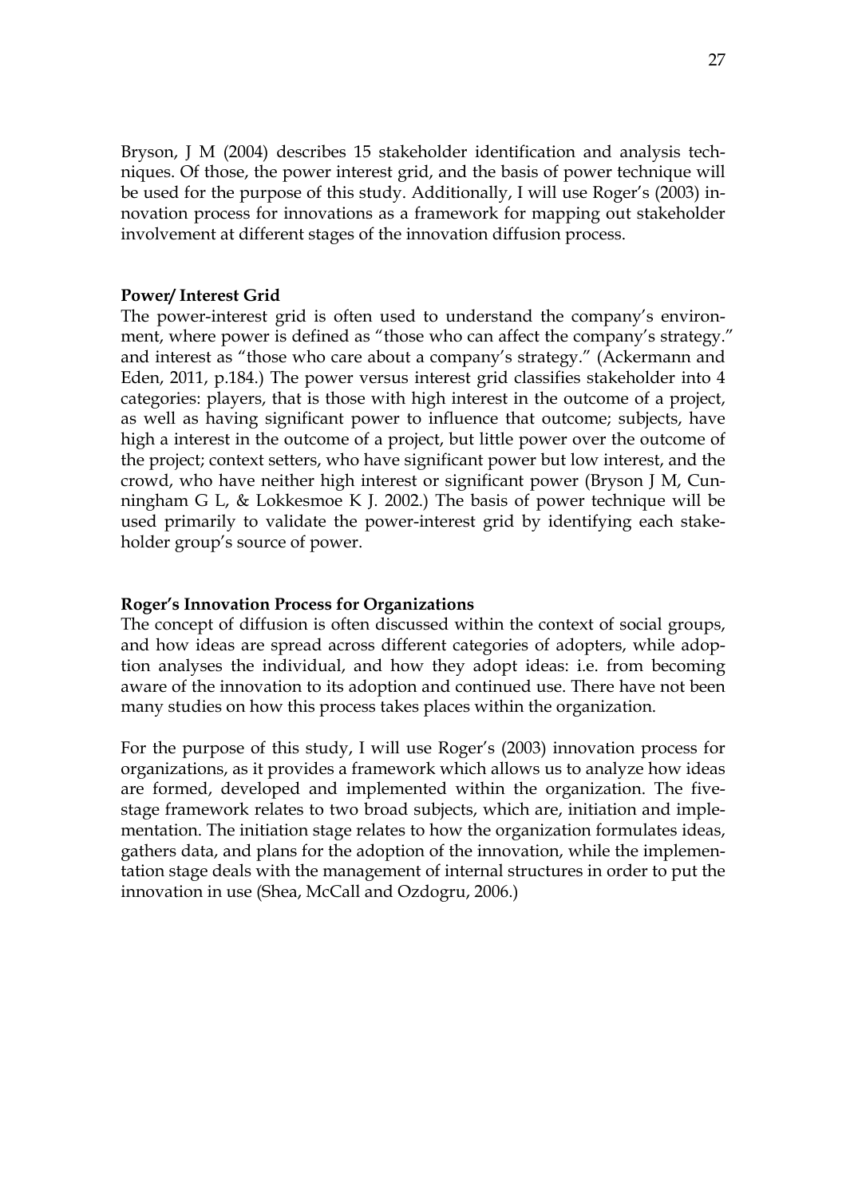Bryson, J M (2004) describes 15 stakeholder identification and analysis techniques. Of those, the power interest grid, and the basis of power technique will be used for the purpose of this study. Additionally, I will use Roger's (2003) innovation process for innovations as a framework for mapping out stakeholder involvement at different stages of the innovation diffusion process.

**Power/ Interest Grid**

The power-interest grid is often used to understand the company's environment, where power is defined as "those who can affect the company's strategy." and interest as "those who care about a company's strategy." (Ackermann and Eden, 2011, p.184.) The power versus interest grid classifies stakeholder into 4 categories: players, that is those with high interest in the outcome of a project, as well as having significant power to influence that outcome; subjects, have high a interest in the outcome of a project, but little power over the outcome of the project; context setters, who have significant power but low interest, and the crowd, who have neither high interest or significant power (Bryson J M, Cunningham G L, & Lokkesmoe K J. 2002.) The basis of power technique will be used primarily to validate the power-interest grid by identifying each stakeholder group's source of power.

**Roger's Innovation Process for Organizations**

The concept of diffusion is often discussed within the context of social groups, and how ideas are spread across different categories of adopters, while adoption analyses the individual, and how they adopt ideas: i.e. from becoming aware of the innovation to its adoption and continued use. There have not been many studies on how this process takes places within the organization.

For the purpose of this study, I will use Roger's (2003) innovation process for organizations, as it provides a framework which allows us to analyze how ideas are formed, developed and implemented within the organization. The five-stage framework relates to two broad subjects, which are, initiation and implementation. The initiation stage relates to how the organization formulates ideas, gathers data, and plans for the adoption of the innovation, while the implementation stage deals with the management of internal structures in order to put the innovation in use (Shea, McCall and Ozdogru, 2006.)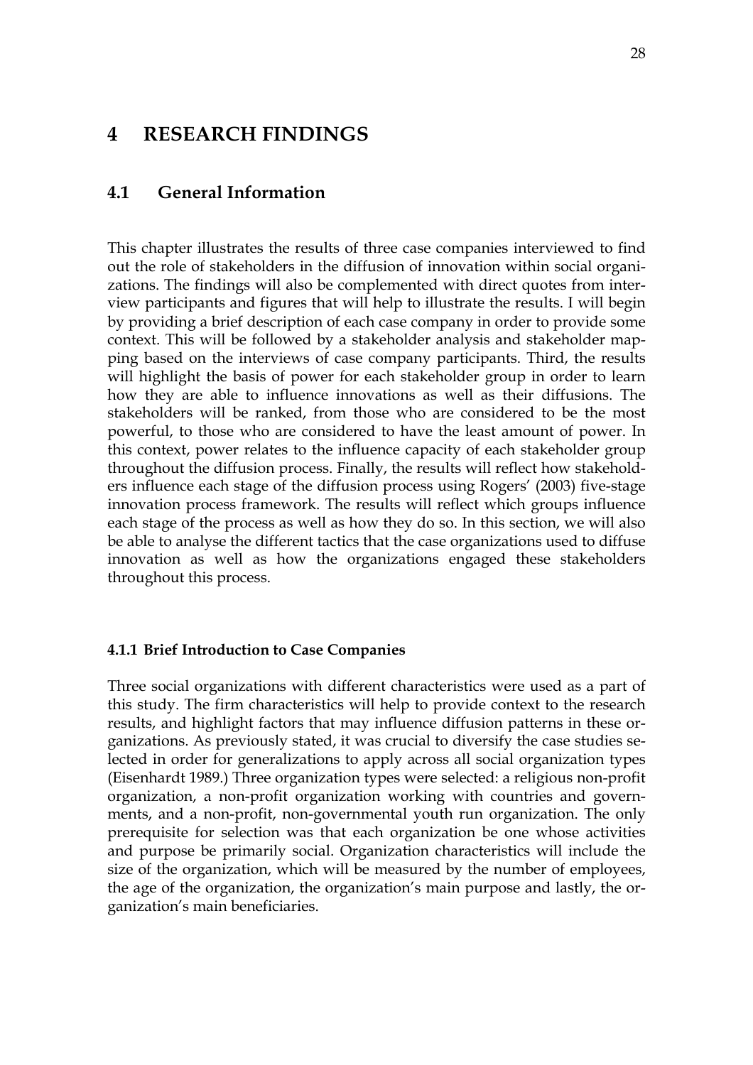# 4 RESEARCH FINDINGS

## 4.1 General Information

This chapter illustrates the results of three case companies interviewed to find out the role of stakeholders in the diffusion of innovation within social organizations. The findings will also be complemented with direct quotes from interview participants and figures that will help to illustrate the results. I will begin by providing a brief description of each case company in order to provide some context. This will be followed by a stakeholder analysis and stakeholder mapping based on the interviews of case company participants. Third, the results will highlight the basis of power for each stakeholder group in order to learn how they are able to influence innovations as well as their diffusions. The stakeholders will be ranked, from those who are considered to be the most powerful, to those who are considered to have the least amount of power. In this context, power relates to the influence capacity of each stakeholder group throughout the diffusion process. Finally, the results will reflect how stakeholders influence each stage of the diffusion process using Rogers' (2003) five-stage innovation process framework. The results will reflect which groups influence each stage of the process as well as how they do so. In this section, we will also be able to analyse the different tactics that the case organizations used to diffuse innovation as well as how the organizations engaged these stakeholders throughout this process.

### 4.1.1 Brief Introduction to Case Companies

Three social organizations with different characteristics were used as a part of this study. The firm characteristics will help to provide context to the research results, and highlight factors that may influence diffusion patterns in these organizations. As previously stated, it was crucial to diversify the case studies selected in order for generalizations to apply across all social organization types (Eisenhardt 1989.) Three organization types were selected: a religious non-profit organization, a non-profit organization working with countries and governments, and a non-profit, non-governmental youth run organization. The only prerequisite for selection was that each organization be one whose activities and purpose be primarily social. Organization characteristics will include the size of the organization, which will be measured by the number of employees, the age of the organization, the organization's main purpose and lastly, the organization's main beneficiaries.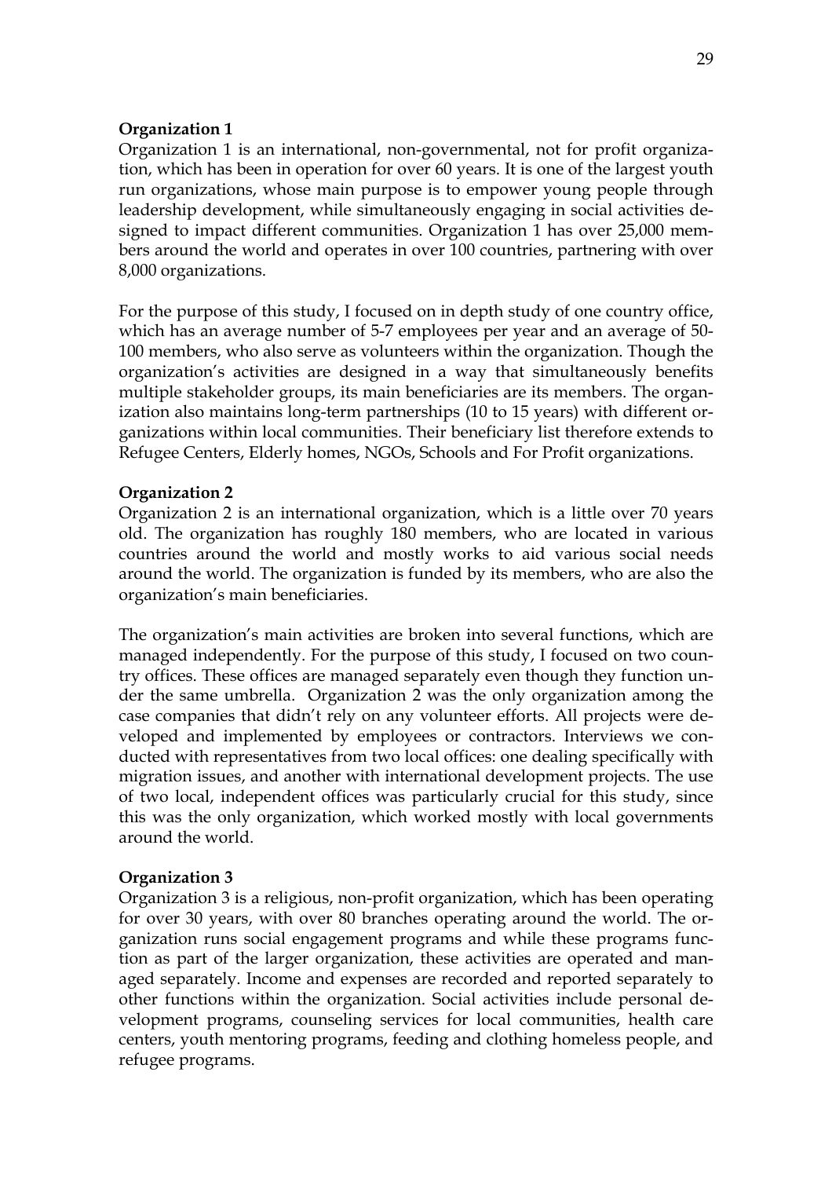**Organization 1**

Organization 1 is an international, non-governmental, not for profit organization, which has been in operation for over 60 years. It is one of the largest youth run organizations, whose main purpose is to empower young people through leadership development, while simultaneously engaging in social activities designed to impact different communities. Organization 1 has over 25,000 members around the world and operates in over 100 countries, partnering with over 8,000 organizations.

For the purpose of this study, I focused on in depth study of one country office, which has an average number of 5-7 employees per year and an average of 50-100 members, who also serve as volunteers within the organization. Though the organization's activities are designed in a way that simultaneously benefits multiple stakeholder groups, its main beneficiaries are its members. The organization also maintains long-term partnerships (10 to 15 years) with different organizations within local communities. Their beneficiary list therefore extends to Refugee Centers, Elderly homes, NGOs, Schools and For Profit organizations.

**Organization 2**

Organization 2 is an international organization, which is a little over 70 years old. The organization has roughly 180 members, who are located in various countries around the world and mostly works to aid various social needs around the world. The organization is funded by its members, who are also the organization's main beneficiaries.

The organization's main activities are broken into several functions, which are managed independently. For the purpose of this study, I focused on two country offices. These offices are managed separately even though they function under the same umbrella. Organization 2 was the only organization among the case companies that didn't rely on any volunteer efforts. All projects were developed and implemented by employees or contractors. Interviews we conducted with representatives from two local offices: one dealing specifically with migration issues, and another with international development projects. The use of two local, independent offices was particularly crucial for this study, since this was the only organization, which worked mostly with local governments around the world.

**Organization 3**

Organization 3 is a religious, non-profit organization, which has been operating for over 30 years, with over 80 branches operating around the world. The organization runs social engagement programs and while these programs function as part of the larger organization, these activities are operated and managed separately. Income and expenses are recorded and reported separately to other functions within the organization. Social activities include personal development programs, counseling services for local communities, health care centers, youth mentoring programs, feeding and clothing homeless people, and refugee programs.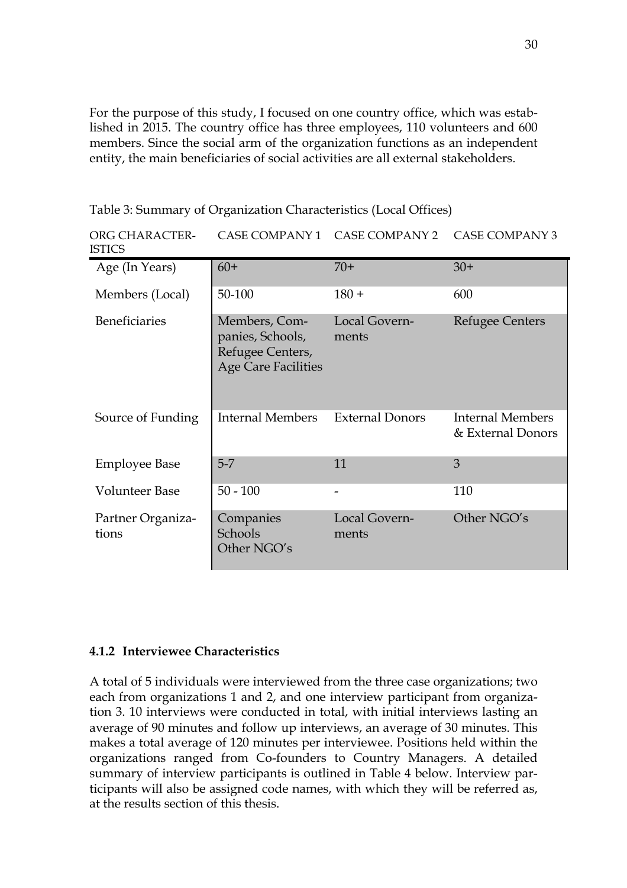For the purpose of this study, I focused on one country office, which was established in 2015. The country office has three employees, 110 volunteers and 600 members. Since the social arm of the organization functions as an independent entity, the main beneficiaries of social activities are all external stakeholders.

Table 3: Summary of Organization Characteristics (Local Offices)

| ORG CHARACTERISTICS | CASE COMPANY 1 | CASE COMPANY 2 | CASE COMPANY 3 |
|---|---|---|---|
| Age (In Years) | 60+ | 70+ | 30+ |
| Members (Local) | 50-100 | 180 + | 600 |
| Beneficiaries | Members, Companies, Schools, Refugee Centers, Age Care Facilities | Local Governments | Refugee Centers |
| Source of Funding | Internal Members | External Donors | Internal Members & External Donors |
| Employee Base | 5-7 | 11 | 3 |
| Volunteer Base | 50 - 100 | - | 110 |
| Partner Organizations | Companies Schools Other NGO's | Local Governments | Other NGO's |

### 4.1.2 Interviewee Characteristics

A total of 5 individuals were interviewed from the three case organizations; two each from organizations 1 and 2, and one interview participant from organization 3. 10 interviews were conducted in total, with initial interviews lasting an average of 90 minutes and follow up interviews, an average of 30 minutes. This makes a total average of 120 minutes per interviewee. Positions held within the organizations ranged from Co-founders to Country Managers. A detailed summary of interview participants is outlined in Table 4 below. Interview participants will also be assigned code names, with which they will be referred as, at the results section of this thesis.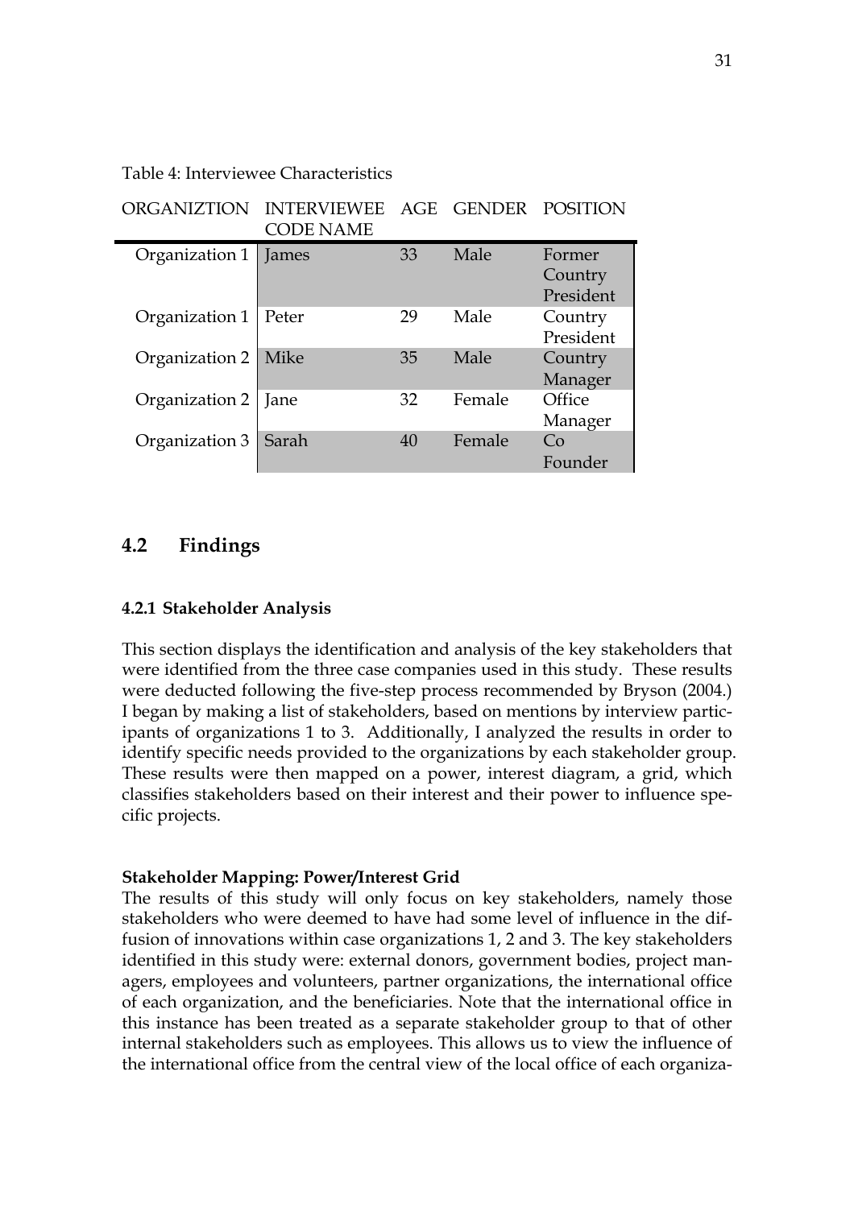Table 4: Interviewee Characteristics

| ORGANIZTION | INTERVIEWEE CODE NAME | AGE | GENDER | POSITION |
|---|---|---|---|---|
| Organization 1 | James | 33 | Male | Former Country President |
| Organization 1 | Peter | 29 | Male | Country President |
| Organization 2 | Mike | 35 | Male | Country Manager |
| Organization 2 | Jane | 32 | Female | Office Manager |
| Organization 3 | Sarah | 40 | Female | Co Founder |

## 4.2 Findings

### 4.2.1 Stakeholder Analysis

This section displays the identification and analysis of the key stakeholders that were identified from the three case companies used in this study. These results were deducted following the five-step process recommended by Bryson (2004.) I began by making a list of stakeholders, based on mentions by interview participants of organizations 1 to 3. Additionally, I analyzed the results in order to identify specific needs provided to the organizations by each stakeholder group. These results were then mapped on a power, interest diagram, a grid, which classifies stakeholders based on their interest and their power to influence specific projects.

**Stakeholder Mapping: Power/Interest Grid**

The results of this study will only focus on key stakeholders, namely those stakeholders who were deemed to have had some level of influence in the diffusion of innovations within case organizations 1, 2 and 3. The key stakeholders identified in this study were: external donors, government bodies, project managers, employees and volunteers, partner organizations, the international office of each organization, and the beneficiaries. Note that the international office in this instance has been treated as a separate stakeholder group to that of other internal stakeholders such as employees. This allows us to view the influence of the international office from the central view of the local office of each organiza-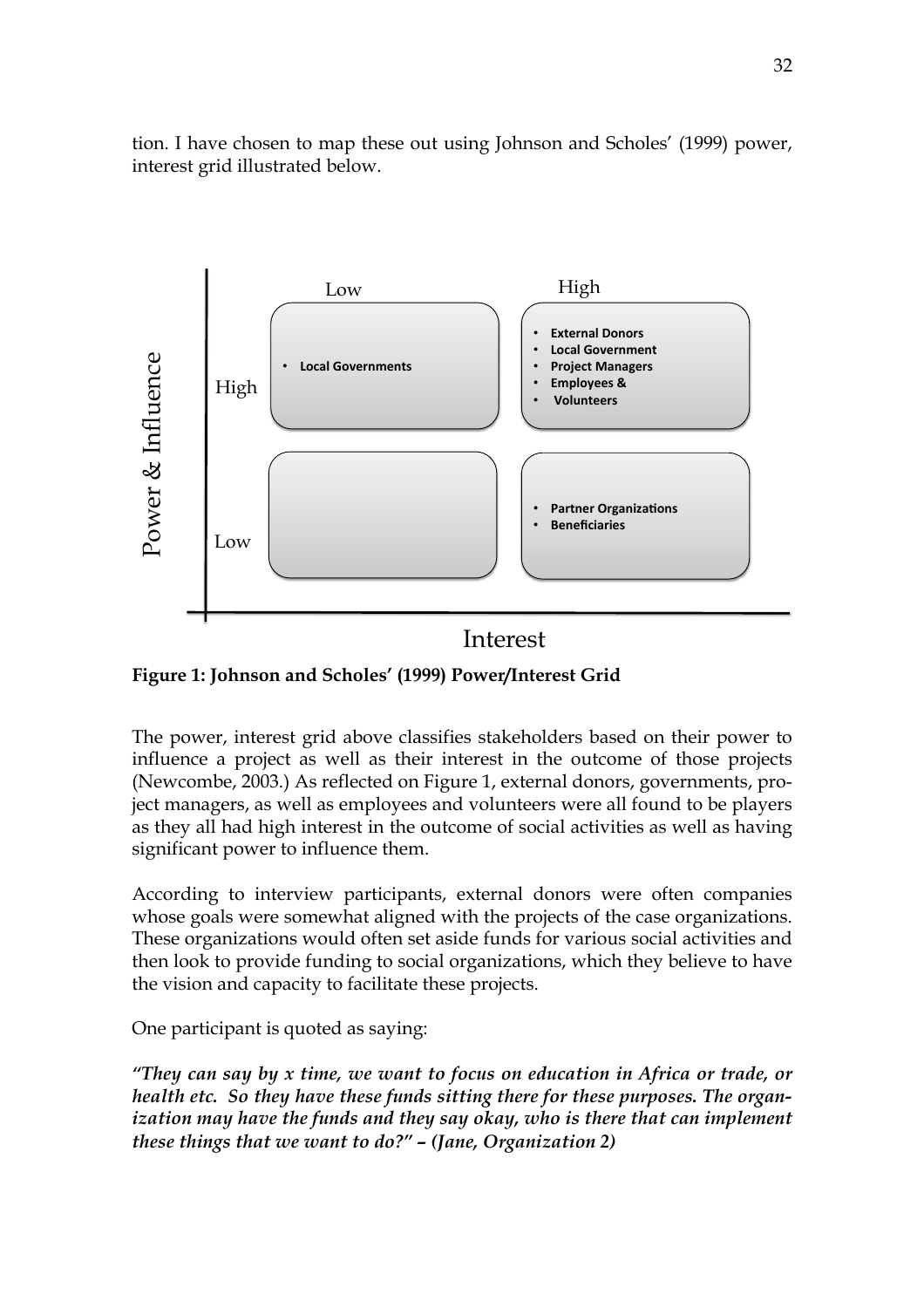tion. I have chosen to map these out using Johnson and Scholes' (1999) power, interest grid illustrated below.

| Power & Influence / Interest | Low | High |
| --- | --- | --- |
| High | • Local Governments | • External Donors<br>• Local Government<br>• Project Managers<br>• Employees &<br>• Volunteers |
| Low | | • Partner Organizations<br>• Beneficiaries |

**Figure 1: Johnson and Scholes' (1999) Power/Interest Grid**

The power, interest grid above classifies stakeholders based on their power to influence a project as well as their interest in the outcome of those projects (Newcombe, 2003.) As reflected on Figure 1, external donors, governments, project managers, as well as employees and volunteers were all found to be players as they all had high interest in the outcome of social activities as well as having significant power to influence them.

According to interview participants, external donors were often companies whose goals were somewhat aligned with the projects of the case organizations. These organizations would often set aside funds for various social activities and then look to provide funding to social organizations, which they believe to have the vision and capacity to facilitate these projects.

One participant is quoted as saying:

***"They can say by x time, we want to focus on education in Africa or trade, or health etc. So they have these funds sitting there for these purposes. The organization may have the funds and they say okay, who is there that can implement these things that we want to do?" – (Jane, Organization 2)***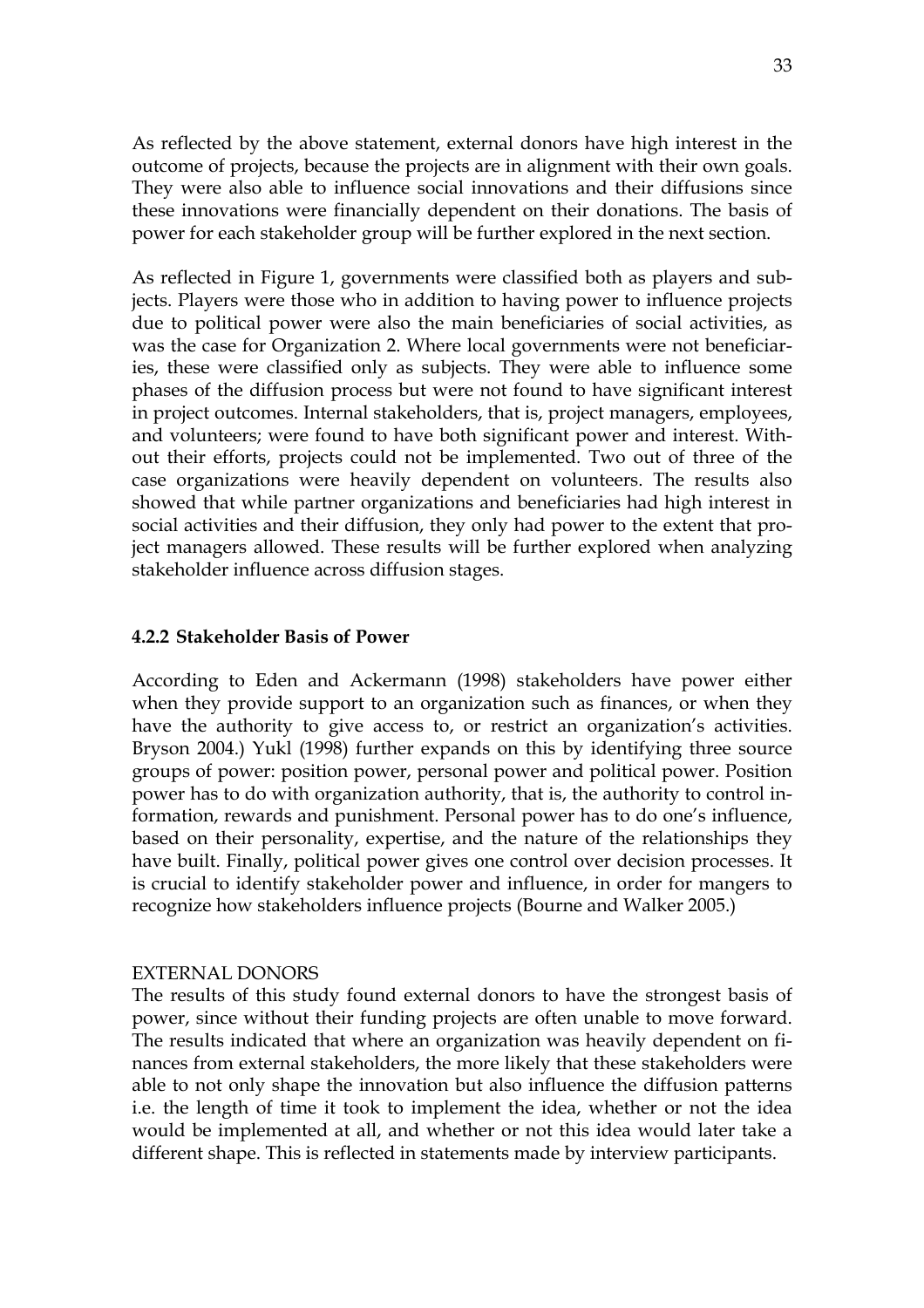As reflected by the above statement, external donors have high interest in the outcome of projects, because the projects are in alignment with their own goals. They were also able to influence social innovations and their diffusions since these innovations were financially dependent on their donations. The basis of power for each stakeholder group will be further explored in the next section.

As reflected in Figure 1, governments were classified both as players and subjects. Players were those who in addition to having power to influence projects due to political power were also the main beneficiaries of social activities, as was the case for Organization 2. Where local governments were not beneficiaries, these were classified only as subjects. They were able to influence some phases of the diffusion process but were not found to have significant interest in project outcomes. Internal stakeholders, that is, project managers, employees, and volunteers; were found to have both significant power and interest. Without their efforts, projects could not be implemented. Two out of three of the case organizations were heavily dependent on volunteers. The results also showed that while partner organizations and beneficiaries had high interest in social activities and their diffusion, they only had power to the extent that project managers allowed. These results will be further explored when analyzing stakeholder influence across diffusion stages.

### 4.2.2 Stakeholder Basis of Power

According to Eden and Ackermann (1998) stakeholders have power either when they provide support to an organization such as finances, or when they have the authority to give access to, or restrict an organization's activities. Bryson 2004.) Yukl (1998) further expands on this by identifying three source groups of power: position power, personal power and political power. Position power has to do with organization authority, that is, the authority to control information, rewards and punishment. Personal power has to do one's influence, based on their personality, expertise, and the nature of the relationships they have built. Finally, political power gives one control over decision processes. It is crucial to identify stakeholder power and influence, in order for mangers to recognize how stakeholders influence projects (Bourne and Walker 2005.)

EXTERNAL DONORS

The results of this study found external donors to have the strongest basis of power, since without their funding projects are often unable to move forward. The results indicated that where an organization was heavily dependent on finances from external stakeholders, the more likely that these stakeholders were able to not only shape the innovation but also influence the diffusion patterns i.e. the length of time it took to implement the idea, whether or not the idea would be implemented at all, and whether or not this idea would later take a different shape. This is reflected in statements made by interview participants.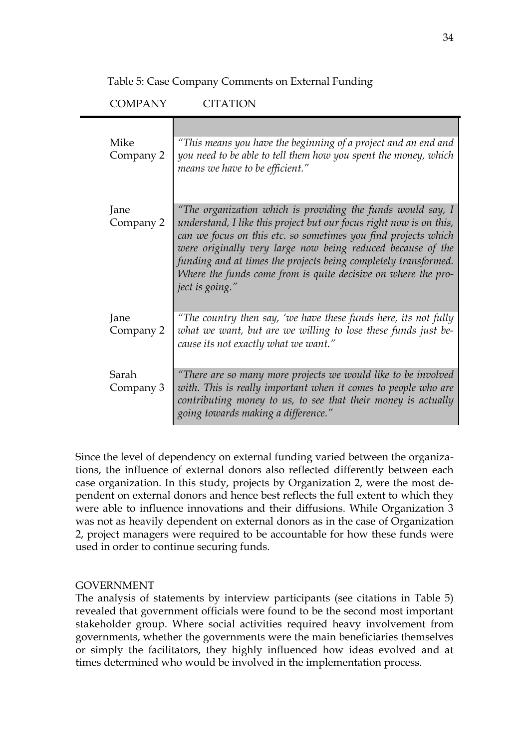Table 5: Case Company Comments on External Funding

| COMPANY | CITATION |
|---|---|
| Mike Company 2 | *"This means you have the beginning of a project and an end and you need to be able to tell them how you spent the money, which means we have to be efficient."* |
| Jane Company 2 | *"The organization which is providing the funds would say, I understand, I like this project but our focus right now is on this, can we focus on this etc. so sometimes you find projects which were originally very large now being reduced because of the funding and at times the projects being completely transformed. Where the funds come from is quite decisive on where the project is going."* |
| Jane Company 2 | *"The country then say, 'we have these funds here, its not fully what we want, but are we willing to lose these funds just because its not exactly what we want."* |
| Sarah Company 3 | *"There are so many more projects we would like to be involved with. This is really important when it comes to people who are contributing money to us, to see that their money is actually going towards making a difference."* |

Since the level of dependency on external funding varied between the organizations, the influence of external donors also reflected differently between each case organization. In this study, projects by Organization 2, were the most dependent on external donors and hence best reflects the full extent to which they were able to influence innovations and their diffusions. While Organization 3 was not as heavily dependent on external donors as in the case of Organization 2, project managers were required to be accountable for how these funds were used in order to continue securing funds.

GOVERNMENT

The analysis of statements by interview participants (see citations in Table 5) revealed that government officials were found to be the second most important stakeholder group. Where social activities required heavy involvement from governments, whether the governments were the main beneficiaries themselves or simply the facilitators, they highly influenced how ideas evolved and at times determined who would be involved in the implementation process.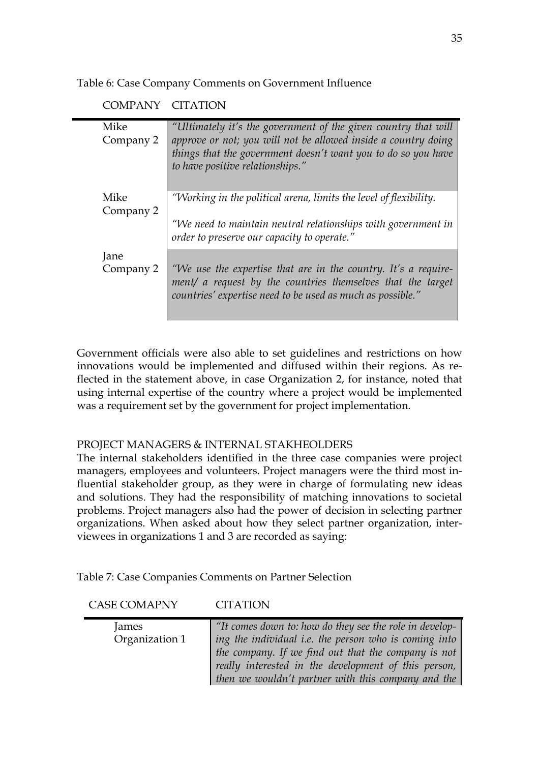Table 6: Case Company Comments on Government Influence

| COMPANY | CITATION |
|---|---|
| Mike Company 2 | *"Ultimately it's the government of the given country that will approve or not; you will not be allowed inside a country doing things that the government doesn't want you to do so you have to have positive relationships."* |
| Mike Company 2 | *"Working in the political arena, limits the level of flexibility.* <br> *"We need to maintain neutral relationships with government in order to preserve our capacity to operate."* |
| Jane Company 2 | *"We use the expertise that are in the country. It's a requirement/ a request by the countries themselves that the target countries' expertise need to be used as much as possible."* |

Government officials were also able to set guidelines and restrictions on how innovations would be implemented and diffused within their regions. As reflected in the statement above, in case Organization 2, for instance, noted that using internal expertise of the country where a project would be implemented was a requirement set by the government for project implementation.

PROJECT MANAGERS & INTERNAL STAKHEOLDERS

The internal stakeholders identified in the three case companies were project managers, employees and volunteers. Project managers were the third most influential stakeholder group, as they were in charge of formulating new ideas and solutions. They had the responsibility of matching innovations to societal problems. Project managers also had the power of decision in selecting partner organizations. When asked about how they select partner organization, interviewees in organizations 1 and 3 are recorded as saying:

Table 7: Case Companies Comments on Partner Selection

| CASE COMAPNY | CITATION |
|---|---|
| James Organization 1 | *"It comes down to: how do they see the role in developing the individual i.e. the person who is coming into the company. If we find out that the company is not really interested in the development of this person, then we wouldn't partner with this company and the* |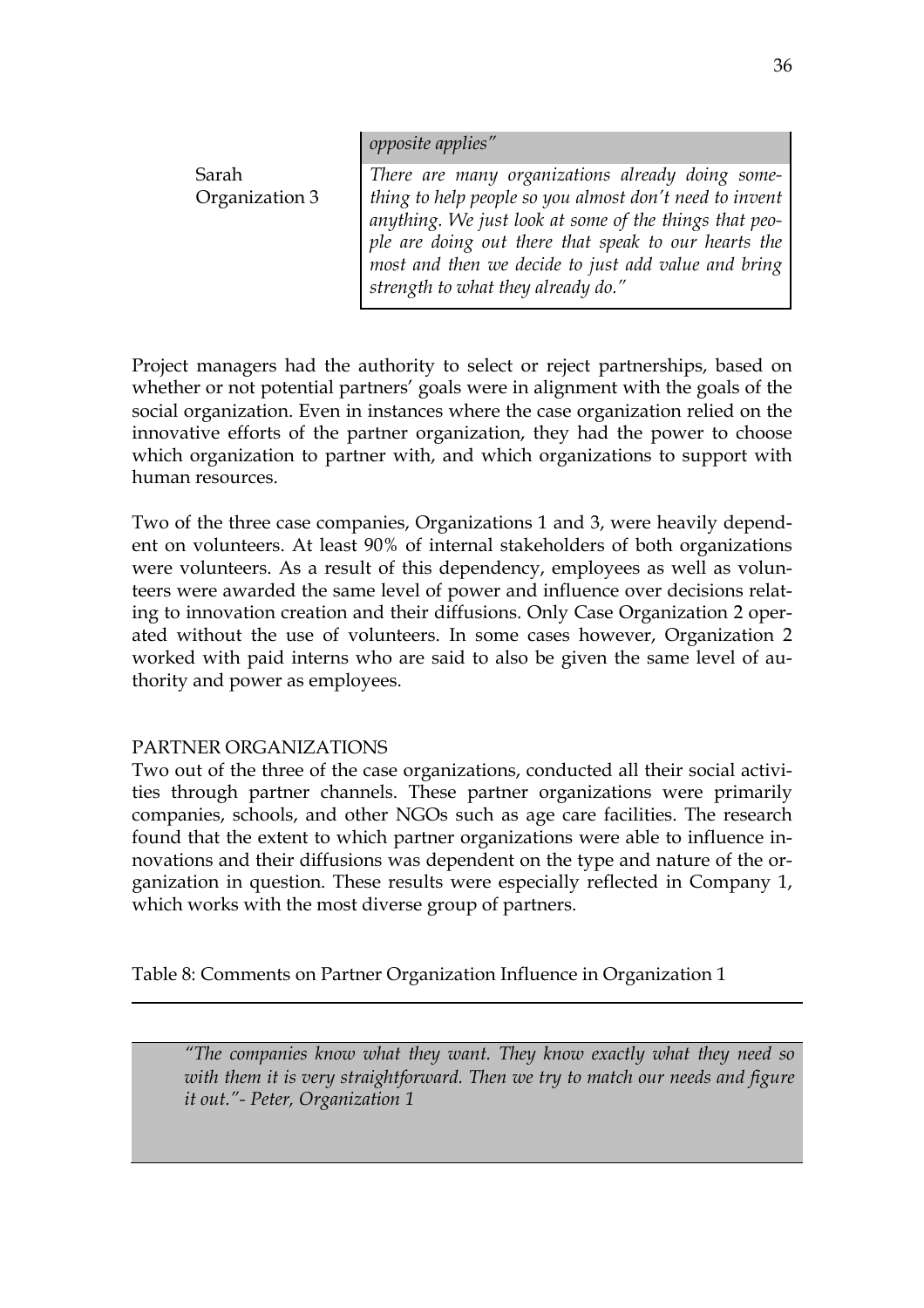| | |
|---|---|
| | *opposite applies"* |
| Sarah Organization 3 | *There are many organizations already doing something to help people so you almost don't need to invent anything. We just look at some of the things that people are doing out there that speak to our hearts the most and then we decide to just add value and bring strength to what they already do."* |

Project managers had the authority to select or reject partnerships, based on whether or not potential partners' goals were in alignment with the goals of the social organization. Even in instances where the case organization relied on the innovative efforts of the partner organization, they had the power to choose which organization to partner with, and which organizations to support with human resources.

Two of the three case companies, Organizations 1 and 3, were heavily dependent on volunteers. At least 90% of internal stakeholders of both organizations were volunteers. As a result of this dependency, employees as well as volunteers were awarded the same level of power and influence over decisions relating to innovation creation and their diffusions. Only Case Organization 2 operated without the use of volunteers. In some cases however, Organization 2 worked with paid interns who are said to also be given the same level of authority and power as employees.

PARTNER ORGANIZATIONS

Two out of the three of the case organizations, conducted all their social activities through partner channels. These partner organizations were primarily companies, schools, and other NGOs such as age care facilities. The research found that the extent to which partner organizations were able to influence innovations and their diffusions was dependent on the type and nature of the organization in question. These results were especially reflected in Company 1, which works with the most diverse group of partners.

Table 8: Comments on Partner Organization Influence in Organization 1

| |
|---|
| *"The companies know what they want. They know exactly what they need so with them it is very straightforward. Then we try to match our needs and figure it out."- Peter, Organization 1* |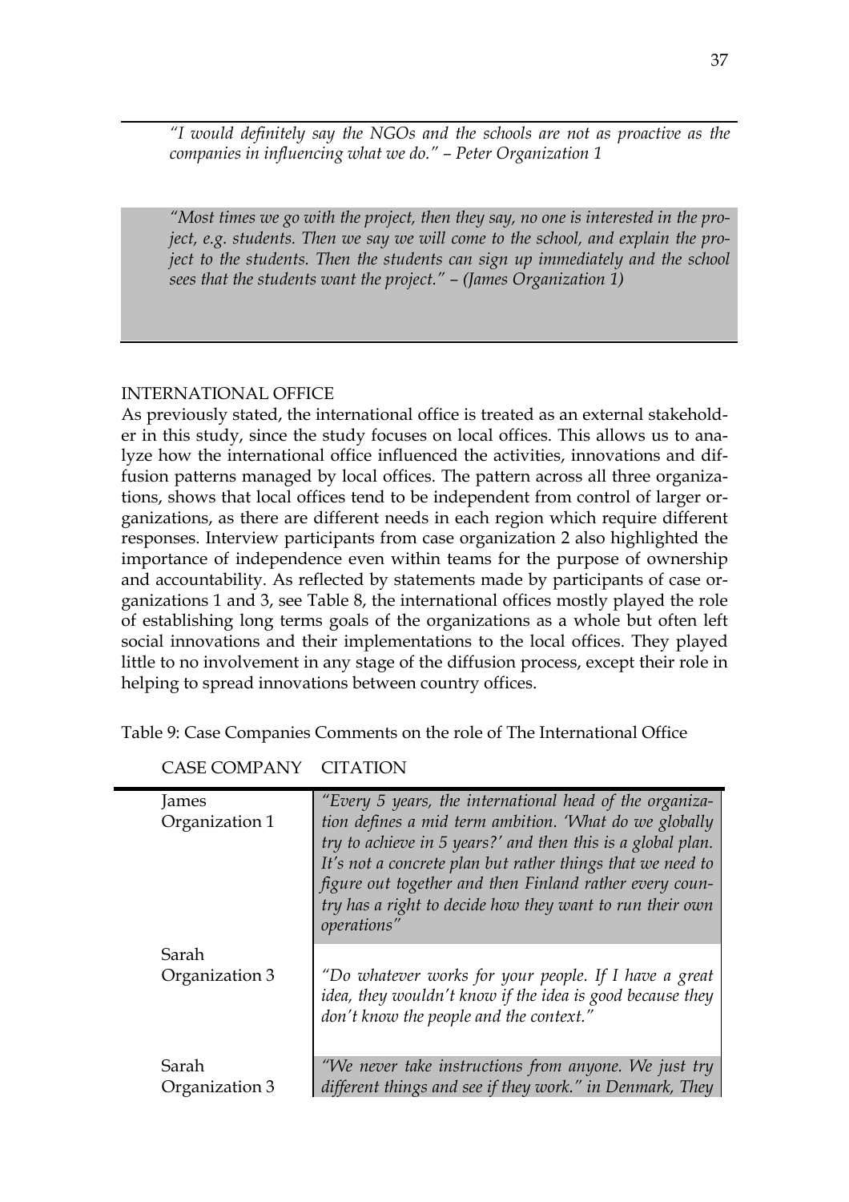*"I would definitely say the NGOs and the schools are not as proactive as the companies in influencing what we do." – Peter Organization 1*

*"Most times we go with the project, then they say, no one is interested in the project, e.g. students. Then we say we will come to the school, and explain the project to the students. Then the students can sign up immediately and the school sees that the students want the project." – (James Organization 1)*

INTERNATIONAL OFFICE

As previously stated, the international office is treated as an external stakeholder in this study, since the study focuses on local offices. This allows us to analyze how the international office influenced the activities, innovations and diffusion patterns managed by local offices. The pattern across all three organizations, shows that local offices tend to be independent from control of larger organizations, as there are different needs in each region which require different responses. Interview participants from case organization 2 also highlighted the importance of independence even within teams for the purpose of ownership and accountability. As reflected by statements made by participants of case organizations 1 and 3, see Table 8, the international offices mostly played the role of establishing long terms goals of the organizations as a whole but often left social innovations and their implementations to the local offices. They played little to no involvement in any stage of the diffusion process, except their role in helping to spread innovations between country offices.

Table 9: Case Companies Comments on the role of The International Office

| CASE COMPANY | CITATION |
|---|---|
| James Organization 1 | *"Every 5 years, the international head of the organization defines a mid term ambition. 'What do we globally try to achieve in 5 years?' and then this is a global plan. It's not a concrete plan but rather things that we need to figure out together and then Finland rather every country has a right to decide how they want to run their own operations"* |
| Sarah Organization 3 | *"Do whatever works for your people. If I have a great idea, they wouldn't know if the idea is good because they don't know the people and the context."* |
| Sarah Organization 3 | *"We never take instructions from anyone. We just try different things and see if they work." in Denmark, They* |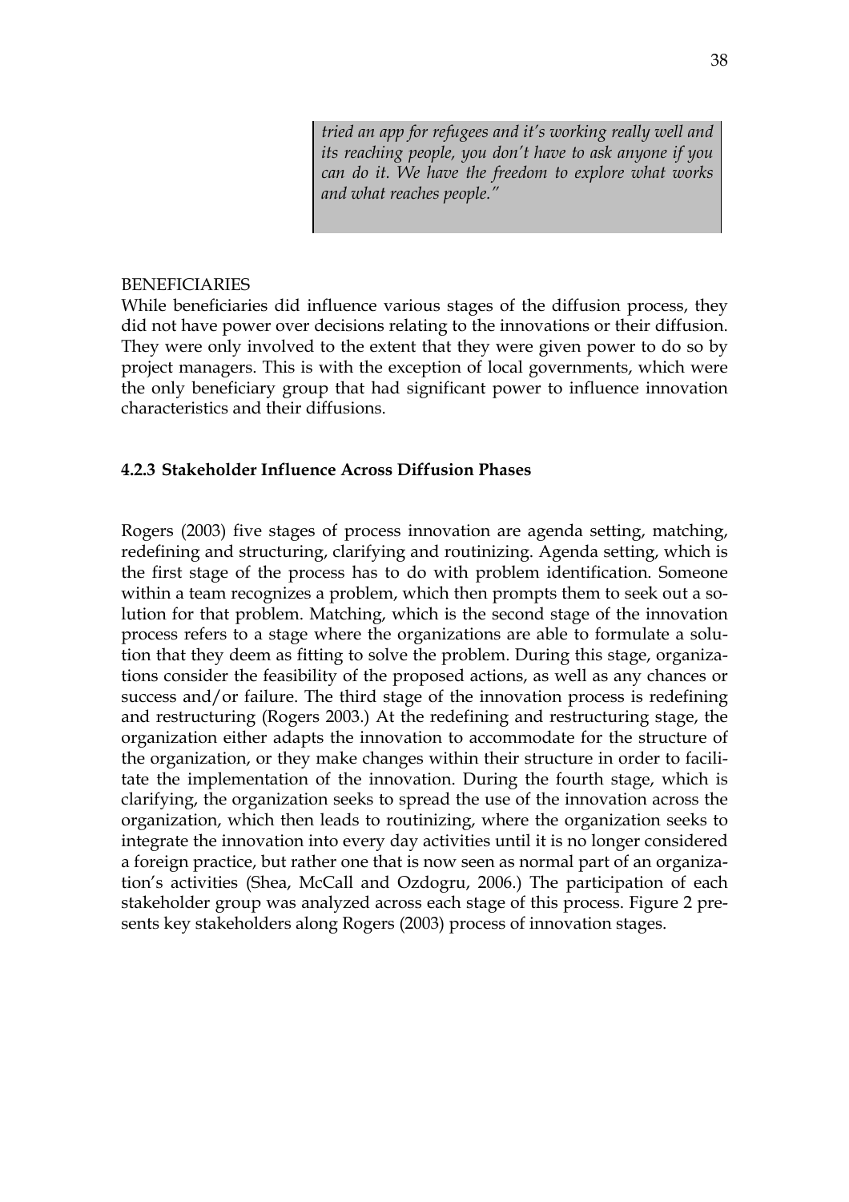> *tried an app for refugees and it's working really well and its reaching people, you don't have to ask anyone if you can do it. We have the freedom to explore what works and what reaches people."*

BENEFICIARIES

While beneficiaries did influence various stages of the diffusion process, they did not have power over decisions relating to the innovations or their diffusion. They were only involved to the extent that they were given power to do so by project managers. This is with the exception of local governments, which were the only beneficiary group that had significant power to influence innovation characteristics and their diffusions.

### 4.2.3 Stakeholder Influence Across Diffusion Phases

Rogers (2003) five stages of process innovation are agenda setting, matching, redefining and structuring, clarifying and routinizing. Agenda setting, which is the first stage of the process has to do with problem identification. Someone within a team recognizes a problem, which then prompts them to seek out a solution for that problem. Matching, which is the second stage of the innovation process refers to a stage where the organizations are able to formulate a solution that they deem as fitting to solve the problem. During this stage, organizations consider the feasibility of the proposed actions, as well as any chances or success and/or failure. The third stage of the innovation process is redefining and restructuring (Rogers 2003.) At the redefining and restructuring stage, the organization either adapts the innovation to accommodate for the structure of the organization, or they make changes within their structure in order to facilitate the implementation of the innovation. During the fourth stage, which is clarifying, the organization seeks to spread the use of the innovation across the organization, which then leads to routinizing, where the organization seeks to integrate the innovation into every day activities until it is no longer considered a foreign practice, but rather one that is now seen as normal part of an organization's activities (Shea, McCall and Ozdogru, 2006.) The participation of each stakeholder group was analyzed across each stage of this process. Figure 2 presents key stakeholders along Rogers (2003) process of innovation stages.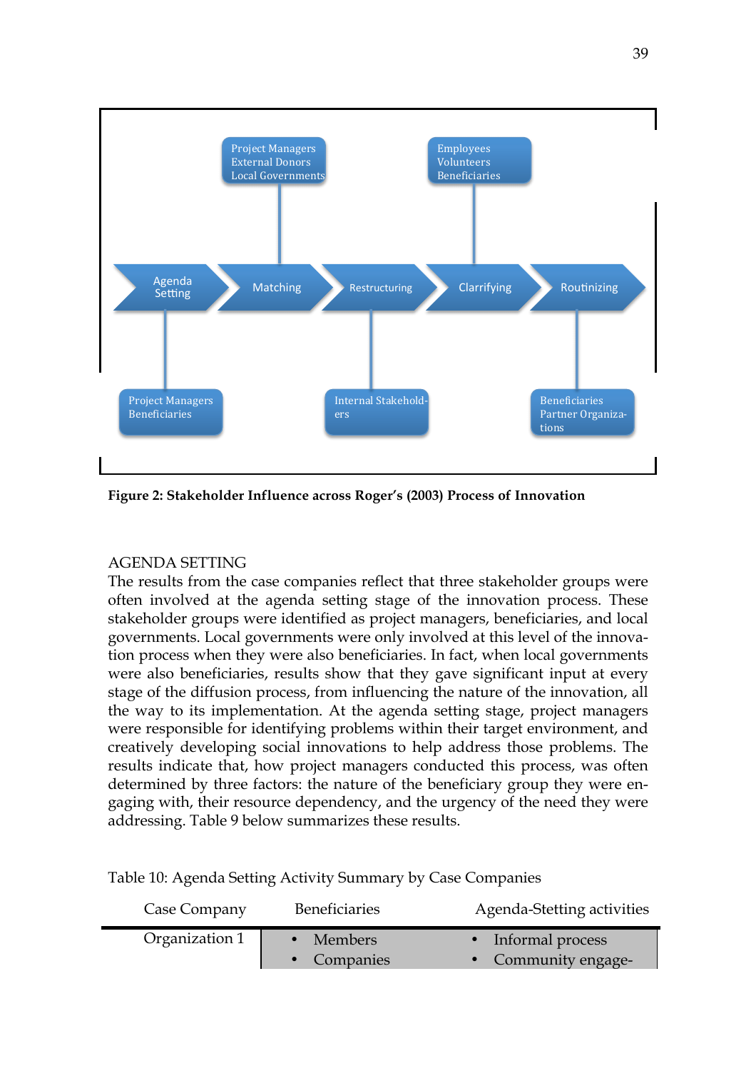Project Managers
External Donors
Local Governments

Employees
Volunteers
Beneficiaries

Agenda Setting → Matching → Restructuring → Clarrifying → Routinizing

Project Managers
Beneficiaries

Internal Stakeholders

Beneficiaries
Partner Organizations

**Figure 2: Stakeholder Influence across Roger's (2003) Process of Innovation**

AGENDA SETTING

The results from the case companies reflect that three stakeholder groups were often involved at the agenda setting stage of the innovation process. These stakeholder groups were identified as project managers, beneficiaries, and local governments. Local governments were only involved at this level of the innovation process when they were also beneficiaries. In fact, when local governments were also beneficiaries, results show that they gave significant input at every stage of the diffusion process, from influencing the nature of the innovation, all the way to its implementation. At the agenda setting stage, project managers were responsible for identifying problems within their target environment, and creatively developing social innovations to help address those problems. The results indicate that, how project managers conducted this process, was often determined by three factors: the nature of the beneficiary group they were engaging with, their resource dependency, and the urgency of the need they were addressing. Table 9 below summarizes these results.

Table 10: Agenda Setting Activity Summary by Case Companies

| Case Company | Beneficiaries | Agenda-Stetting activities |
|---|---|---|
| Organization 1 | • Members<br>• Companies | • Informal process<br>• Community engage- |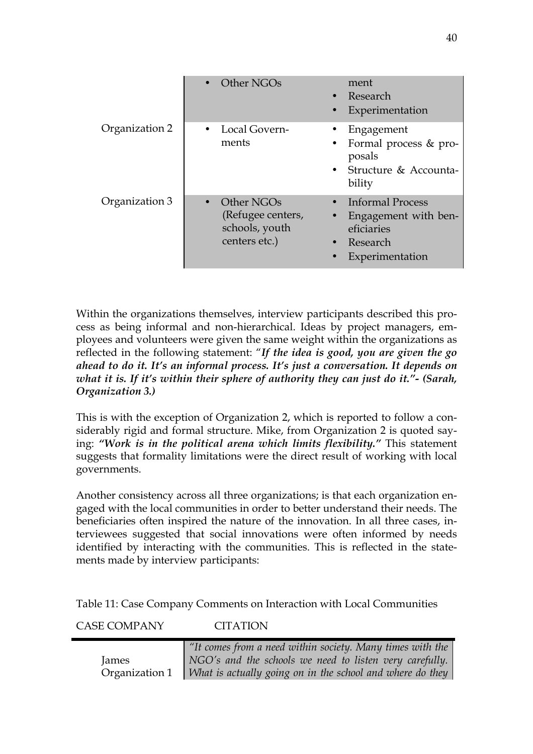| | | |
|---|---|---|
| | • Other NGOs | ment<br>• Research<br>• Experimentation |
| Organization 2 | • Local Governments | • Engagement<br>• Formal process & proposals<br>• Structure & Accountability |
| Organization 3 | • Other NGOs (Refugee centers, schools, youth centers etc.) | • Informal Process<br>• Engagement with beneficiaries<br>• Research<br>• Experimentation |

Within the organizations themselves, interview participants described this process as being informal and non-hierarchical. Ideas by project managers, employees and volunteers were given the same weight within the organizations as reflected in the following statement: "***If the idea is good, you are given the go ahead to do it. It's an informal process. It's just a conversation. It depends on what it is. If it's within their sphere of authority they can just do it."- (Sarah, Organization 3.)***

This is with the exception of Organization 2, which is reported to follow a considerably rigid and formal structure. Mike, from Organization 2 is quoted saying: ***"Work is in the political arena which limits flexibility."*** This statement suggests that formality limitations were the direct result of working with local governments.

Another consistency across all three organizations; is that each organization engaged with the local communities in order to better understand their needs. The beneficiaries often inspired the nature of the innovation. In all three cases, interviewees suggested that social innovations were often informed by needs identified by interacting with the communities. This is reflected in the statements made by interview participants:

Table 11: Case Company Comments on Interaction with Local Communities

| CASE COMPANY | CITATION |
|---|---|
| James<br>Organization 1 | *"It comes from a need within society. Many times with the NGO's and the schools we need to listen very carefully. What is actually going on in the school and where do they* |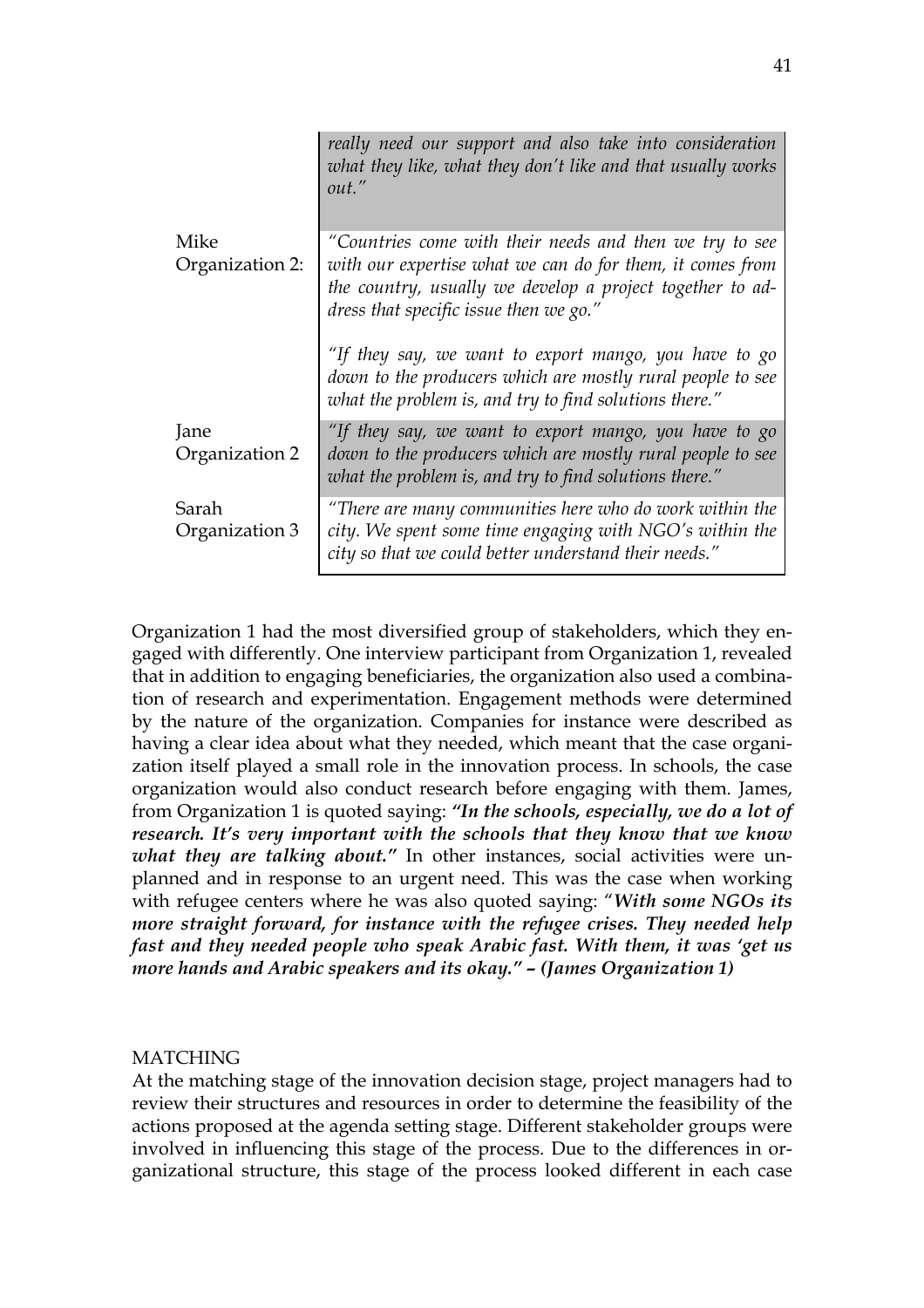| | |
|---|---|
| | *really need our support and also take into consideration what they like, what they don't like and that usually works out."* |
| Mike Organization 2: | *"Countries come with their needs and then we try to see with our expertise what we can do for them, it comes from the country, usually we develop a project together to address that specific issue then we go."* <br><br> *"If they say, we want to export mango, you have to go down to the producers which are mostly rural people to see what the problem is, and try to find solutions there."* |
| Jane Organization 2 | *"If they say, we want to export mango, you have to go down to the producers which are mostly rural people to see what the problem is, and try to find solutions there."* |
| Sarah Organization 3 | *"There are many communities here who do work within the city. We spent some time engaging with NGO's within the city so that we could better understand their needs."* |

Organization 1 had the most diversified group of stakeholders, which they engaged with differently. One interview participant from Organization 1, revealed that in addition to engaging beneficiaries, the organization also used a combination of research and experimentation. Engagement methods were determined by the nature of the organization. Companies for instance were described as having a clear idea about what they needed, which meant that the case organization itself played a small role in the innovation process. In schools, the case organization would also conduct research before engaging with them. James, from Organization 1 is quoted saying: ***"In the schools, especially, we do a lot of research. It's very important with the schools that they know that we know what they are talking about."*** In other instances, social activities were unplanned and in response to an urgent need. This was the case when working with refugee centers where he was also quoted saying: "***With some NGOs its more straight forward, for instance with the refugee crises. They needed help fast and they needed people who speak Arabic fast. With them, it was 'get us more hands and Arabic speakers and its okay." – (James Organization 1)***

MATCHING

At the matching stage of the innovation decision stage, project managers had to review their structures and resources in order to determine the feasibility of the actions proposed at the agenda setting stage. Different stakeholder groups were involved in influencing this stage of the process. Due to the differences in organizational structure, this stage of the process looked different in each case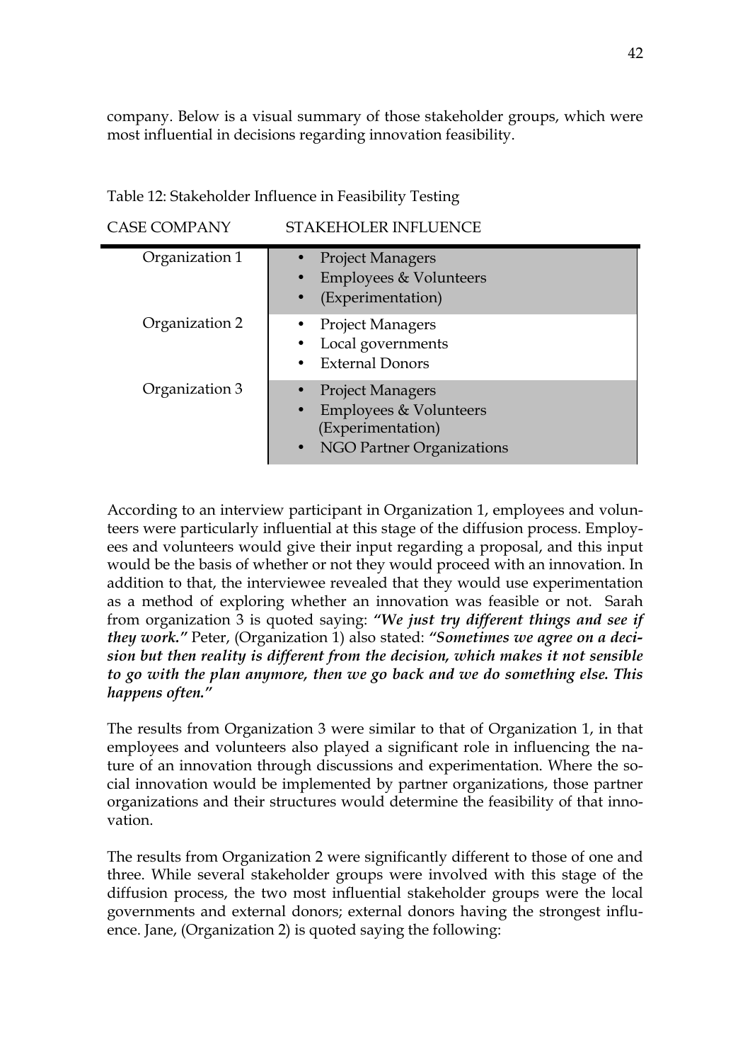company. Below is a visual summary of those stakeholder groups, which were most influential in decisions regarding innovation feasibility.

Table 12: Stakeholder Influence in Feasibility Testing

| CASE COMPANY | STAKEHOLER INFLUENCE |
|---|---|
| Organization 1 | • Project Managers<br>• Employees & Volunteers<br>• (Experimentation) |
| Organization 2 | • Project Managers<br>• Local governments<br>• External Donors |
| Organization 3 | • Project Managers<br>• Employees & Volunteers (Experimentation)<br>• NGO Partner Organizations |

According to an interview participant in Organization 1, employees and volunteers were particularly influential at this stage of the diffusion process. Employees and volunteers would give their input regarding a proposal, and this input would be the basis of whether or not they would proceed with an innovation. In addition to that, the interviewee revealed that they would use experimentation as a method of exploring whether an innovation was feasible or not. Sarah from organization 3 is quoted saying: ***"We just try different things and see if they work."*** Peter, (Organization 1) also stated: ***"Sometimes we agree on a decision but then reality is different from the decision, which makes it not sensible to go with the plan anymore, then we go back and we do something else. This happens often."***

The results from Organization 3 were similar to that of Organization 1, in that employees and volunteers also played a significant role in influencing the nature of an innovation through discussions and experimentation. Where the social innovation would be implemented by partner organizations, those partner organizations and their structures would determine the feasibility of that innovation.

The results from Organization 2 were significantly different to those of one and three. While several stakeholder groups were involved with this stage of the diffusion process, the two most influential stakeholder groups were the local governments and external donors; external donors having the strongest influence. Jane, (Organization 2) is quoted saying the following: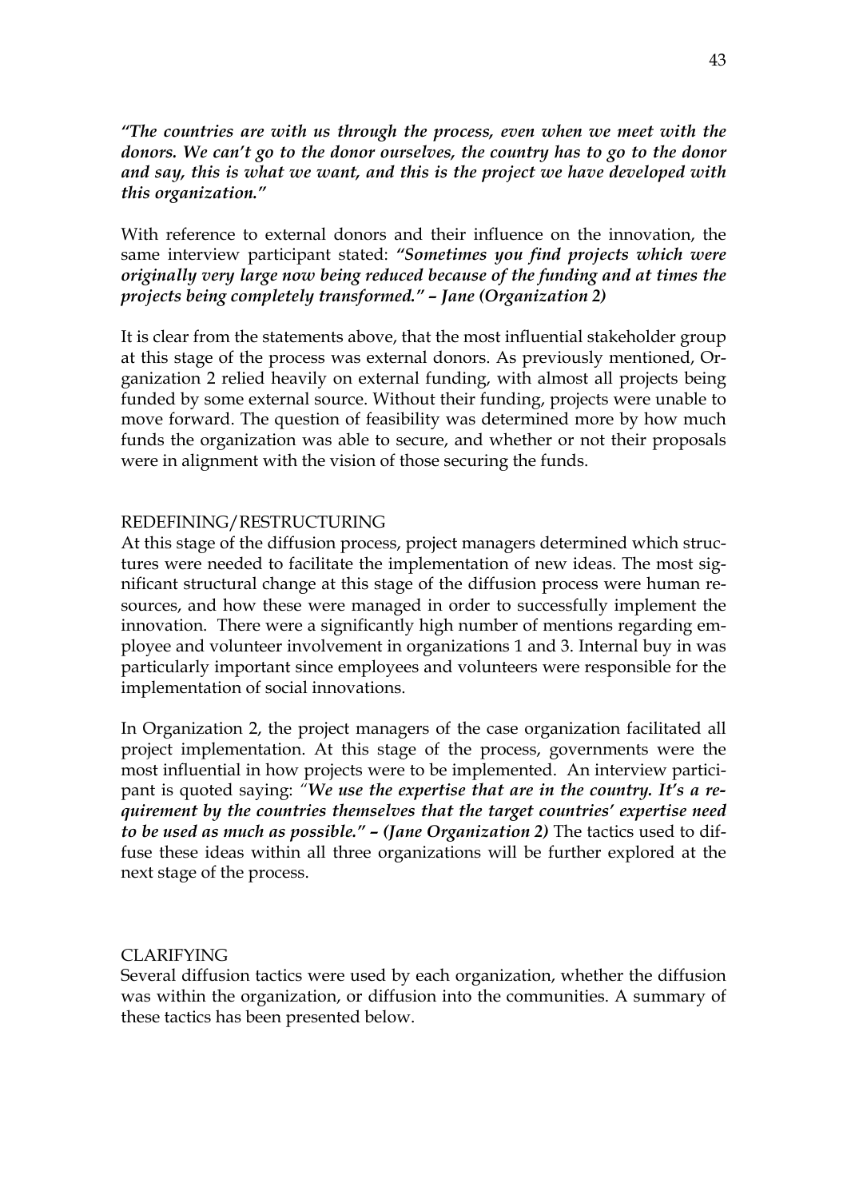***"The countries are with us through the process, even when we meet with the donors. We can't go to the donor ourselves, the country has to go to the donor and say, this is what we want, and this is the project we have developed with this organization."***

With reference to external donors and their influence on the innovation, the same interview participant stated: ***"Sometimes you find projects which were originally very large now being reduced because of the funding and at times the projects being completely transformed." – Jane (Organization 2)***

It is clear from the statements above, that the most influential stakeholder group at this stage of the process was external donors. As previously mentioned, Organization 2 relied heavily on external funding, with almost all projects being funded by some external source. Without their funding, projects were unable to move forward. The question of feasibility was determined more by how much funds the organization was able to secure, and whether or not their proposals were in alignment with the vision of those securing the funds.

REDEFINING/RESTRUCTURING

At this stage of the diffusion process, project managers determined which structures were needed to facilitate the implementation of new ideas. The most significant structural change at this stage of the diffusion process were human resources, and how these were managed in order to successfully implement the innovation. There were a significantly high number of mentions regarding employee and volunteer involvement in organizations 1 and 3. Internal buy in was particularly important since employees and volunteers were responsible for the implementation of social innovations.

In Organization 2, the project managers of the case organization facilitated all project implementation. At this stage of the process, governments were the most influential in how projects were to be implemented. An interview participant is quoted saying: *"**We use the expertise that are in the country. It's a requirement by the countries themselves that the target countries' expertise need to be used as much as possible." – (Jane Organization 2)*** The tactics used to diffuse these ideas within all three organizations will be further explored at the next stage of the process.

CLARIFYING

Several diffusion tactics were used by each organization, whether the diffusion was within the organization, or diffusion into the communities. A summary of these tactics has been presented below.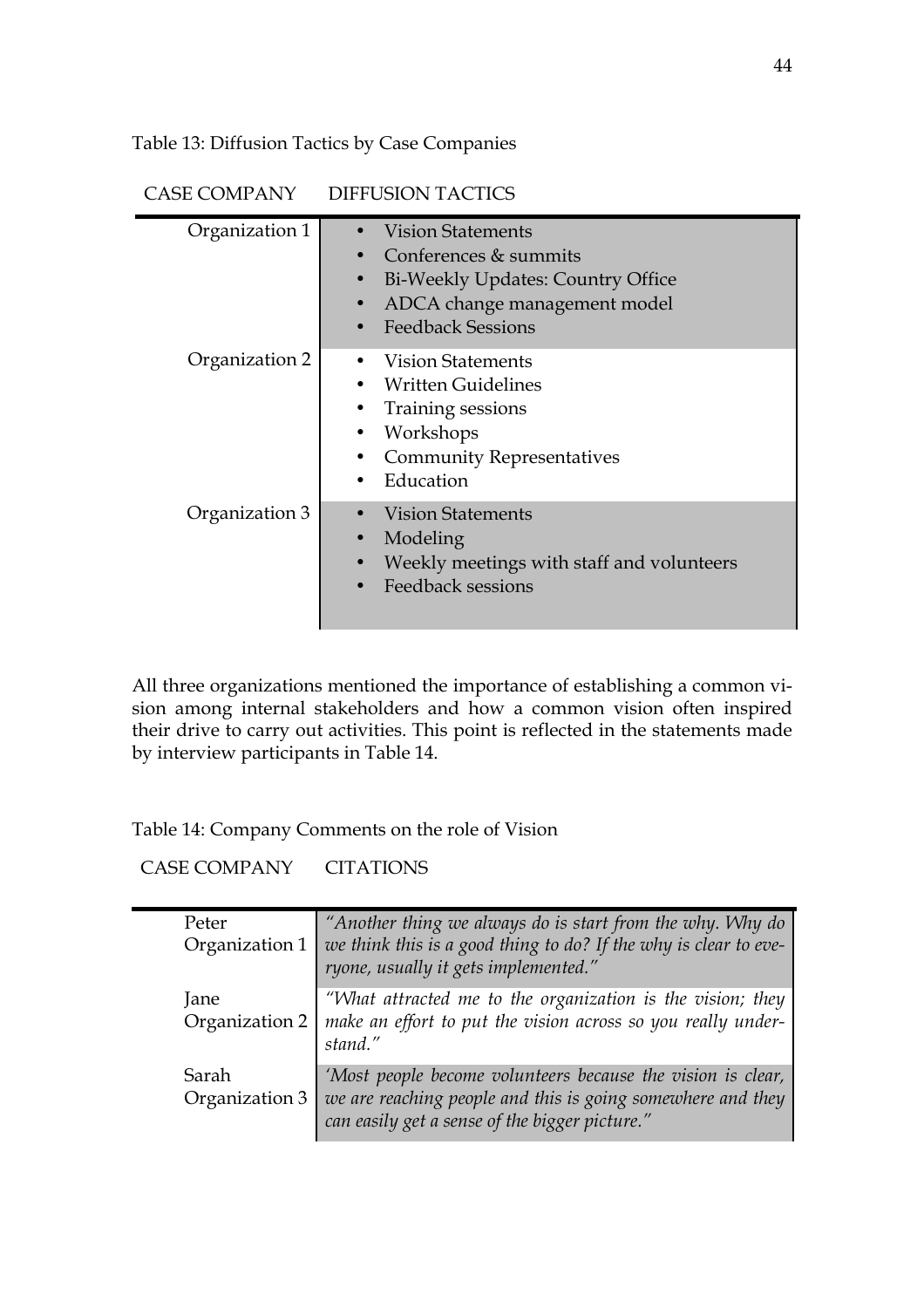Table 13: Diffusion Tactics by Case Companies

| CASE COMPANY | DIFFUSION TACTICS |
|---|---|
| Organization 1 | • Vision Statements<br>• Conferences & summits<br>• Bi-Weekly Updates: Country Office<br>• ADCA change management model<br>• Feedback Sessions |
| Organization 2 | • Vision Statements<br>• Written Guidelines<br>• Training sessions<br>• Workshops<br>• Community Representatives<br>• Education |
| Organization 3 | • Vision Statements<br>• Modeling<br>• Weekly meetings with staff and volunteers<br>• Feedback sessions |

All three organizations mentioned the importance of establishing a common vision among internal stakeholders and how a common vision often inspired their drive to carry out activities. This point is reflected in the statements made by interview participants in Table 14.

Table 14: Company Comments on the role of Vision

| CASE COMPANY | CITATIONS |
|---|---|
| Peter<br>Organization 1 | *"Another thing we always do is start from the why. Why do we think this is a good thing to do? If the why is clear to everyone, usually it gets implemented."* |
| Jane<br>Organization 2 | *"What attracted me to the organization is the vision; they make an effort to put the vision across so you really understand."* |
| Sarah<br>Organization 3 | *'Most people become volunteers because the vision is clear, we are reaching people and this is going somewhere and they can easily get a sense of the bigger picture."* |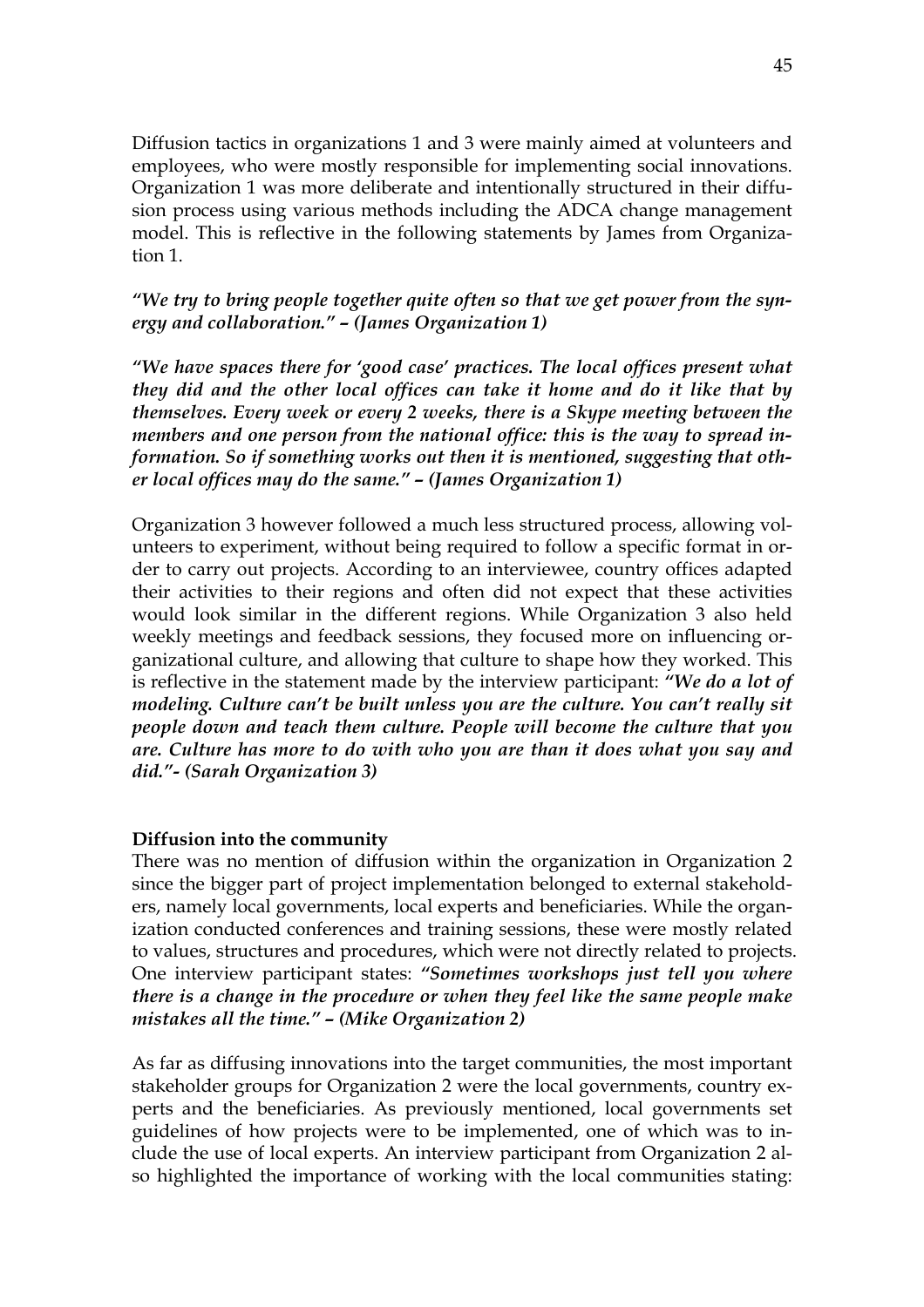Diffusion tactics in organizations 1 and 3 were mainly aimed at volunteers and employees, who were mostly responsible for implementing social innovations. Organization 1 was more deliberate and intentionally structured in their diffusion process using various methods including the ADCA change management model. This is reflective in the following statements by James from Organization 1.

***"We try to bring people together quite often so that we get power from the synergy and collaboration." – (James Organization 1)***

***"We have spaces there for 'good case' practices. The local offices present what they did and the other local offices can take it home and do it like that by themselves. Every week or every 2 weeks, there is a Skype meeting between the members and one person from the national office: this is the way to spread information. So if something works out then it is mentioned, suggesting that other local offices may do the same." – (James Organization 1)***

Organization 3 however followed a much less structured process, allowing volunteers to experiment, without being required to follow a specific format in order to carry out projects. According to an interviewee, country offices adapted their activities to their regions and often did not expect that these activities would look similar in the different regions. While Organization 3 also held weekly meetings and feedback sessions, they focused more on influencing organizational culture, and allowing that culture to shape how they worked. This is reflective in the statement made by the interview participant: ***"We do a lot of modeling. Culture can't be built unless you are the culture. You can't really sit people down and teach them culture. People will become the culture that you are. Culture has more to do with who you are than it does what you say and did."- (Sarah Organization 3)***

**Diffusion into the community**

There was no mention of diffusion within the organization in Organization 2 since the bigger part of project implementation belonged to external stakeholders, namely local governments, local experts and beneficiaries. While the organization conducted conferences and training sessions, these were mostly related to values, structures and procedures, which were not directly related to projects. One interview participant states: ***"Sometimes workshops just tell you where there is a change in the procedure or when they feel like the same people make mistakes all the time." – (Mike Organization 2)***

As far as diffusing innovations into the target communities, the most important stakeholder groups for Organization 2 were the local governments, country experts and the beneficiaries. As previously mentioned, local governments set guidelines of how projects were to be implemented, one of which was to include the use of local experts. An interview participant from Organization 2 also highlighted the importance of working with the local communities stating: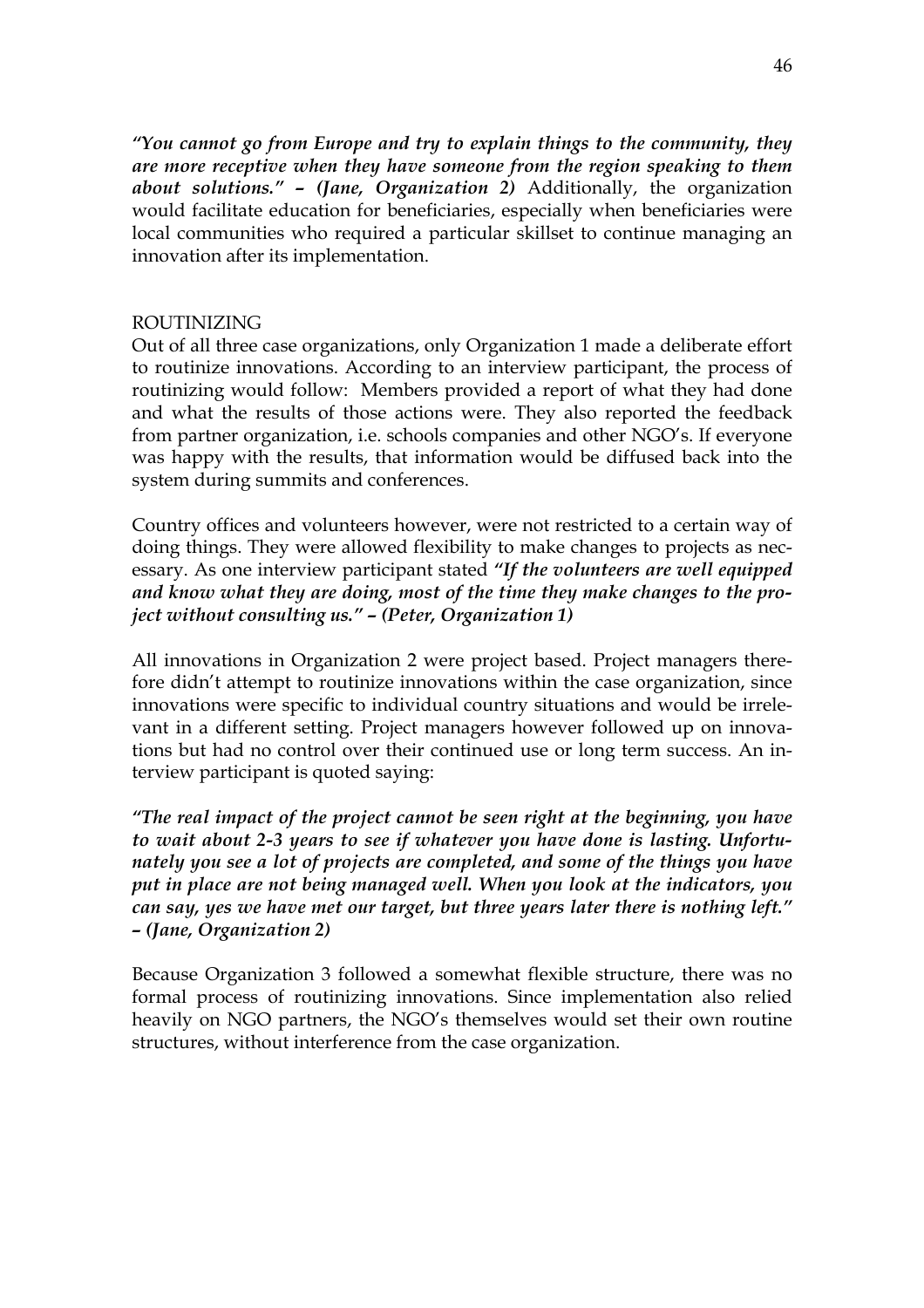***"You cannot go from Europe and try to explain things to the community, they are more receptive when they have someone from the region speaking to them about solutions." – (Jane, Organization 2)*** Additionally, the organization would facilitate education for beneficiaries, especially when beneficiaries were local communities who required a particular skillset to continue managing an innovation after its implementation.

## ROUTINIZING

Out of all three case organizations, only Organization 1 made a deliberate effort to routinize innovations. According to an interview participant, the process of routinizing would follow: Members provided a report of what they had done and what the results of those actions were. They also reported the feedback from partner organization, i.e. schools companies and other NGO's. If everyone was happy with the results, that information would be diffused back into the system during summits and conferences.

Country offices and volunteers however, were not restricted to a certain way of doing things. They were allowed flexibility to make changes to projects as necessary. As one interview participant stated ***"If the volunteers are well equipped and know what they are doing, most of the time they make changes to the project without consulting us." – (Peter, Organization 1)***

All innovations in Organization 2 were project based. Project managers therefore didn't attempt to routinize innovations within the case organization, since innovations were specific to individual country situations and would be irrelevant in a different setting. Project managers however followed up on innovations but had no control over their continued use or long term success. An interview participant is quoted saying:

***"The real impact of the project cannot be seen right at the beginning, you have to wait about 2-3 years to see if whatever you have done is lasting. Unfortunately you see a lot of projects are completed, and some of the things you have put in place are not being managed well. When you look at the indicators, you can say, yes we have met our target, but three years later there is nothing left." – (Jane, Organization 2)***

Because Organization 3 followed a somewhat flexible structure, there was no formal process of routinizing innovations. Since implementation also relied heavily on NGO partners, the NGO's themselves would set their own routine structures, without interference from the case organization.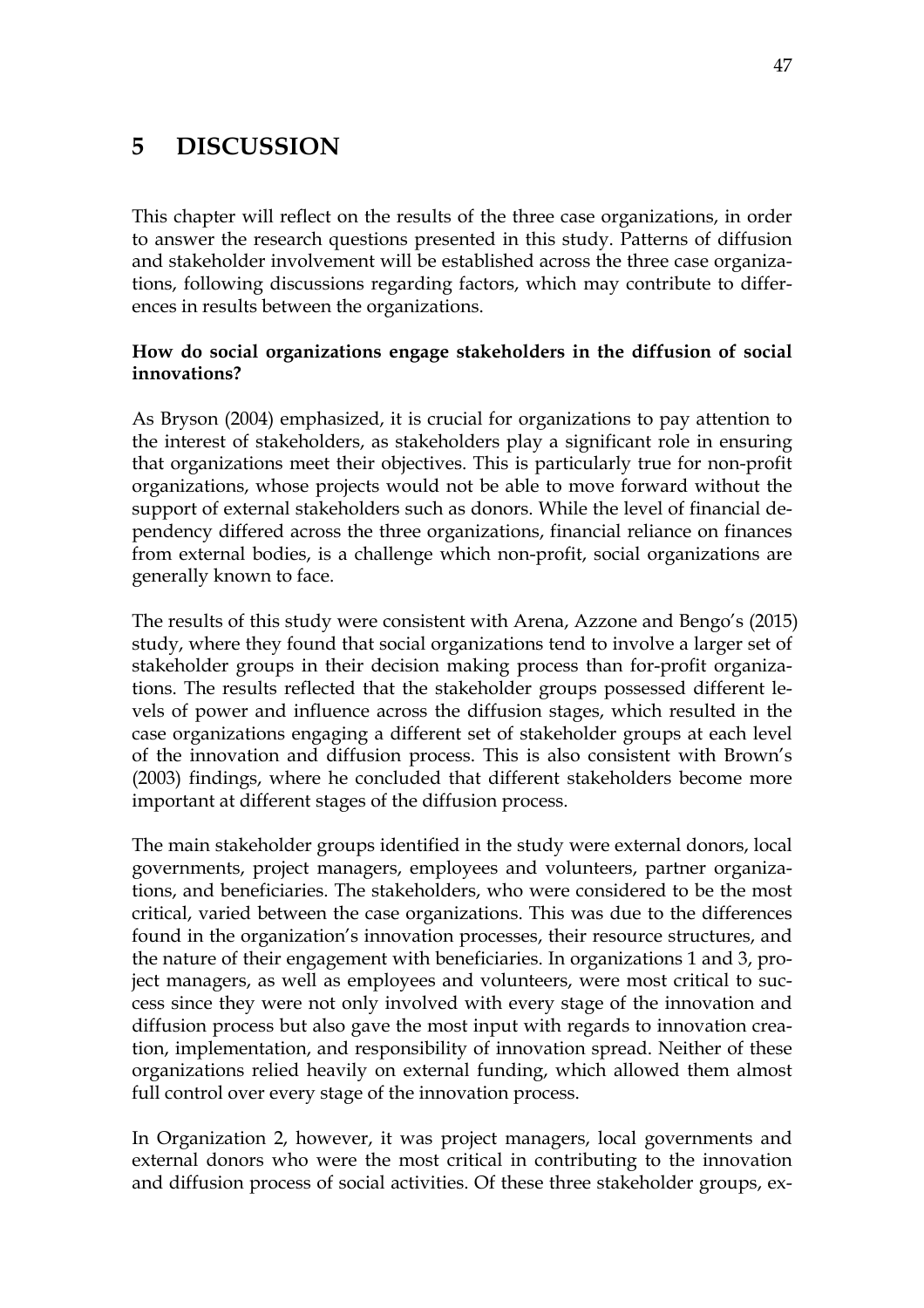# 5 DISCUSSION

This chapter will reflect on the results of the three case organizations, in order to answer the research questions presented in this study. Patterns of diffusion and stakeholder involvement will be established across the three case organizations, following discussions regarding factors, which may contribute to differences in results between the organizations.

**How do social organizations engage stakeholders in the diffusion of social innovations?**

As Bryson (2004) emphasized, it is crucial for organizations to pay attention to the interest of stakeholders, as stakeholders play a significant role in ensuring that organizations meet their objectives. This is particularly true for non-profit organizations, whose projects would not be able to move forward without the support of external stakeholders such as donors. While the level of financial dependency differed across the three organizations, financial reliance on finances from external bodies, is a challenge which non-profit, social organizations are generally known to face.

The results of this study were consistent with Arena, Azzone and Bengo's (2015) study, where they found that social organizations tend to involve a larger set of stakeholder groups in their decision making process than for-profit organizations. The results reflected that the stakeholder groups possessed different levels of power and influence across the diffusion stages, which resulted in the case organizations engaging a different set of stakeholder groups at each level of the innovation and diffusion process. This is also consistent with Brown's (2003) findings, where he concluded that different stakeholders become more important at different stages of the diffusion process.

The main stakeholder groups identified in the study were external donors, local governments, project managers, employees and volunteers, partner organizations, and beneficiaries. The stakeholders, who were considered to be the most critical, varied between the case organizations. This was due to the differences found in the organization's innovation processes, their resource structures, and the nature of their engagement with beneficiaries. In organizations 1 and 3, project managers, as well as employees and volunteers, were most critical to success since they were not only involved with every stage of the innovation and diffusion process but also gave the most input with regards to innovation creation, implementation, and responsibility of innovation spread. Neither of these organizations relied heavily on external funding, which allowed them almost full control over every stage of the innovation process.

In Organization 2, however, it was project managers, local governments and external donors who were the most critical in contributing to the innovation and diffusion process of social activities. Of these three stakeholder groups, ex-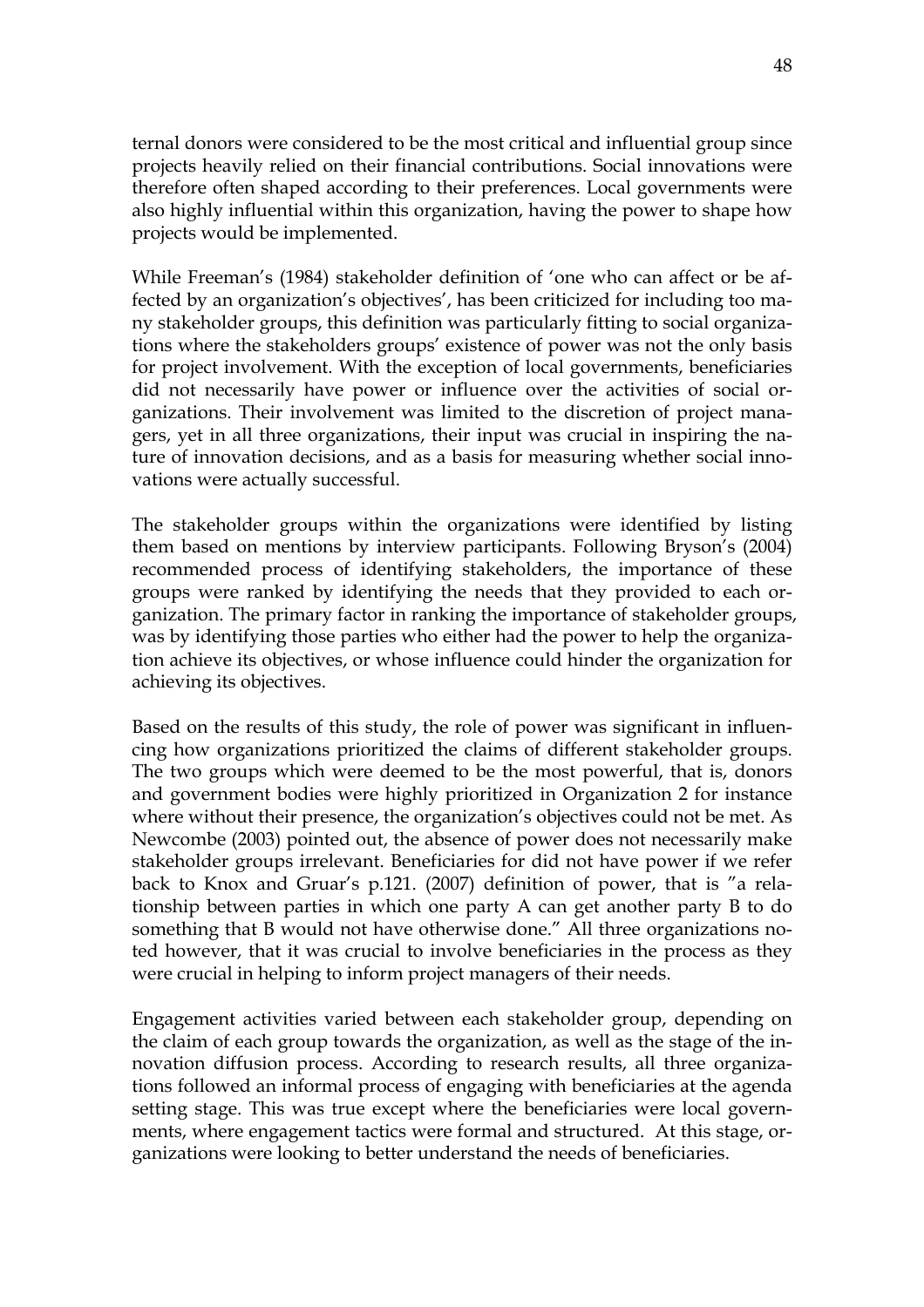ternal donors were considered to be the most critical and influential group since projects heavily relied on their financial contributions. Social innovations were therefore often shaped according to their preferences. Local governments were also highly influential within this organization, having the power to shape how projects would be implemented.

While Freeman's (1984) stakeholder definition of 'one who can affect or be affected by an organization's objectives', has been criticized for including too many stakeholder groups, this definition was particularly fitting to social organizations where the stakeholders groups' existence of power was not the only basis for project involvement. With the exception of local governments, beneficiaries did not necessarily have power or influence over the activities of social organizations. Their involvement was limited to the discretion of project managers, yet in all three organizations, their input was crucial in inspiring the nature of innovation decisions, and as a basis for measuring whether social innovations were actually successful.

The stakeholder groups within the organizations were identified by listing them based on mentions by interview participants. Following Bryson's (2004) recommended process of identifying stakeholders, the importance of these groups were ranked by identifying the needs that they provided to each organization. The primary factor in ranking the importance of stakeholder groups, was by identifying those parties who either had the power to help the organization achieve its objectives, or whose influence could hinder the organization for achieving its objectives.

Based on the results of this study, the role of power was significant in influencing how organizations prioritized the claims of different stakeholder groups. The two groups which were deemed to be the most powerful, that is, donors and government bodies were highly prioritized in Organization 2 for instance where without their presence, the organization's objectives could not be met. As Newcombe (2003) pointed out, the absence of power does not necessarily make stakeholder groups irrelevant. Beneficiaries for did not have power if we refer back to Knox and Gruar's p.121. (2007) definition of power, that is "a relationship between parties in which one party A can get another party B to do something that B would not have otherwise done." All three organizations noted however, that it was crucial to involve beneficiaries in the process as they were crucial in helping to inform project managers of their needs.

Engagement activities varied between each stakeholder group, depending on the claim of each group towards the organization, as well as the stage of the innovation diffusion process. According to research results, all three organizations followed an informal process of engaging with beneficiaries at the agenda setting stage. This was true except where the beneficiaries were local governments, where engagement tactics were formal and structured. At this stage, organizations were looking to better understand the needs of beneficiaries.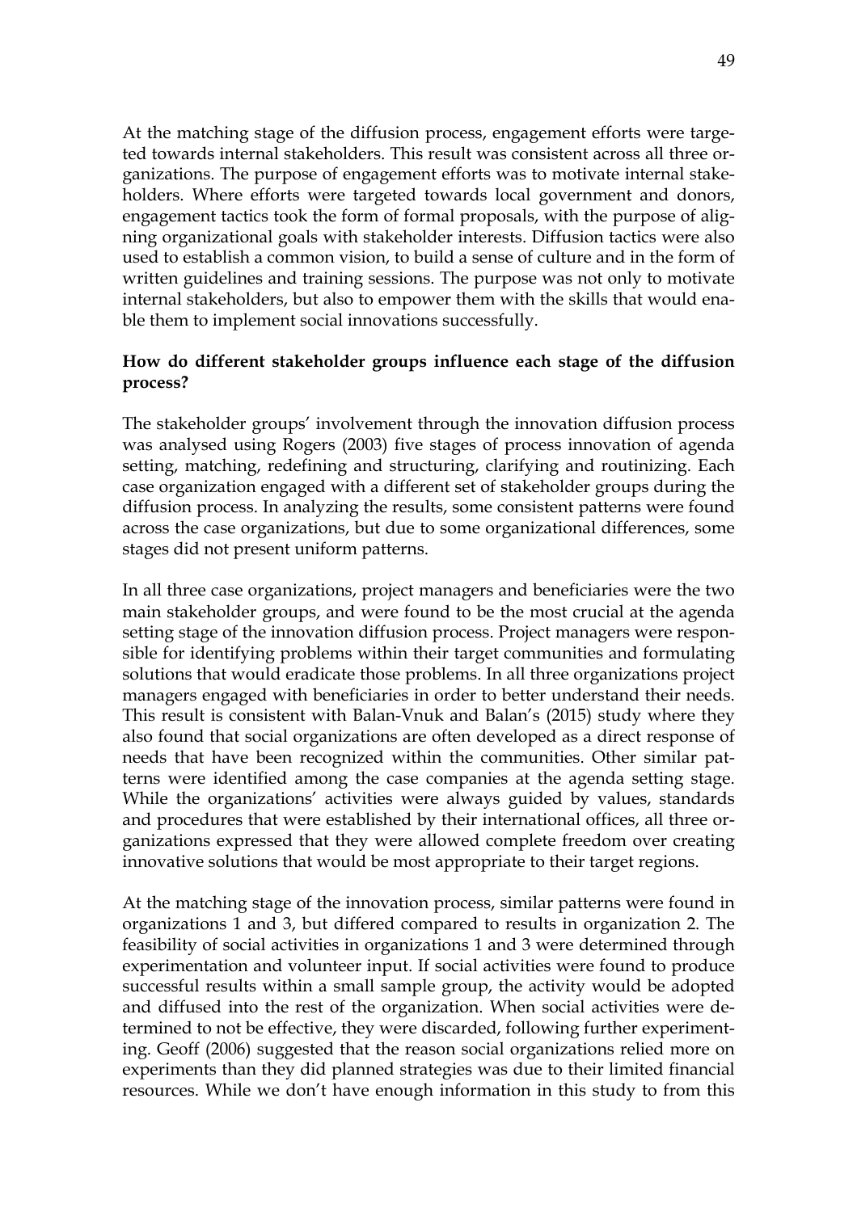At the matching stage of the diffusion process, engagement efforts were targeted towards internal stakeholders. This result was consistent across all three organizations. The purpose of engagement efforts was to motivate internal stakeholders. Where efforts were targeted towards local government and donors, engagement tactics took the form of formal proposals, with the purpose of aligning organizational goals with stakeholder interests. Diffusion tactics were also used to establish a common vision, to build a sense of culture and in the form of written guidelines and training sessions. The purpose was not only to motivate internal stakeholders, but also to empower them with the skills that would enable them to implement social innovations successfully.

**How do different stakeholder groups influence each stage of the diffusion process?**

The stakeholder groups' involvement through the innovation diffusion process was analysed using Rogers (2003) five stages of process innovation of agenda setting, matching, redefining and structuring, clarifying and routinizing. Each case organization engaged with a different set of stakeholder groups during the diffusion process. In analyzing the results, some consistent patterns were found across the case organizations, but due to some organizational differences, some stages did not present uniform patterns.

In all three case organizations, project managers and beneficiaries were the two main stakeholder groups, and were found to be the most crucial at the agenda setting stage of the innovation diffusion process. Project managers were responsible for identifying problems within their target communities and formulating solutions that would eradicate those problems. In all three organizations project managers engaged with beneficiaries in order to better understand their needs. This result is consistent with Balan-Vnuk and Balan's (2015) study where they also found that social organizations are often developed as a direct response of needs that have been recognized within the communities. Other similar patterns were identified among the case companies at the agenda setting stage. While the organizations' activities were always guided by values, standards and procedures that were established by their international offices, all three organizations expressed that they were allowed complete freedom over creating innovative solutions that would be most appropriate to their target regions.

At the matching stage of the innovation process, similar patterns were found in organizations 1 and 3, but differed compared to results in organization 2. The feasibility of social activities in organizations 1 and 3 were determined through experimentation and volunteer input. If social activities were found to produce successful results within a small sample group, the activity would be adopted and diffused into the rest of the organization. When social activities were determined to not be effective, they were discarded, following further experimenting. Geoff (2006) suggested that the reason social organizations relied more on experiments than they did planned strategies was due to their limited financial resources. While we don't have enough information in this study to from this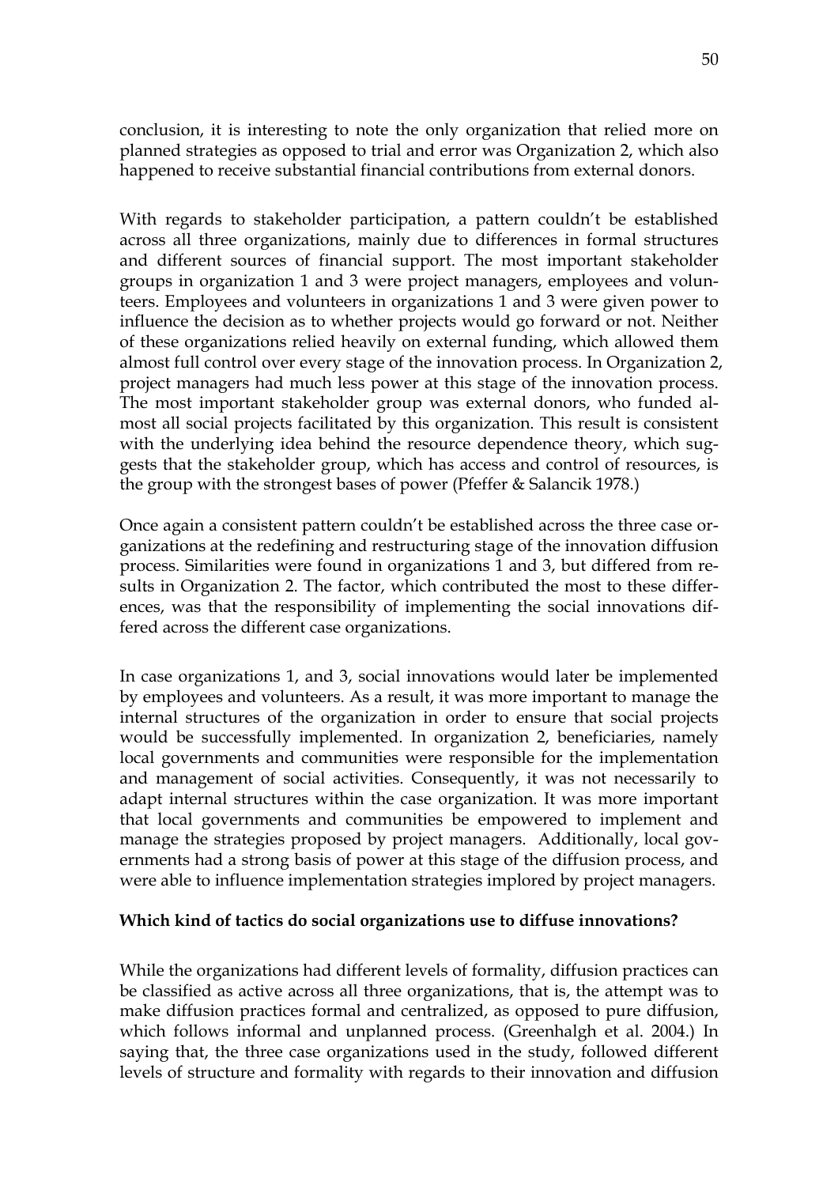conclusion, it is interesting to note the only organization that relied more on planned strategies as opposed to trial and error was Organization 2, which also happened to receive substantial financial contributions from external donors.

With regards to stakeholder participation, a pattern couldn't be established across all three organizations, mainly due to differences in formal structures and different sources of financial support. The most important stakeholder groups in organization 1 and 3 were project managers, employees and volunteers. Employees and volunteers in organizations 1 and 3 were given power to influence the decision as to whether projects would go forward or not. Neither of these organizations relied heavily on external funding, which allowed them almost full control over every stage of the innovation process. In Organization 2, project managers had much less power at this stage of the innovation process. The most important stakeholder group was external donors, who funded almost all social projects facilitated by this organization. This result is consistent with the underlying idea behind the resource dependence theory, which suggests that the stakeholder group, which has access and control of resources, is the group with the strongest bases of power (Pfeffer & Salancik 1978.)

Once again a consistent pattern couldn't be established across the three case organizations at the redefining and restructuring stage of the innovation diffusion process. Similarities were found in organizations 1 and 3, but differed from results in Organization 2. The factor, which contributed the most to these differences, was that the responsibility of implementing the social innovations differed across the different case organizations.

In case organizations 1, and 3, social innovations would later be implemented by employees and volunteers. As a result, it was more important to manage the internal structures of the organization in order to ensure that social projects would be successfully implemented. In organization 2, beneficiaries, namely local governments and communities were responsible for the implementation and management of social activities. Consequently, it was not necessarily to adapt internal structures within the case organization. It was more important that local governments and communities be empowered to implement and manage the strategies proposed by project managers. Additionally, local governments had a strong basis of power at this stage of the diffusion process, and were able to influence implementation strategies implored by project managers.

**Which kind of tactics do social organizations use to diffuse innovations?**

While the organizations had different levels of formality, diffusion practices can be classified as active across all three organizations, that is, the attempt was to make diffusion practices formal and centralized, as opposed to pure diffusion, which follows informal and unplanned process. (Greenhalgh et al. 2004.) In saying that, the three case organizations used in the study, followed different levels of structure and formality with regards to their innovation and diffusion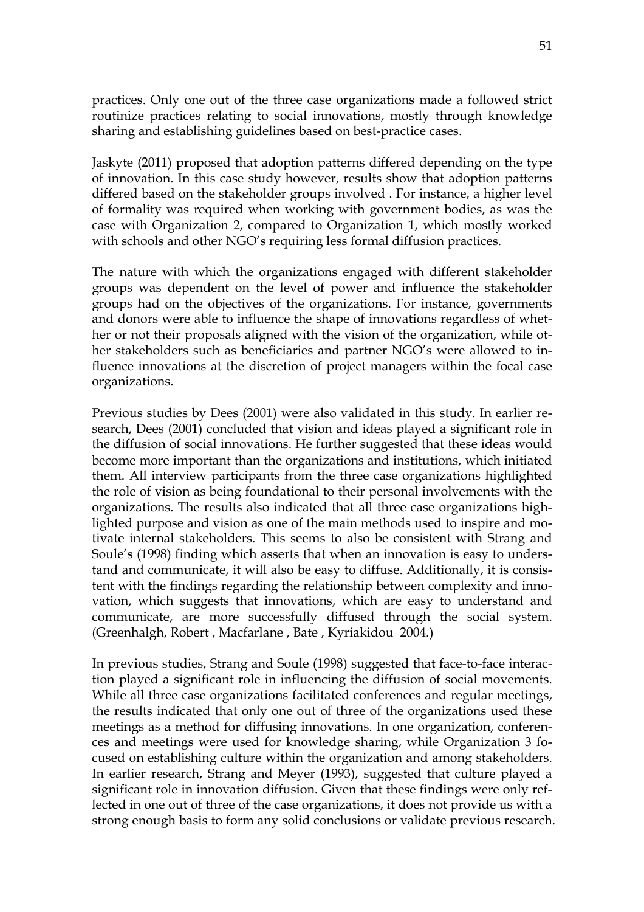practices. Only one out of the three case organizations made a followed strict routinize practices relating to social innovations, mostly through knowledge sharing and establishing guidelines based on best-practice cases.

Jaskyte (2011) proposed that adoption patterns differed depending on the type of innovation. In this case study however, results show that adoption patterns differed based on the stakeholder groups involved . For instance, a higher level of formality was required when working with government bodies, as was the case with Organization 2, compared to Organization 1, which mostly worked with schools and other NGO's requiring less formal diffusion practices.

The nature with which the organizations engaged with different stakeholder groups was dependent on the level of power and influence the stakeholder groups had on the objectives of the organizations. For instance, governments and donors were able to influence the shape of innovations regardless of whether or not their proposals aligned with the vision of the organization, while other stakeholders such as beneficiaries and partner NGO's were allowed to influence innovations at the discretion of project managers within the focal case organizations.

Previous studies by Dees (2001) were also validated in this study. In earlier research, Dees (2001) concluded that vision and ideas played a significant role in the diffusion of social innovations. He further suggested that these ideas would become more important than the organizations and institutions, which initiated them. All interview participants from the three case organizations highlighted the role of vision as being foundational to their personal involvements with the organizations. The results also indicated that all three case organizations highlighted purpose and vision as one of the main methods used to inspire and motivate internal stakeholders. This seems to also be consistent with Strang and Soule's (1998) finding which asserts that when an innovation is easy to understand and communicate, it will also be easy to diffuse. Additionally, it is consistent with the findings regarding the relationship between complexity and innovation, which suggests that innovations, which are easy to understand and communicate, are more successfully diffused through the social system. (Greenhalgh, Robert , Macfarlane , Bate , Kyriakidou 2004.)

In previous studies, Strang and Soule (1998) suggested that face-to-face interaction played a significant role in influencing the diffusion of social movements. While all three case organizations facilitated conferences and regular meetings, the results indicated that only one out of three of the organizations used these meetings as a method for diffusing innovations. In one organization, conferences and meetings were used for knowledge sharing, while Organization 3 focused on establishing culture within the organization and among stakeholders. In earlier research, Strang and Meyer (1993), suggested that culture played a significant role in innovation diffusion. Given that these findings were only reflected in one out of three of the case organizations, it does not provide us with a strong enough basis to form any solid conclusions or validate previous research.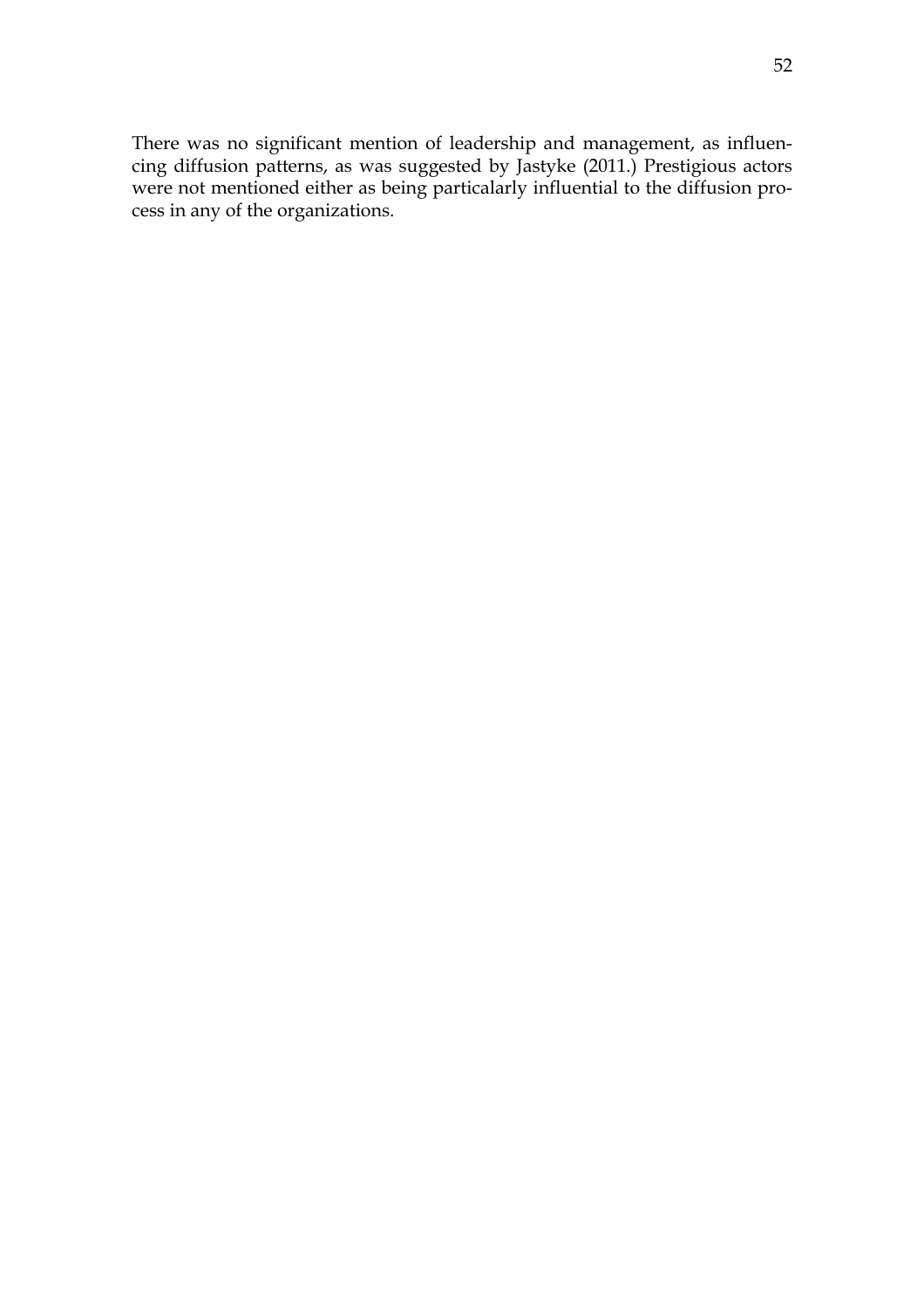There was no significant mention of leadership and management, as influencing diffusion patterns, as was suggested by Jastyke (2011.) Prestigious actors were not mentioned either as being particalarly influential to the diffusion process in any of the organizations.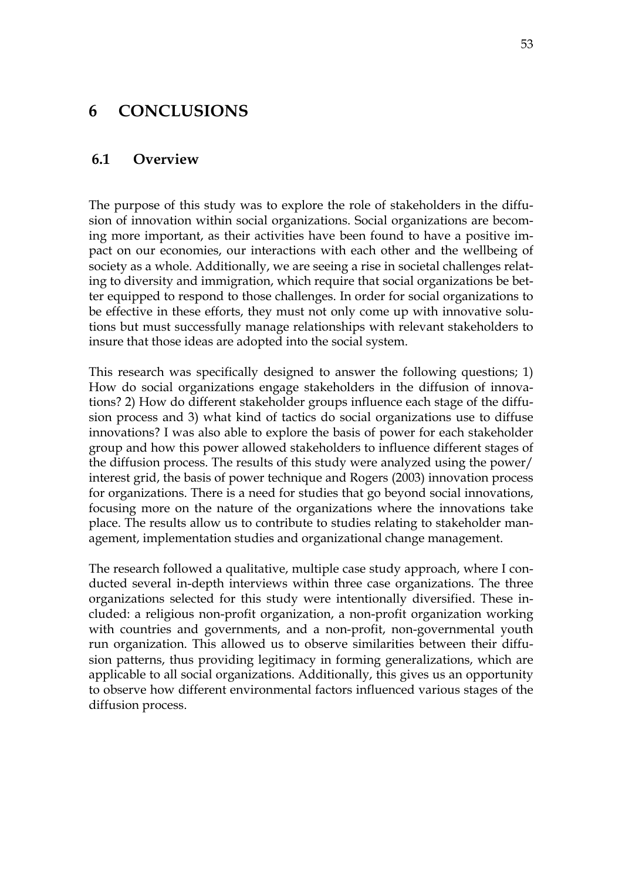# 6 CONCLUSIONS

## 6.1 Overview

The purpose of this study was to explore the role of stakeholders in the diffusion of innovation within social organizations. Social organizations are becoming more important, as their activities have been found to have a positive impact on our economies, our interactions with each other and the wellbeing of society as a whole. Additionally, we are seeing a rise in societal challenges relating to diversity and immigration, which require that social organizations be better equipped to respond to those challenges. In order for social organizations to be effective in these efforts, they must not only come up with innovative solutions but must successfully manage relationships with relevant stakeholders to insure that those ideas are adopted into the social system.

This research was specifically designed to answer the following questions; 1) How do social organizations engage stakeholders in the diffusion of innovations? 2) How do different stakeholder groups influence each stage of the diffusion process and 3) what kind of tactics do social organizations use to diffuse innovations? I was also able to explore the basis of power for each stakeholder group and how this power allowed stakeholders to influence different stages of the diffusion process. The results of this study were analyzed using the power/ interest grid, the basis of power technique and Rogers (2003) innovation process for organizations. There is a need for studies that go beyond social innovations, focusing more on the nature of the organizations where the innovations take place. The results allow us to contribute to studies relating to stakeholder management, implementation studies and organizational change management.

The research followed a qualitative, multiple case study approach, where I conducted several in-depth interviews within three case organizations. The three organizations selected for this study were intentionally diversified. These included: a religious non-profit organization, a non-profit organization working with countries and governments, and a non-profit, non-governmental youth run organization. This allowed us to observe similarities between their diffusion patterns, thus providing legitimacy in forming generalizations, which are applicable to all social organizations. Additionally, this gives us an opportunity to observe how different environmental factors influenced various stages of the diffusion process.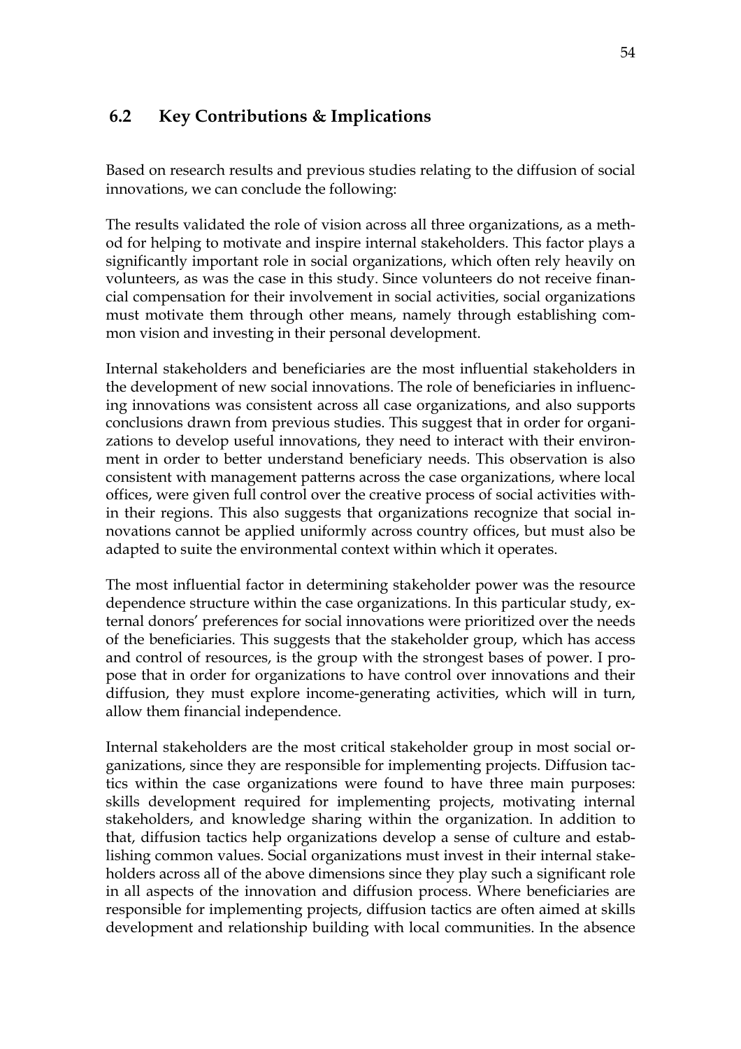## 6.2 Key Contributions & Implications

Based on research results and previous studies relating to the diffusion of social innovations, we can conclude the following:

The results validated the role of vision across all three organizations, as a method for helping to motivate and inspire internal stakeholders. This factor plays a significantly important role in social organizations, which often rely heavily on volunteers, as was the case in this study. Since volunteers do not receive financial compensation for their involvement in social activities, social organizations must motivate them through other means, namely through establishing common vision and investing in their personal development.

Internal stakeholders and beneficiaries are the most influential stakeholders in the development of new social innovations. The role of beneficiaries in influencing innovations was consistent across all case organizations, and also supports conclusions drawn from previous studies. This suggest that in order for organizations to develop useful innovations, they need to interact with their environment in order to better understand beneficiary needs. This observation is also consistent with management patterns across the case organizations, where local offices, were given full control over the creative process of social activities within their regions. This also suggests that organizations recognize that social innovations cannot be applied uniformly across country offices, but must also be adapted to suite the environmental context within which it operates.

The most influential factor in determining stakeholder power was the resource dependence structure within the case organizations. In this particular study, external donors' preferences for social innovations were prioritized over the needs of the beneficiaries. This suggests that the stakeholder group, which has access and control of resources, is the group with the strongest bases of power. I propose that in order for organizations to have control over innovations and their diffusion, they must explore income-generating activities, which will in turn, allow them financial independence.

Internal stakeholders are the most critical stakeholder group in most social organizations, since they are responsible for implementing projects. Diffusion tactics within the case organizations were found to have three main purposes: skills development required for implementing projects, motivating internal stakeholders, and knowledge sharing within the organization. In addition to that, diffusion tactics help organizations develop a sense of culture and establishing common values. Social organizations must invest in their internal stakeholders across all of the above dimensions since they play such a significant role in all aspects of the innovation and diffusion process. Where beneficiaries are responsible for implementing projects, diffusion tactics are often aimed at skills development and relationship building with local communities. In the absence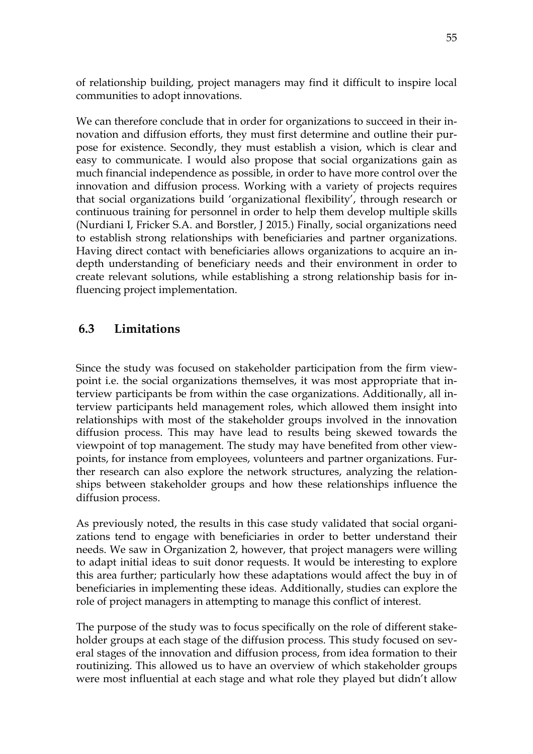of relationship building, project managers may find it difficult to inspire local communities to adopt innovations.

We can therefore conclude that in order for organizations to succeed in their innovation and diffusion efforts, they must first determine and outline their purpose for existence. Secondly, they must establish a vision, which is clear and easy to communicate. I would also propose that social organizations gain as much financial independence as possible, in order to have more control over the innovation and diffusion process. Working with a variety of projects requires that social organizations build 'organizational flexibility', through research or continuous training for personnel in order to help them develop multiple skills (Nurdiani I, Fricker S.A. and Borstler, J 2015.) Finally, social organizations need to establish strong relationships with beneficiaries and partner organizations. Having direct contact with beneficiaries allows organizations to acquire an in-depth understanding of beneficiary needs and their environment in order to create relevant solutions, while establishing a strong relationship basis for influencing project implementation.

## 6.3 Limitations

Since the study was focused on stakeholder participation from the firm viewpoint i.e. the social organizations themselves, it was most appropriate that interview participants be from within the case organizations. Additionally, all interview participants held management roles, which allowed them insight into relationships with most of the stakeholder groups involved in the innovation diffusion process. This may have lead to results being skewed towards the viewpoint of top management. The study may have benefited from other viewpoints, for instance from employees, volunteers and partner organizations. Further research can also explore the network structures, analyzing the relationships between stakeholder groups and how these relationships influence the diffusion process.

As previously noted, the results in this case study validated that social organizations tend to engage with beneficiaries in order to better understand their needs. We saw in Organization 2, however, that project managers were willing to adapt initial ideas to suit donor requests. It would be interesting to explore this area further; particularly how these adaptations would affect the buy in of beneficiaries in implementing these ideas. Additionally, studies can explore the role of project managers in attempting to manage this conflict of interest.

The purpose of the study was to focus specifically on the role of different stakeholder groups at each stage of the diffusion process. This study focused on several stages of the innovation and diffusion process, from idea formation to their routinizing. This allowed us to have an overview of which stakeholder groups were most influential at each stage and what role they played but didn't allow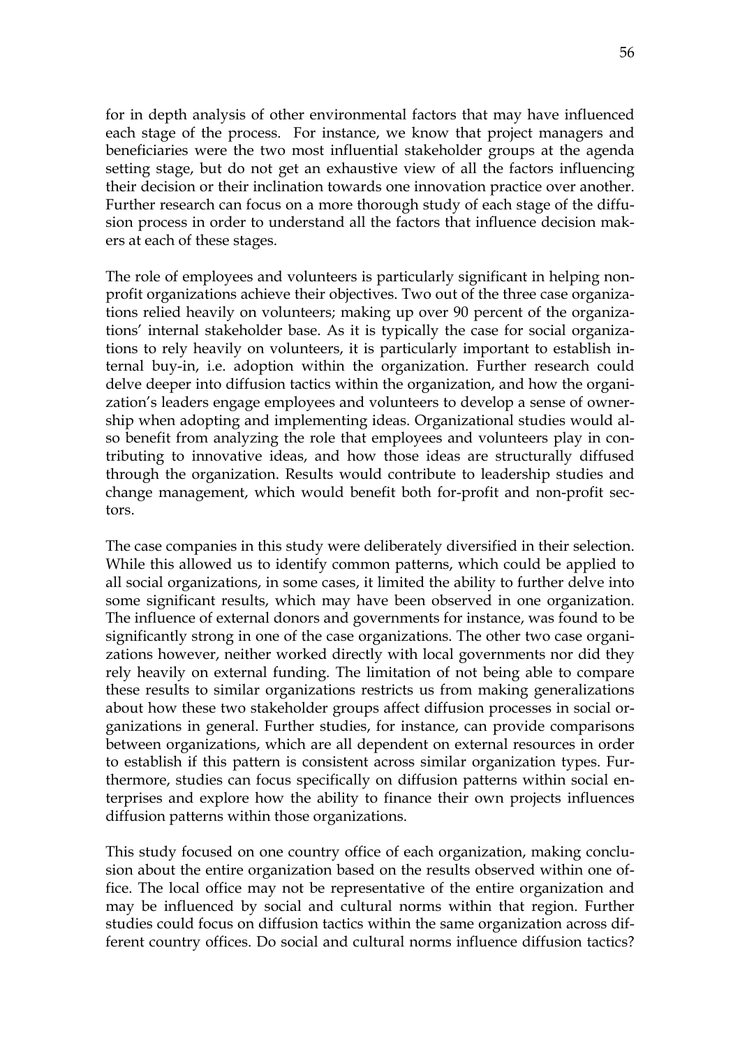for in depth analysis of other environmental factors that may have influenced each stage of the process. For instance, we know that project managers and beneficiaries were the two most influential stakeholder groups at the agenda setting stage, but do not get an exhaustive view of all the factors influencing their decision or their inclination towards one innovation practice over another. Further research can focus on a more thorough study of each stage of the diffusion process in order to understand all the factors that influence decision makers at each of these stages.

The role of employees and volunteers is particularly significant in helping non-profit organizations achieve their objectives. Two out of the three case organizations relied heavily on volunteers; making up over 90 percent of the organizations' internal stakeholder base. As it is typically the case for social organizations to rely heavily on volunteers, it is particularly important to establish internal buy-in, i.e. adoption within the organization. Further research could delve deeper into diffusion tactics within the organization, and how the organization's leaders engage employees and volunteers to develop a sense of ownership when adopting and implementing ideas. Organizational studies would also benefit from analyzing the role that employees and volunteers play in contributing to innovative ideas, and how those ideas are structurally diffused through the organization. Results would contribute to leadership studies and change management, which would benefit both for-profit and non-profit sectors.

The case companies in this study were deliberately diversified in their selection. While this allowed us to identify common patterns, which could be applied to all social organizations, in some cases, it limited the ability to further delve into some significant results, which may have been observed in one organization. The influence of external donors and governments for instance, was found to be significantly strong in one of the case organizations. The other two case organizations however, neither worked directly with local governments nor did they rely heavily on external funding. The limitation of not being able to compare these results to similar organizations restricts us from making generalizations about how these two stakeholder groups affect diffusion processes in social organizations in general. Further studies, for instance, can provide comparisons between organizations, which are all dependent on external resources in order to establish if this pattern is consistent across similar organization types. Furthermore, studies can focus specifically on diffusion patterns within social enterprises and explore how the ability to finance their own projects influences diffusion patterns within those organizations.

This study focused on one country office of each organization, making conclusion about the entire organization based on the results observed within one office. The local office may not be representative of the entire organization and may be influenced by social and cultural norms within that region. Further studies could focus on diffusion tactics within the same organization across different country offices. Do social and cultural norms influence diffusion tactics?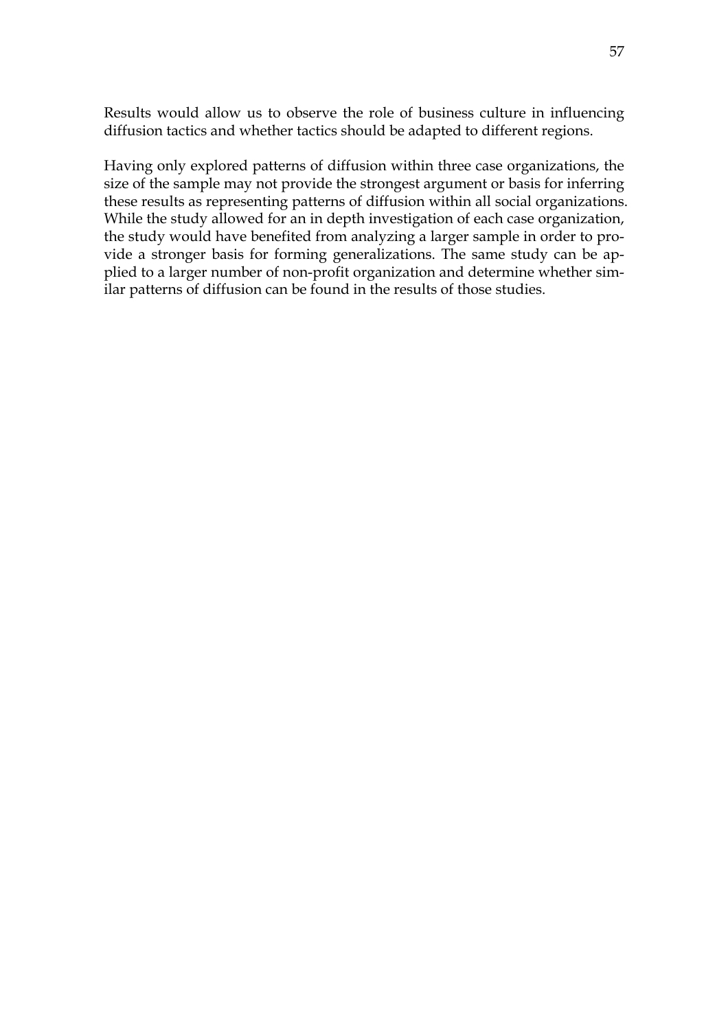Results would allow us to observe the role of business culture in influencing diffusion tactics and whether tactics should be adapted to different regions.

Having only explored patterns of diffusion within three case organizations, the size of the sample may not provide the strongest argument or basis for inferring these results as representing patterns of diffusion within all social organizations. While the study allowed for an in depth investigation of each case organization, the study would have benefited from analyzing a larger sample in order to provide a stronger basis for forming generalizations. The same study can be applied to a larger number of non-profit organization and determine whether similar patterns of diffusion can be found in the results of those studies.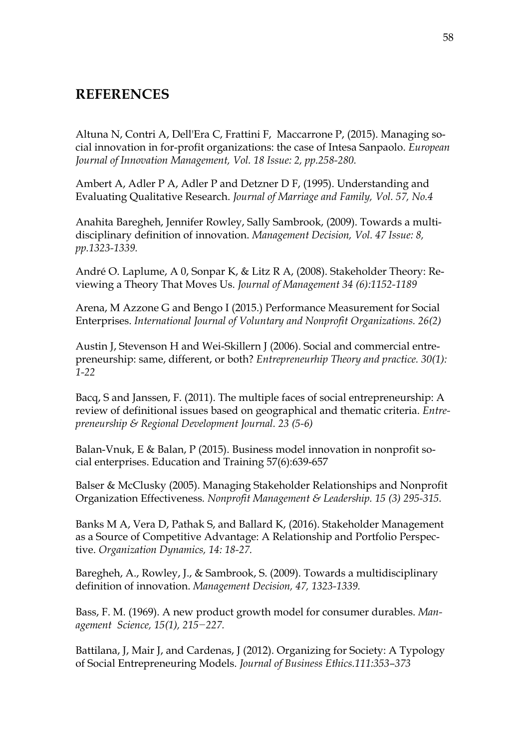## REFERENCES

Altuna N, Contri A, Dell'Era C, Frattini F, Maccarrone P, (2015). Managing social innovation in for-profit organizations: the case of Intesa Sanpaolo. *European Journal of Innovation Management, Vol. 18 Issue: 2, pp.258-280.*

Ambert A, Adler P A, Adler P and Detzner D F, (1995). Understanding and Evaluating Qualitative Research. *Journal of Marriage and Family, Vol. 57, No.4*

Anahita Baregheh, Jennifer Rowley, Sally Sambrook, (2009). Towards a multidisciplinary definition of innovation. *Management Decision, Vol. 47 Issue: 8, pp.1323-1339.*

André O. Laplume, A 0, Sonpar K, & Litz R A, (2008). Stakeholder Theory: Reviewing a Theory That Moves Us. *Journal of Management 34 (6):1152-1189*

Arena, M Azzone G and Bengo I (2015.) Performance Measurement for Social Enterprises. *International Journal of Voluntary and Nonprofit Organizations. 26(2)*

Austin J, Stevenson H and Wei-Skillern J (2006). Social and commercial entrepreneurship: same, different, or both? *Entrepreneurhip Theory and practice. 30(1): 1-22*

Bacq, S and Janssen, F. (2011). The multiple faces of social entrepreneurship: A review of definitional issues based on geographical and thematic criteria. *Entrepreneurship & Regional Development Journal. 23 (5-6)*

Balan-Vnuk, E & Balan, P (2015). Business model innovation in nonprofit social enterprises. Education and Training 57(6):639-657

Balser & McClusky (2005). Managing Stakeholder Relationships and Nonprofit Organization Effectiveness. *Nonprofit Management & Leadership. 15 (3) 295-315.*

Banks M A, Vera D, Pathak S, and Ballard K, (2016). Stakeholder Management as a Source of Competitive Advantage: A Relationship and Portfolio Perspective. *Organization Dynamics, 14: 18-27.*

Baregheh, A., Rowley, J., & Sambrook, S. (2009). Towards a multidisciplinary definition of innovation. *Management Decision, 47, 1323-1339.*

Bass, F. M. (1969). A new product growth model for consumer durables. *Management Science, 15(1), 215−227.*

Battilana, J, Mair J, and Cardenas, J (2012). Organizing for Society: A Typology of Social Entrepreneuring Models. *Journal of Business Ethics.111:353–373*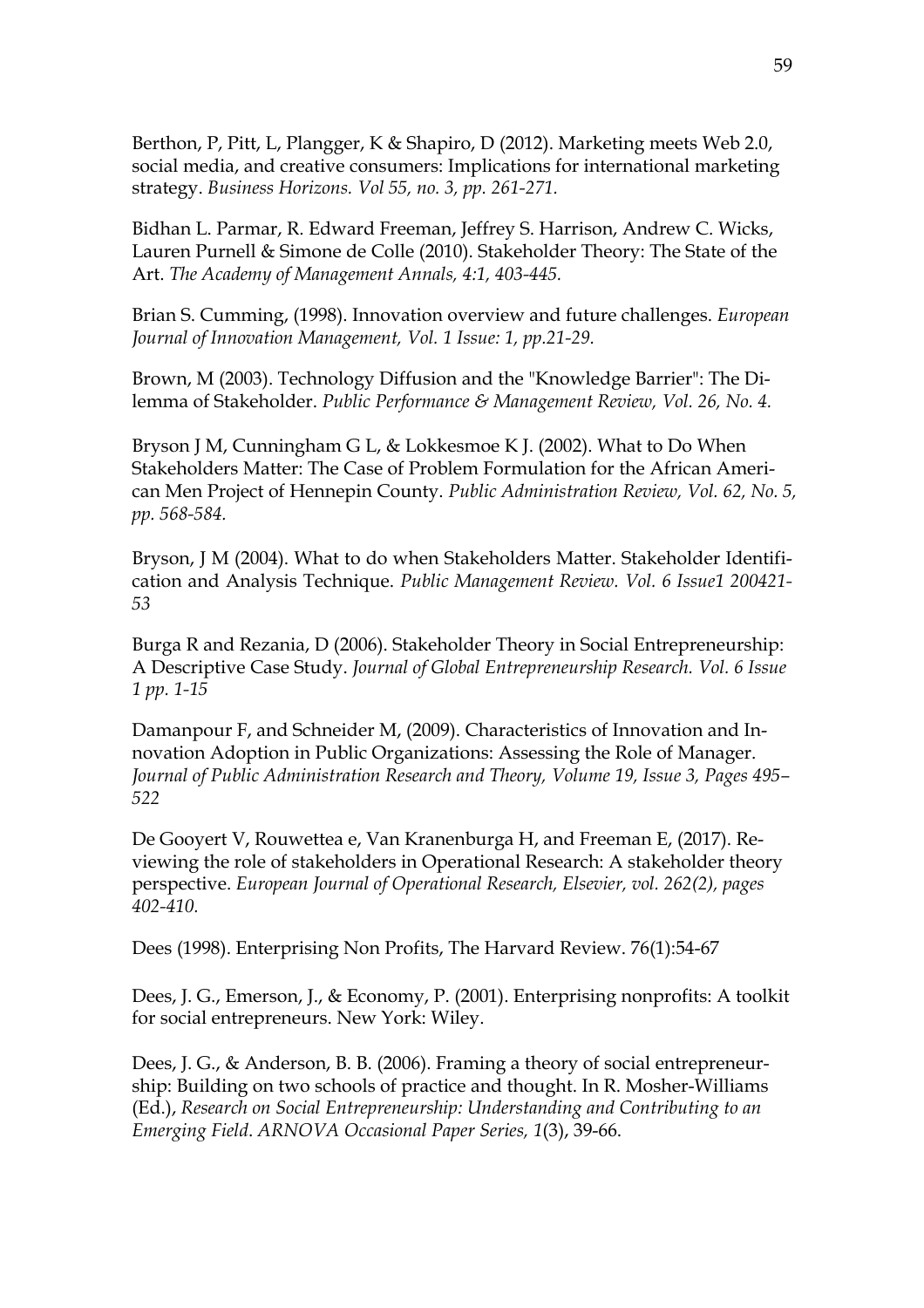Berthon, P, Pitt, L, Plangger, K & Shapiro, D (2012). Marketing meets Web 2.0, social media, and creative consumers: Implications for international marketing strategy. *Business Horizons. Vol 55, no. 3, pp. 261-271.*

Bidhan L. Parmar, R. Edward Freeman, Jeffrey S. Harrison, Andrew C. Wicks, Lauren Purnell & Simone de Colle (2010). Stakeholder Theory: The State of the Art. *The Academy of Management Annals, 4:1, 403-445.*

Brian S. Cumming, (1998). Innovation overview and future challenges. *European Journal of Innovation Management, Vol. 1 Issue: 1, pp.21-29.*

Brown, M (2003). Technology Diffusion and the "Knowledge Barrier": The Dilemma of Stakeholder. *Public Performance & Management Review, Vol. 26, No. 4.*

Bryson J M, Cunningham G L, & Lokkesmoe K J. (2002). What to Do When Stakeholders Matter: The Case of Problem Formulation for the African American Men Project of Hennepin County. *Public Administration Review, Vol. 62, No. 5, pp. 568-584.*

Bryson, J M (2004). What to do when Stakeholders Matter. Stakeholder Identification and Analysis Technique. *Public Management Review. Vol. 6 Issue1 200421-53*

Burga R and Rezania, D (2006). Stakeholder Theory in Social Entrepreneurship: A Descriptive Case Study. *Journal of Global Entrepreneurship Research. Vol. 6 Issue 1 pp. 1-15*

Damanpour F, and Schneider M, (2009). Characteristics of Innovation and Innovation Adoption in Public Organizations: Assessing the Role of Manager. *Journal of Public Administration Research and Theory, Volume 19, Issue 3, Pages 495–522*

De Gooyert V, Rouwettea e, Van Kranenburga H, and Freeman E, (2017). Reviewing the role of stakeholders in Operational Research: A stakeholder theory perspective. *European Journal of Operational Research, Elsevier, vol. 262(2), pages 402-410.*

Dees (1998). Enterprising Non Profits, The Harvard Review. 76(1):54-67

Dees, J. G., Emerson, J., & Economy, P. (2001). Enterprising nonprofits: A toolkit for social entrepreneurs. New York: Wiley.

Dees, J. G., & Anderson, B. B. (2006). Framing a theory of social entrepreneurship: Building on two schools of practice and thought. In R. Mosher-Williams (Ed.), *Research on Social Entrepreneurship: Understanding and Contributing to an Emerging Field. ARNOVA Occasional Paper Series, 1*(3), 39-66.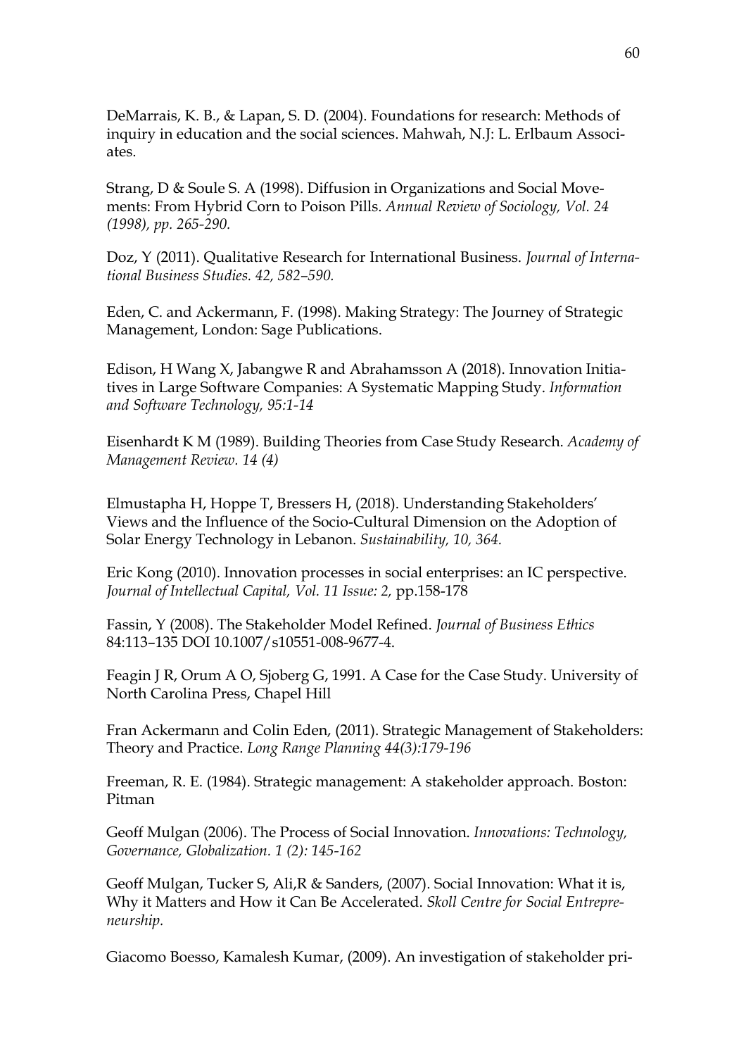DeMarrais, K. B., & Lapan, S. D. (2004). Foundations for research: Methods of inquiry in education and the social sciences. Mahwah, N.J: L. Erlbaum Associates.

Strang, D & Soule S. A (1998). Diffusion in Organizations and Social Movements: From Hybrid Corn to Poison Pills. *Annual Review of Sociology, Vol. 24 (1998), pp. 265-290.*

Doz, Y (2011). Qualitative Research for International Business. *Journal of International Business Studies. 42, 582–590.*

Eden, C. and Ackermann, F. (1998). Making Strategy: The Journey of Strategic Management, London: Sage Publications.

Edison, H Wang X, Jabangwe R and Abrahamsson A (2018). Innovation Initiatives in Large Software Companies: A Systematic Mapping Study. *Information and Software Technology, 95:1-14*

Eisenhardt K M (1989). Building Theories from Case Study Research. *Academy of Management Review. 14 (4)*

Elmustapha H, Hoppe T, Bressers H, (2018). Understanding Stakeholders' Views and the Influence of the Socio-Cultural Dimension on the Adoption of Solar Energy Technology in Lebanon. *Sustainability, 10, 364.*

Eric Kong (2010). Innovation processes in social enterprises: an IC perspective. *Journal of Intellectual Capital, Vol. 11 Issue: 2,* pp.158-178

Fassin, Y (2008). The Stakeholder Model Refined. *Journal of Business Ethics* 84:113–135 DOI 10.1007/s10551-008-9677-4.

Feagin J R, Orum A O, Sjoberg G, 1991. A Case for the Case Study. University of North Carolina Press, Chapel Hill

Fran Ackermann and Colin Eden, (2011). Strategic Management of Stakeholders: Theory and Practice. *Long Range Planning 44(3):179-196*

Freeman, R. E. (1984). Strategic management: A stakeholder approach. Boston: Pitman

Geoff Mulgan (2006). The Process of Social Innovation. *Innovations: Technology, Governance, Globalization. 1 (2): 145-162*

Geoff Mulgan, Tucker S, Ali,R & Sanders, (2007). Social Innovation: What it is, Why it Matters and How it Can Be Accelerated. *Skoll Centre for Social Entrepreneurship.*

Giacomo Boesso, Kamalesh Kumar, (2009). An investigation of stakeholder pri-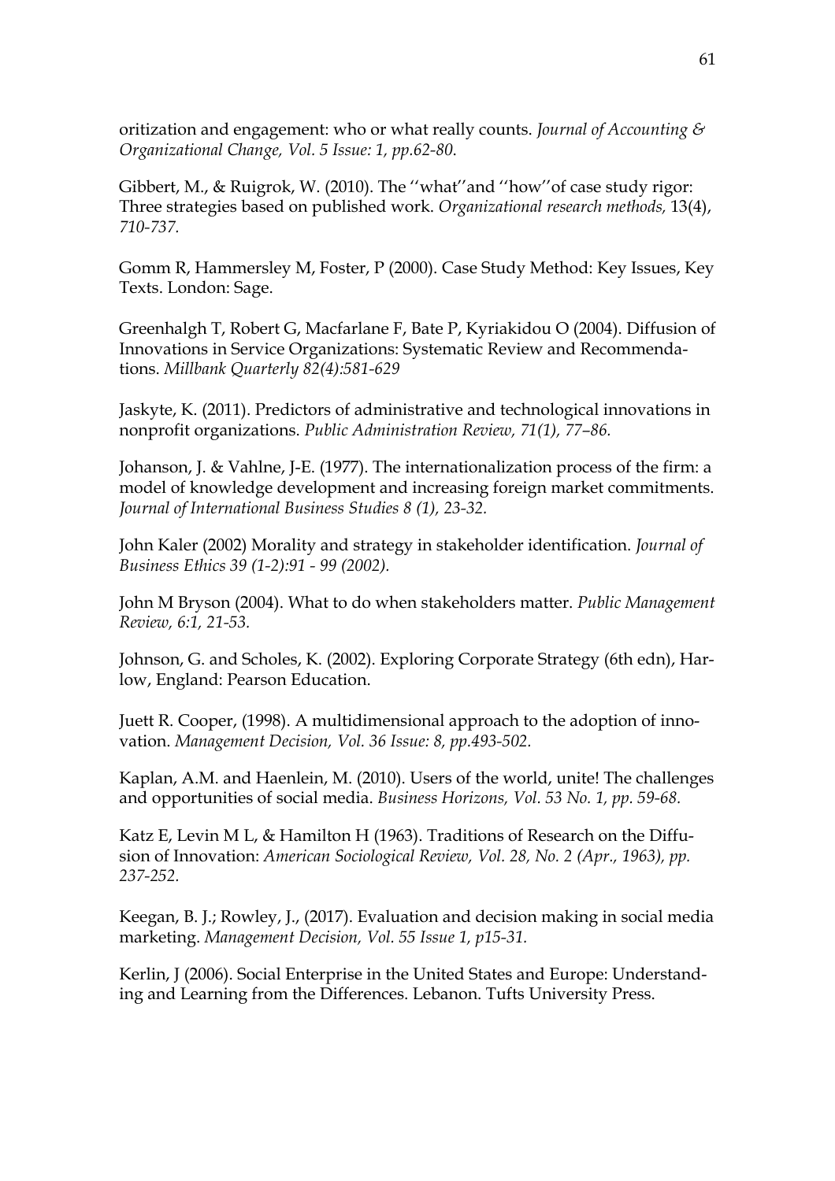oritization and engagement: who or what really counts. *Journal of Accounting & Organizational Change, Vol. 5 Issue: 1, pp.62-80.*

Gibbert, M., & Ruigrok, W. (2010). The ''what''and ''how''of case study rigor: Three strategies based on published work. *Organizational research methods,* 13(4), *710-737.*

Gomm R, Hammersley M, Foster, P (2000). Case Study Method: Key Issues, Key Texts. London: Sage.

Greenhalgh T, Robert G, Macfarlane F, Bate P, Kyriakidou O (2004). Diffusion of Innovations in Service Organizations: Systematic Review and Recommendations. *Millbank Quarterly 82(4):581-629*

Jaskyte, K. (2011). Predictors of administrative and technological innovations in nonprofit organizations. *Public Administration Review, 71(1), 77–86.*

Johanson, J. & Vahlne, J-E. (1977). The internationalization process of the firm: a model of knowledge development and increasing foreign market commitments. *Journal of International Business Studies 8 (1), 23-32.*

John Kaler (2002) Morality and strategy in stakeholder identification. *Journal of Business Ethics 39 (1-2):91 - 99 (2002).*

John M Bryson (2004). What to do when stakeholders matter. *Public Management Review, 6:1, 21-53.*

Johnson, G. and Scholes, K. (2002). Exploring Corporate Strategy (6th edn), Harlow, England: Pearson Education.

Juett R. Cooper, (1998). A multidimensional approach to the adoption of innovation. *Management Decision, Vol. 36 Issue: 8, pp.493-502.*

Kaplan, A.M. and Haenlein, M. (2010). Users of the world, unite! The challenges and opportunities of social media. *Business Horizons, Vol. 53 No. 1, pp. 59-68.*

Katz E, Levin M L, & Hamilton H (1963). Traditions of Research on the Diffusion of Innovation: *American Sociological Review, Vol. 28, No. 2 (Apr., 1963), pp. 237-252.*

Keegan, B. J.; Rowley, J., (2017). Evaluation and decision making in social media marketing. *Management Decision, Vol. 55 Issue 1, p15-31.*

Kerlin, J (2006). Social Enterprise in the United States and Europe: Understanding and Learning from the Differences. Lebanon. Tufts University Press.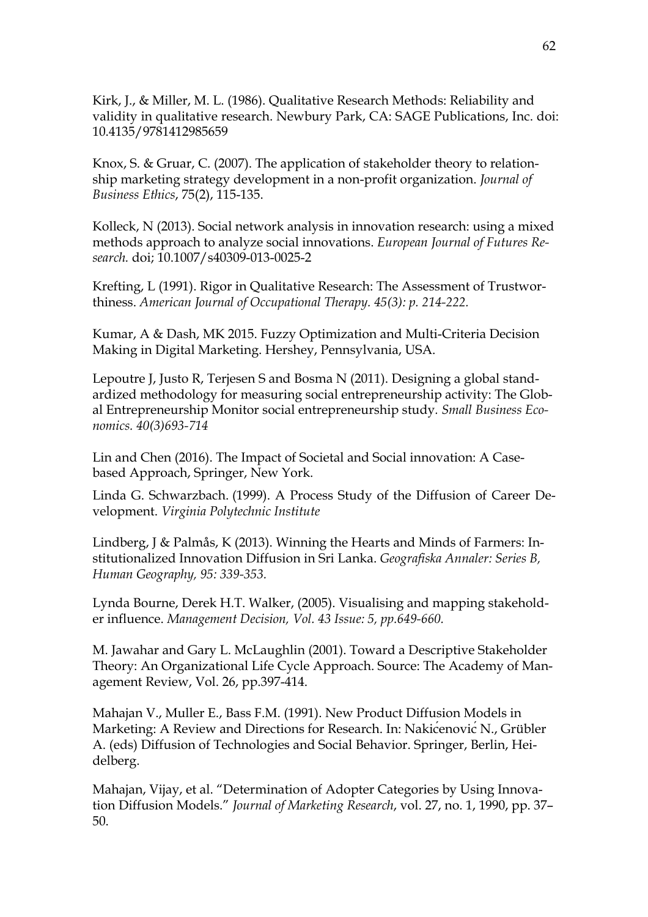Kirk, J., & Miller, M. L. (1986). Qualitative Research Methods: Reliability and validity in qualitative research. Newbury Park, CA: SAGE Publications, Inc. doi: 10.4135/9781412985659

Knox, S. & Gruar, C. (2007). The application of stakeholder theory to relationship marketing strategy development in a non-profit organization. *Journal of Business Ethics*, 75(2), 115-135.

Kolleck, N (2013). Social network analysis in innovation research: using a mixed methods approach to analyze social innovations. *European Journal of Futures Research.* doi; 10.1007/s40309-013-0025-2

Krefting, L (1991). Rigor in Qualitative Research: The Assessment of Trustworthiness. *American Journal of Occupational Therapy. 45(3): p. 214-222.*

Kumar, A & Dash, MK 2015. Fuzzy Optimization and Multi-Criteria Decision Making in Digital Marketing. Hershey, Pennsylvania, USA.

Lepoutre J, Justo R, Terjesen S and Bosma N (2011). Designing a global standardized methodology for measuring social entrepreneurship activity: The Global Entrepreneurship Monitor social entrepreneurship study. *Small Business Economics. 40(3)693-714*

Lin and Chen (2016). The Impact of Societal and Social innovation: A Case-based Approach, Springer, New York.

Linda G. Schwarzbach. (1999). A Process Study of the Diffusion of Career Development. *Virginia Polytechnic Institute*

Lindberg, J & Palmås, K (2013). Winning the Hearts and Minds of Farmers: Institutionalized Innovation Diffusion in Sri Lanka. *Geografiska Annaler: Series B, Human Geography, 95: 339-353.*

Lynda Bourne, Derek H.T. Walker, (2005). Visualising and mapping stakeholder influence. *Management Decision, Vol. 43 Issue: 5, pp.649-660.*

M. Jawahar and Gary L. McLaughlin (2001). Toward a Descriptive Stakeholder Theory: An Organizational Life Cycle Approach. Source: The Academy of Management Review, Vol. 26, pp.397-414.

Mahajan V., Muller E., Bass F.M. (1991). New Product Diffusion Models in Marketing: A Review and Directions for Research. In: Nakićenović N., Grübler A. (eds) Diffusion of Technologies and Social Behavior. Springer, Berlin, Heidelberg.

Mahajan, Vijay, et al. "Determination of Adopter Categories by Using Innovation Diffusion Models." *Journal of Marketing Research*, vol. 27, no. 1, 1990, pp. 37–50.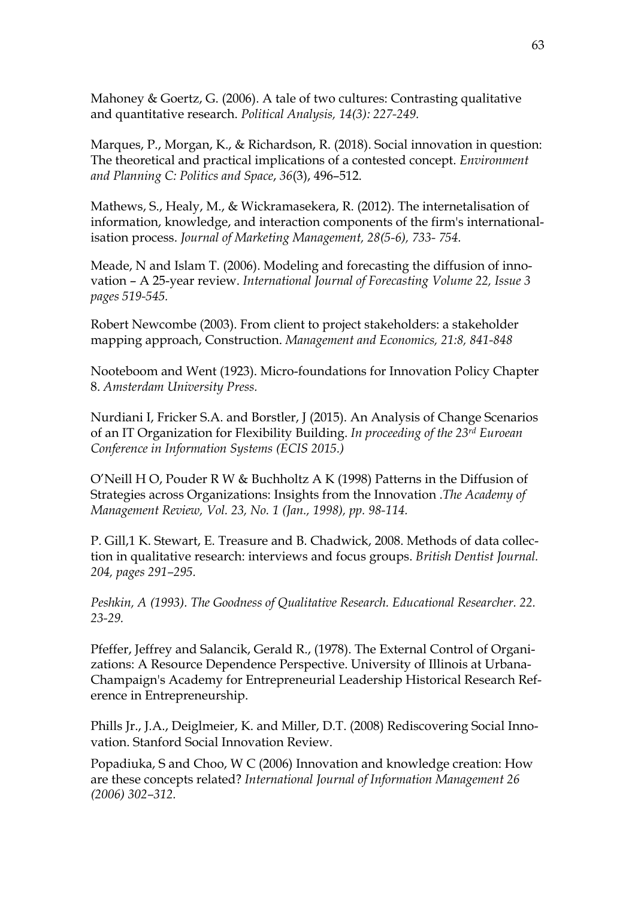Mahoney & Goertz, G. (2006). A tale of two cultures: Contrasting qualitative and quantitative research. *Political Analysis, 14(3): 227-249.*

Marques, P., Morgan, K., & Richardson, R. (2018). Social innovation in question: The theoretical and practical implications of a contested concept. *Environment and Planning C: Politics and Space*, *36*(3), 496–512.

Mathews, S., Healy, M., & Wickramasekera, R. (2012). The internetalisation of information, knowledge, and interaction components of the firm's internationalisation process. *Journal of Marketing Management, 28(5-6), 733- 754.*

Meade, N and Islam T. (2006). Modeling and forecasting the diffusion of innovation – A 25-year review. *International Journal of Forecasting Volume 22, Issue 3 pages 519-545.*

Robert Newcombe (2003). From client to project stakeholders: a stakeholder mapping approach, Construction. *Management and Economics, 21:8, 841-848*

Nooteboom and Went (1923). Micro-foundations for Innovation Policy Chapter 8. *Amsterdam University Press.*

Nurdiani I, Fricker S.A. and Borstler, J (2015). An Analysis of Change Scenarios of an IT Organization for Flexibility Building. *In proceeding of the 23rd Euroean Conference in Information Systems (ECIS 2015.)*

O'Neill H O, Pouder R W & Buchholtz A K (1998) Patterns in the Diffusion of Strategies across Organizations: Insights from the Innovation .*The Academy of Management Review, Vol. 23, No. 1 (Jan., 1998), pp. 98-114.*

P. Gill,1 K. Stewart, E. Treasure and B. Chadwick, 2008. Methods of data collection in qualitative research: interviews and focus groups. *British Dentist Journal. 204, pages 291–295.*

*Peshkin, A (1993). The Goodness of Qualitative Research. Educational Researcher. 22. 23-29.*

Pfeffer, Jeffrey and Salancik, Gerald R., (1978). The External Control of Organizations: A Resource Dependence Perspective. University of Illinois at Urbana-Champaign's Academy for Entrepreneurial Leadership Historical Research Reference in Entrepreneurship.

Phills Jr., J.A., Deiglmeier, K. and Miller, D.T. (2008) Rediscovering Social Innovation. Stanford Social Innovation Review.

Popadiuka, S and Choo, W C (2006) Innovation and knowledge creation: How are these concepts related? *International Journal of Information Management 26 (2006) 302–312.*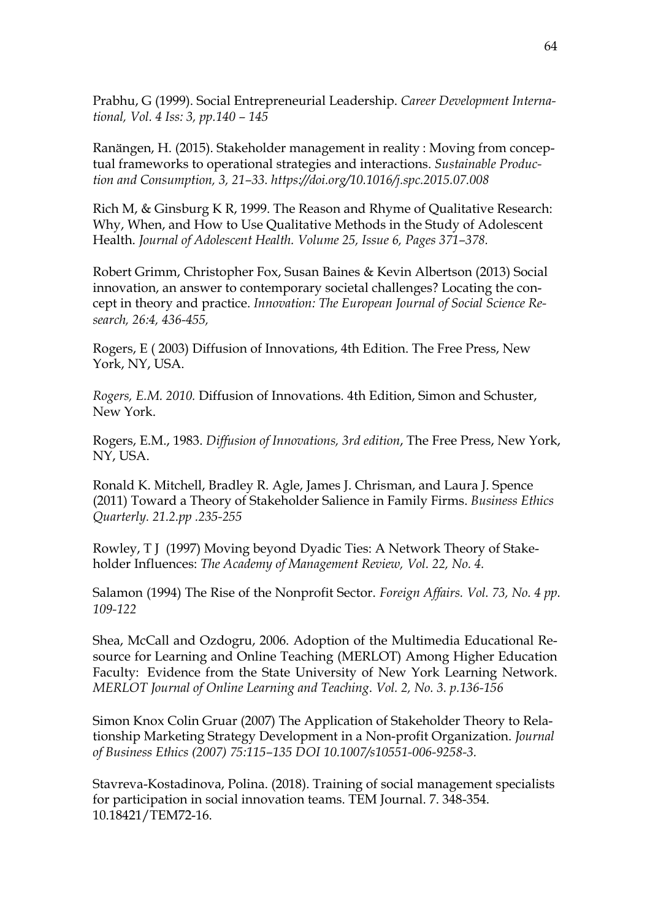Prabhu, G (1999). Social Entrepreneurial Leadership. *Career Development International, Vol. 4 Iss: 3, pp.140 – 145*

Ranängen, H. (2015). Stakeholder management in reality : Moving from conceptual frameworks to operational strategies and interactions. *Sustainable Production and Consumption, 3, 21–33. https://doi.org/10.1016/j.spc.2015.07.008*

Rich M, & Ginsburg K R, 1999. The Reason and Rhyme of Qualitative Research: Why, When, and How to Use Qualitative Methods in the Study of Adolescent Health. *Journal of Adolescent Health. Volume 25, Issue 6, Pages 371–378.*

Robert Grimm, Christopher Fox, Susan Baines & Kevin Albertson (2013) Social innovation, an answer to contemporary societal challenges? Locating the concept in theory and practice. *Innovation: The European Journal of Social Science Research, 26:4, 436-455,*

Rogers, E ( 2003) Diffusion of Innovations, 4th Edition. The Free Press, New York, NY, USA.

*Rogers, E.M. 2010.* Diffusion of Innovations. 4th Edition, Simon and Schuster, New York.

Rogers, E.M., 1983. *Diffusion of Innovations, 3rd edition*, The Free Press, New York, NY, USA.

Ronald K. Mitchell, Bradley R. Agle, James J. Chrisman, and Laura J. Spence (2011) Toward a Theory of Stakeholder Salience in Family Firms. *Business Ethics Quarterly. 21.2.pp .235-255*

Rowley, T J (1997) Moving beyond Dyadic Ties: A Network Theory of Stakeholder Influences: *The Academy of Management Review, Vol. 22, No. 4.*

Salamon (1994) The Rise of the Nonprofit Sector. *Foreign Affairs. Vol. 73, No. 4 pp. 109-122*

Shea, McCall and Ozdogru, 2006. Adoption of the Multimedia Educational Resource for Learning and Online Teaching (MERLOT) Among Higher Education Faculty: Evidence from the State University of New York Learning Network. *MERLOT Journal of Online Learning and Teaching. Vol. 2, No. 3. p.136-156*

Simon Knox Colin Gruar (2007) The Application of Stakeholder Theory to Relationship Marketing Strategy Development in a Non-profit Organization. *Journal of Business Ethics (2007) 75:115–135 DOI 10.1007/s10551-006-9258-3.*

Stavreva-Kostadinova, Polina. (2018). Training of social management specialists for participation in social innovation teams. TEM Journal. 7. 348-354. 10.18421/TEM72-16.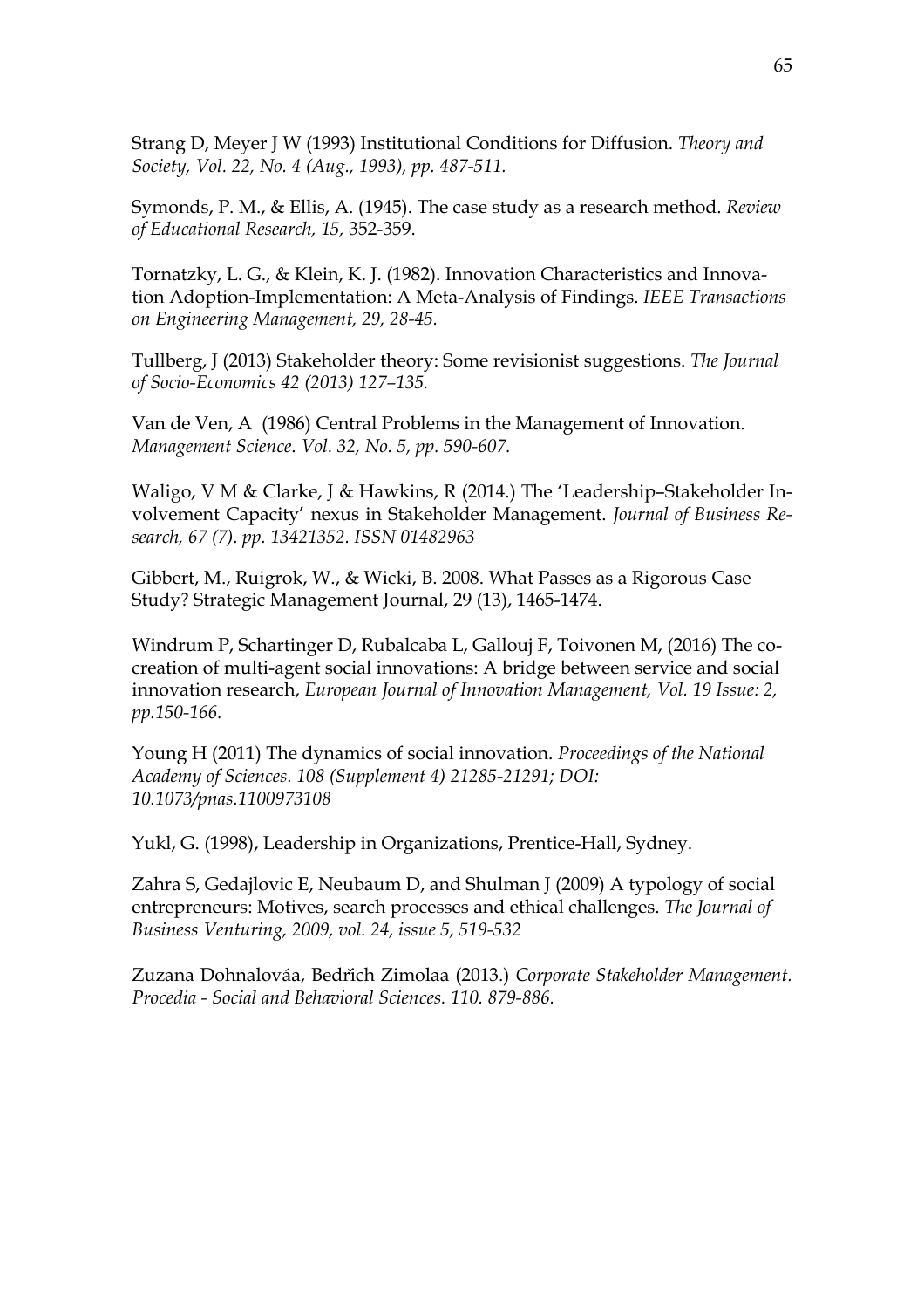Strang D, Meyer J W (1993) Institutional Conditions for Diffusion. *Theory and Society, Vol. 22, No. 4 (Aug., 1993), pp. 487-511.*

Symonds, P. M., & Ellis, A. (1945). The case study as a research method. *Review of Educational Research, 15,* 352-359.

Tornatzky, L. G., & Klein, K. J. (1982). Innovation Characteristics and Innovation Adoption-Implementation: A Meta-Analysis of Findings. *IEEE Transactions on Engineering Management, 29, 28-45.*

Tullberg, J (2013) Stakeholder theory: Some revisionist suggestions. *The Journal of Socio-Economics 42 (2013) 127–135.*

Van de Ven, A (1986) Central Problems in the Management of Innovation. *Management Science. Vol. 32, No. 5, pp. 590-607.*

Waligo, V M & Clarke, J & Hawkins, R (2014.) The 'Leadership–Stakeholder Involvement Capacity' nexus in Stakeholder Management. *Journal of Business Research, 67 (7). pp. 13421352. ISSN 01482963*

Gibbert, M., Ruigrok, W., & Wicki, B. 2008. What Passes as a Rigorous Case Study? Strategic Management Journal, 29 (13), 1465-1474.

Windrum P, Schartinger D, Rubalcaba L, Gallouj F, Toivonen M, (2016) The co-creation of multi-agent social innovations: A bridge between service and social innovation research, *European Journal of Innovation Management, Vol. 19 Issue: 2, pp.150-166.*

Young H (2011) The dynamics of social innovation. *Proceedings of the National Academy of Sciences. 108 (Supplement 4) 21285-21291; DOI: 10.1073/pnas.1100973108*

Yukl, G. (1998), Leadership in Organizations, Prentice-Hall, Sydney.

Zahra S, Gedajlovic E, Neubaum D, and Shulman J (2009) A typology of social entrepreneurs: Motives, search processes and ethical challenges. *The Journal of Business Venturing, 2009, vol. 24, issue 5, 519-532*

Zuzana Dohnalováa, Bedřich Zimolaa (2013.) *Corporate Stakeholder Management. Procedia - Social and Behavioral Sciences. 110. 879-886.*